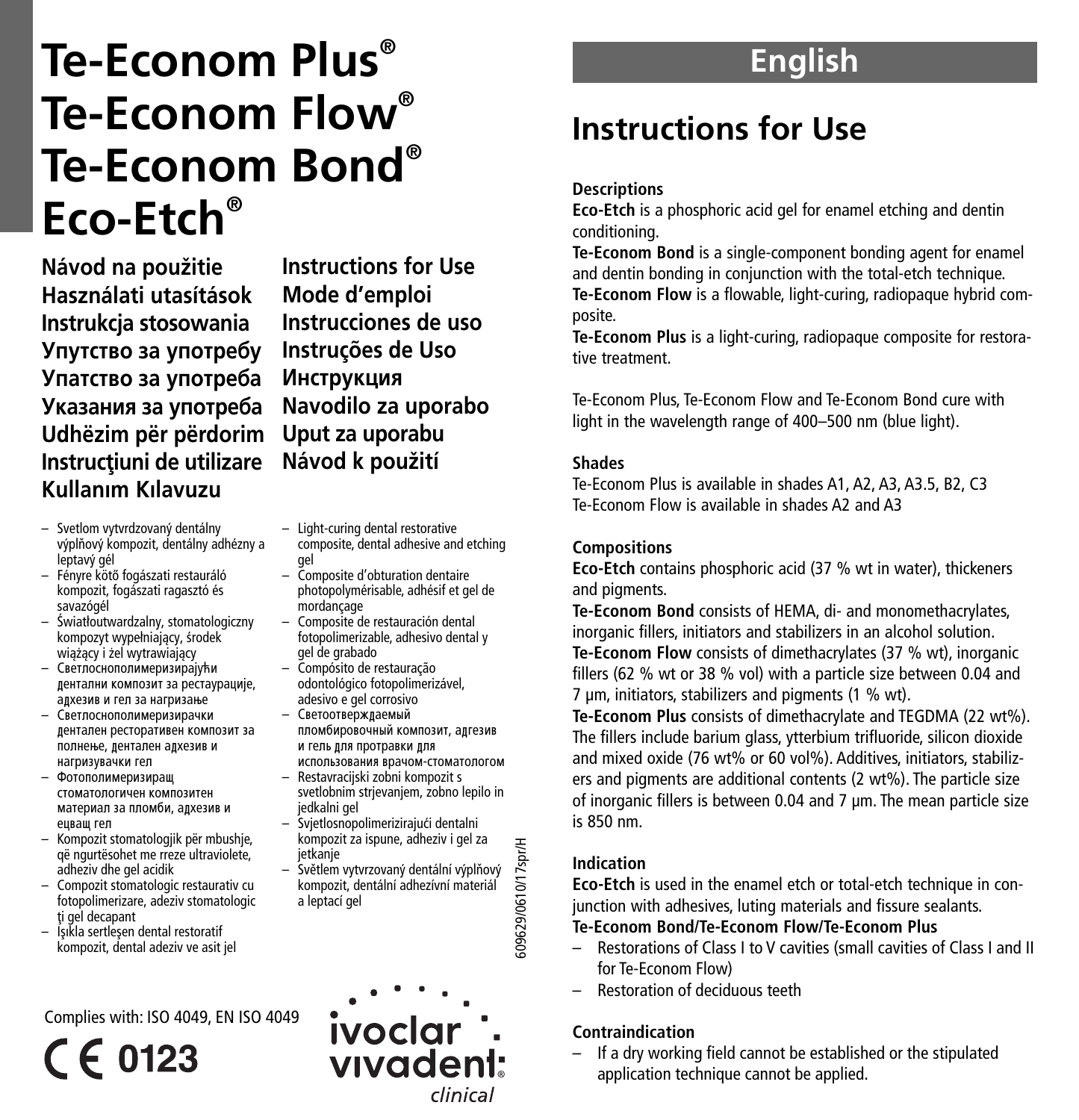# Te-Econom Plus®
# Te-Econom Flow®
# Te-Econom Bond®
# Eco-Etch®

**Návod na použitie**
**Használati utasítások**
**Instrukcja stosowania**
**Упутство за употребу**
**Упатство за употреба**
**Указания за употреба**
**Udhëzim për përdorim**
**Instrucţiuni de utilizare**
**Kullanım Kılavuzu**
**Instructions for Use**
**Mode d'emploi**
**Instrucciones de uso**
**Instruções de Uso**
**Инструкция**
**Navodilo za uporabo**
**Uput za uporabu**
**Návod k použití**

- Svetlom vytvrdzovaný dentálny výplňový kompozit, dentálny adhézny a leptavý gél
- Fényre kötő fogászati restauráló kompozit, fogászati ragasztó és savazógél
- Światłoutwardzalny, stomatologiczny kompozyt wypełniający, środek wiążący i żel wytrawiający
- Светлоснополимеризирајући дентални композит за рестаурације, адхезив и гел за нагризање
- Светлоснополимеризирачки дентален ресторативен композит за полнење, дентален адхезив и нагризувачки гел
- Фотополимеризиращ стоматологичен композитен материал за пломби, адхезив и ецващ гел
- Kompozit stomatologjik për mbushje, që ngurtësohet me rreze ultraviolete, adheziv dhe gel acidik
- Compozit stomatologic restaurativ cu fotopolimerizare, adeziv stomatologic ţi gel decapant
- Işıkla sertleşen dental restoratif kompozit, dental adeziv ve asit jel
- Light-curing dental restorative composite, dental adhesive and etching gel
- Composite d'obturation dentaire photopolymérisable, adhésif et gel de mordançage
- Composite de restauración dental fotopolimerizable, adhesivo dental y gel de grabado
- Compósito de restauração odontológico fotopolimerizável, adesivo e gel corrosivo
- Светоотверждаемый пломбировочный композит, адгезив и гель для протравки для использования врачом-стоматологом
- Restavracijski zobni kompozit s svetlobnim strjevanjem, zobno lepilo in jedkalni gel
- Svjetlosnopolimerizirajući dentalni kompozit za ispune, adheziv i gel za jetkanje
- Světlem vytvrzovaný dentální výplňový kompozit, dentální adhezívní materiál a leptací gel

609629/0610/17spr/H

Complies with: ISO 4049, EN ISO 4049

CE 0123

ivoclar vivadent clinical

## English

# Instructions for Use

### Descriptions

**Eco-Etch** is a phosphoric acid gel for enamel etching and dentin conditioning.

**Te-Econom Bond** is a single-component bonding agent for enamel and dentin bonding in conjunction with the total-etch technique.

**Te-Econom Flow** is a flowable, light-curing, radiopaque hybrid composite.

**Te-Econom Plus** is a light-curing, radiopaque composite for restorative treatment.

Te-Econom Plus, Te-Econom Flow and Te-Econom Bond cure with light in the wavelength range of 400–500 nm (blue light).

### Shades

Te-Econom Plus is available in shades A1, A2, A3, A3.5, B2, C3
Te-Econom Flow is available in shades A2 and A3

### Compositions

**Eco-Etch** contains phosphoric acid (37 % wt in water), thickeners and pigments.

**Te-Econom Bond** consists of HEMA, di- and monomethacrylates, inorganic fillers, initiators and stabilizers in an alcohol solution.

**Te-Econom Flow** consists of dimethacrylates (37 % wt), inorganic fillers (62 % wt or 38 % vol) with a particle size between 0.04 and 7 µm, initiators, stabilizers and pigments (1 % wt).

**Te-Econom Plus** consists of dimethacrylate and TEGDMA (22 wt%). The fillers include barium glass, ytterbium trifluoride, silicon dioxide and mixed oxide (76 wt% or 60 vol%). Additives, initiators, stabilizers and pigments are additional contents (2 wt%). The particle size of inorganic fillers is between 0.04 and 7 µm. The mean particle size is 850 nm.

### Indication

**Eco-Etch** is used in the enamel etch or total-etch technique in conjunction with adhesives, luting materials and fissure sealants.

**Te-Econom Bond/Te-Econom Flow/Te-Econom Plus**

- Restorations of Class I to V cavities (small cavities of Class I and II for Te-Econom Flow)
- Restoration of deciduous teeth

### Contraindication

- If a dry working field cannot be established or the stipulated application technique cannot be applied.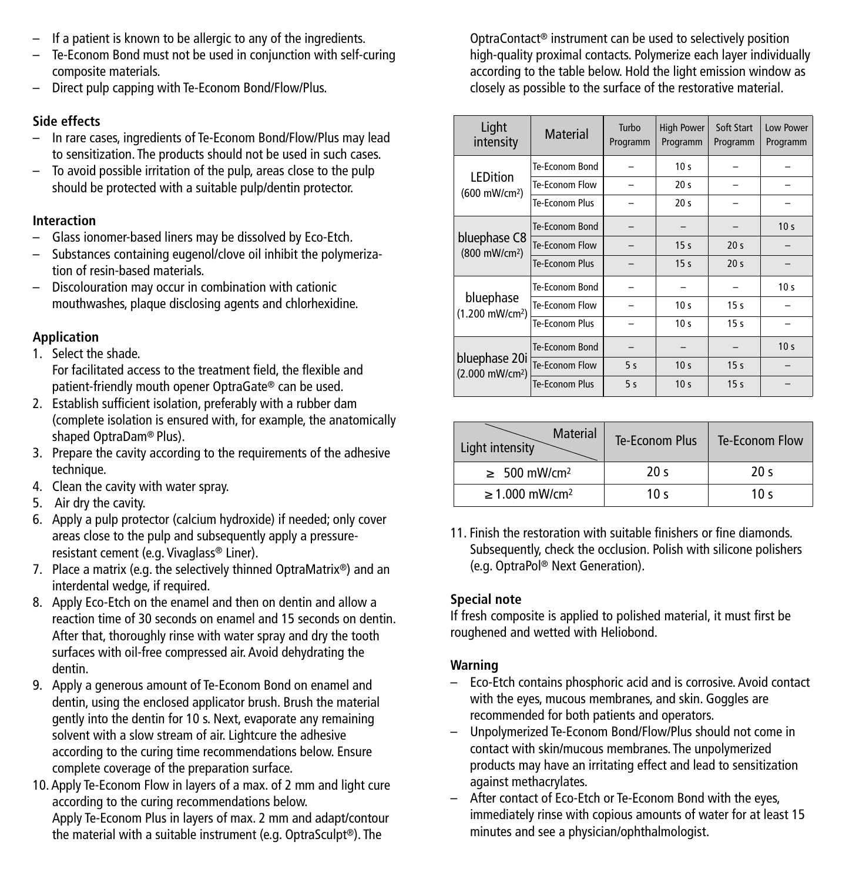– If a patient is known to be allergic to any of the ingredients.
– Te-Econom Bond must not be used in conjunction with self-curing composite materials.
– Direct pulp capping with Te-Econom Bond/Flow/Plus.

**Side effects**

– In rare cases, ingredients of Te-Econom Bond/Flow/Plus may lead to sensitization. The products should not be used in such cases.
– To avoid possible irritation of the pulp, areas close to the pulp should be protected with a suitable pulp/dentin protector.

**Interaction**

– Glass ionomer-based liners may be dissolved by Eco-Etch.
– Substances containing eugenol/clove oil inhibit the polymerization of resin-based materials.
– Discolouration may occur in combination with cationic mouthwashes, plaque disclosing agents and chlorhexidine.

**Application**

1. Select the shade.
   For facilitated access to the treatment field, the flexible and patient-friendly mouth opener OptraGate® can be used.
2. Establish sufficient isolation, preferably with a rubber dam (complete isolation is ensured with, for example, the anatomically shaped OptraDam® Plus).
3. Prepare the cavity according to the requirements of the adhesive technique.
4. Clean the cavity with water spray.
5. Air dry the cavity.
6. Apply a pulp protector (calcium hydroxide) if needed; only cover areas close to the pulp and subsequently apply a pressure-resistant cement (e.g. Vivaglass® Liner).
7. Place a matrix (e.g. the selectively thinned OptraMatrix®) and an interdental wedge, if required.
8. Apply Eco-Etch on the enamel and then on dentin and allow a reaction time of 30 seconds on enamel and 15 seconds on dentin. After that, thoroughly rinse with water spray and dry the tooth surfaces with oil-free compressed air. Avoid dehydrating the dentin.
9. Apply a generous amount of Te-Econom Bond on enamel and dentin, using the enclosed applicator brush. Brush the material gently into the dentin for 10 s. Next, evaporate any remaining solvent with a slow stream of air. Lightcure the adhesive according to the curing time recommendations below. Ensure complete coverage of the preparation surface.
10. Apply Te-Econom Flow in layers of a max. of 2 mm and light cure according to the curing recommendations below.
    Apply Te-Econom Plus in layers of max. 2 mm and adapt/contour the material with a suitable instrument (e.g. OptraSculpt®). The OptraContact® instrument can be used to selectively position high-quality proximal contacts. Polymerize each layer individually according to the table below. Hold the light emission window as closely as possible to the surface of the restorative material.

| Light intensity | Material | Turbo Programm | High Power Programm | Soft Start Programm | Low Power Programm |
|---|---|---|---|---|---|
| LEDition (600 mW/cm²) | Te-Econom Bond | – | 10 s | – | – |
| | Te-Econom Flow | – | 20 s | – | – |
| | Te-Econom Plus | – | 20 s | – | – |
| bluephase C8 (800 mW/cm²) | Te-Econom Bond | – | – | – | 10 s |
| | Te-Econom Flow | – | 15 s | 20 s | – |
| | Te-Econom Plus | – | 15 s | 20 s | – |
| bluephase (1.200 mW/cm²) | Te-Econom Bond | – | – | – | 10 s |
| | Te-Econom Flow | – | 10 s | 15 s | – |
| | Te-Econom Plus | – | 10 s | 15 s | – |
| bluephase 20i (2.000 mW/cm²) | Te-Econom Bond | – | – | – | 10 s |
| | Te-Econom Flow | 5 s | 10 s | 15 s | – |
| | Te-Econom Plus | 5 s | 10 s | 15 s | – |

| Light intensity \ Material | Te-Econom Plus | Te-Econom Flow |
|---|---|---|
| ≥ 500 mW/cm² | 20 s | 20 s |
| ≥ 1.000 mW/cm² | 10 s | 10 s |

11. Finish the restoration with suitable finishers or fine diamonds. Subsequently, check the occlusion. Polish with silicone polishers (e.g. OptraPol® Next Generation).

**Special note**

If fresh composite is applied to polished material, it must first be roughened and wetted with Heliobond.

**Warning**

– Eco-Etch contains phosphoric acid and is corrosive. Avoid contact with the eyes, mucous membranes, and skin. Goggles are recommended for both patients and operators.
– Unpolymerized Te-Econom Bond/Flow/Plus should not come in contact with skin/mucous membranes. The unpolymerized products may have an irritating effect and lead to sensitization against methacrylates.
– After contact of Eco-Etch or Te-Econom Bond with the eyes, immediately rinse with copious amounts of water for at least 15 minutes and see a physician/ophthalmologist.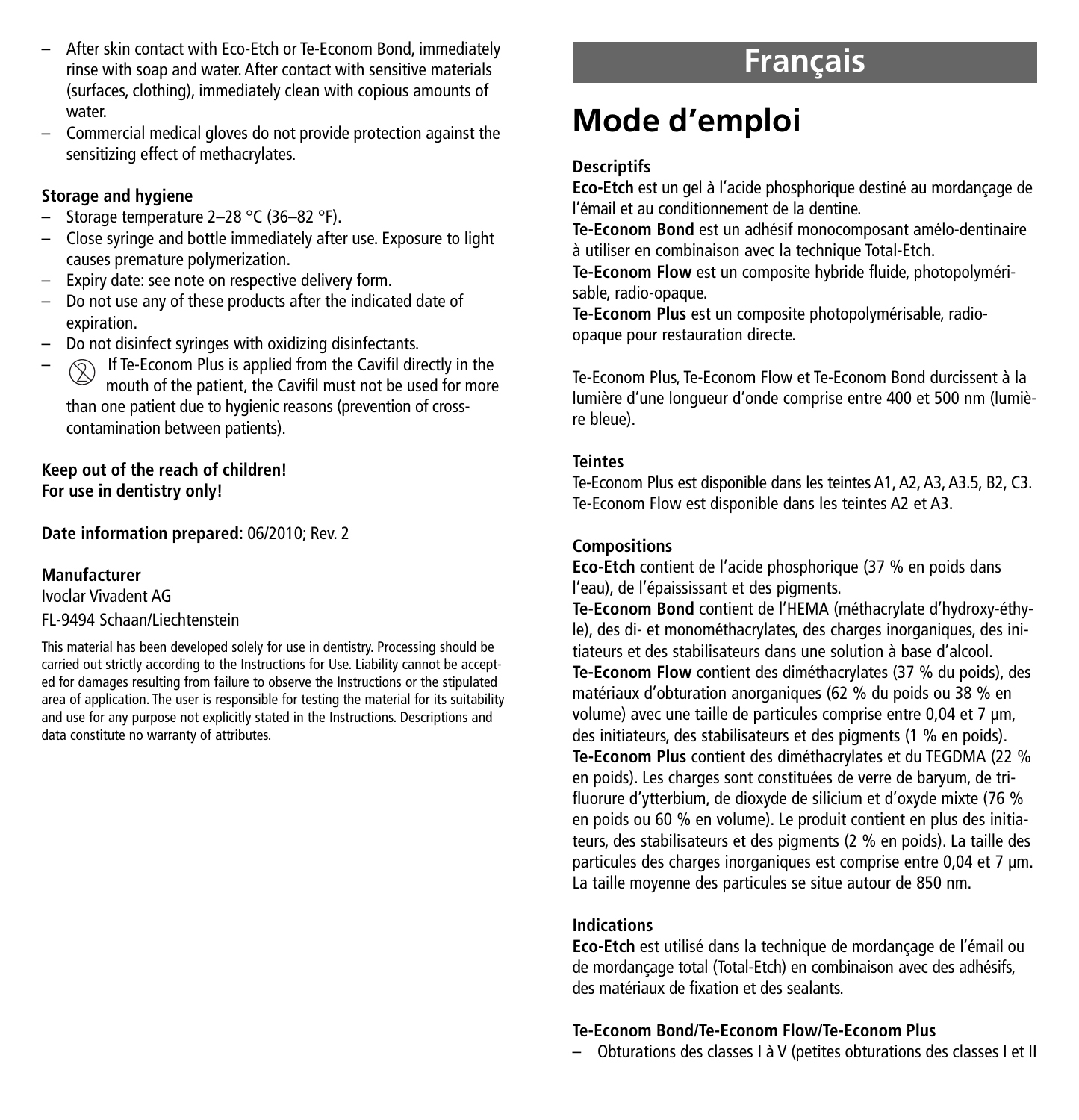– After skin contact with Eco-Etch or Te-Econom Bond, immediately rinse with soap and water. After contact with sensitive materials (surfaces, clothing), immediately clean with copious amounts of water.
– Commercial medical gloves do not provide protection against the sensitizing effect of methacrylates.

**Storage and hygiene**

– Storage temperature 2–28 °C (36–82 °F).
– Close syringe and bottle immediately after use. Exposure to light causes premature polymerization.
– Expiry date: see note on respective delivery form.
– Do not use any of these products after the indicated date of expiration.
– Do not disinfect syringes with oxidizing disinfectants.
– ⊗ If Te-Econom Plus is applied from the Cavifil directly in the mouth of the patient, the Cavifil must not be used for more than one patient due to hygienic reasons (prevention of cross-contamination between patients).

**Keep out of the reach of children!**
**For use in dentistry only!**

**Date information prepared:** 06/2010; Rev. 2

**Manufacturer**
Ivoclar Vivadent AG
FL-9494 Schaan/Liechtenstein

This material has been developed solely for use in dentistry. Processing should be carried out strictly according to the Instructions for Use. Liability cannot be accepted for damages resulting from failure to observe the Instructions or the stipulated area of application. The user is responsible for testing the material for its suitability and use for any purpose not explicitly stated in the Instructions. Descriptions and data constitute no warranty of attributes.

## Français

# Mode d'emploi

**Descriptifs**
**Eco-Etch** est un gel à l'acide phosphorique destiné au mordançage de l'émail et au conditionnement de la dentine.
**Te-Econom Bond** est un adhésif monocomposant amélo-dentinaire à utiliser en combinaison avec la technique Total-Etch.
**Te-Econom Flow** est un composite hybride fluide, photopolymérisable, radio-opaque.
**Te-Econom Plus** est un composite photopolymérisable, radio-opaque pour restauration directe.

Te-Econom Plus, Te-Econom Flow et Te-Econom Bond durcissent à la lumière d'une longueur d'onde comprise entre 400 et 500 nm (lumière bleue).

**Teintes**
Te-Econom Plus est disponible dans les teintes A1, A2, A3, A3.5, B2, C3.
Te-Econom Flow est disponible dans les teintes A2 et A3.

**Compositions**
**Eco-Etch** contient de l'acide phosphorique (37 % en poids dans l'eau), de l'épaississant et des pigments.
**Te-Econom Bond** contient de l'HEMA (méthacrylate d'hydroxy-éthyle), des di- et monométhacrylates, des charges inorganiques, des initiateurs et des stabilisateurs dans une solution à base d'alcool.
**Te-Econom Flow** contient des diméthacrylates (37 % du poids), des matériaux d'obturation anorganiques (62 % du poids ou 38 % en volume) avec une taille de particules comprise entre 0,04 et 7 µm, des initiateurs, des stabilisateurs et des pigments (1 % en poids).
**Te-Econom Plus** contient des diméthacrylates et du TEGDMA (22 % en poids). Les charges sont constituées de verre de baryum, de trifluorure d'ytterbium, de dioxyde de silicium et d'oxyde mixte (76 % en poids ou 60 % en volume). Le produit contient en plus des initiateurs, des stabilisateurs et des pigments (2 % en poids). La taille des particules des charges inorganiques est comprise entre 0,04 et 7 µm. La taille moyenne des particules se situe autour de 850 nm.

**Indications**
**Eco-Etch** est utilisé dans la technique de mordançage de l'émail ou de mordançage total (Total-Etch) en combinaison avec des adhésifs, des matériaux de fixation et des sealants.

**Te-Econom Bond/Te-Econom Flow/Te-Econom Plus**

– Obturations des classes I à V (petites obturations des classes I et II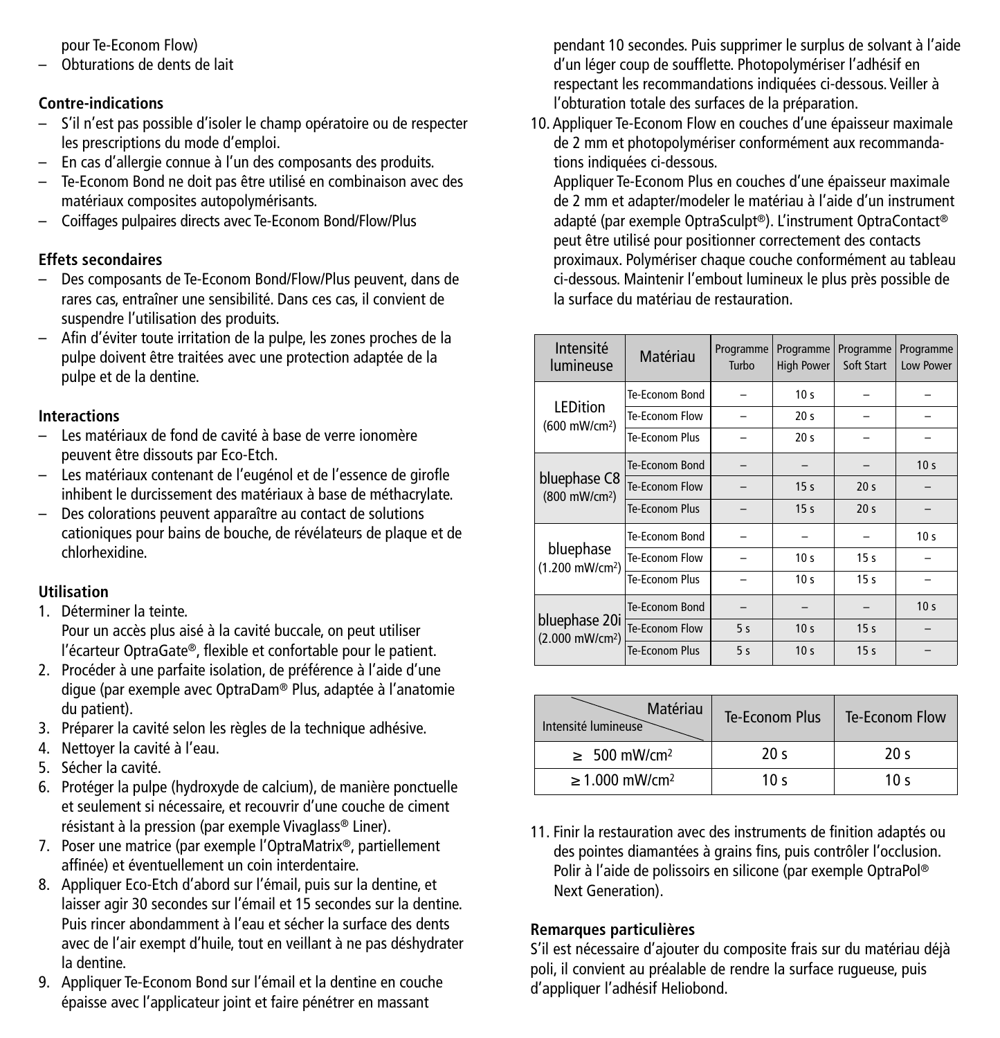pour Te-Econom Flow)
– Obturations de dents de lait

**Contre-indications**

– S'il n'est pas possible d'isoler le champ opératoire ou de respecter les prescriptions du mode d'emploi.
– En cas d'allergie connue à l'un des composants des produits.
– Te-Econom Bond ne doit pas être utilisé en combinaison avec des matériaux composites autopolymérisants.
– Coiffages pulpaires directs avec Te-Econom Bond/Flow/Plus

**Effets secondaires**

– Des composants de Te-Econom Bond/Flow/Plus peuvent, dans de rares cas, entraîner une sensibilité. Dans ces cas, il convient de suspendre l'utilisation des produits.
– Afin d'éviter toute irritation de la pulpe, les zones proches de la pulpe doivent être traitées avec une protection adaptée de la pulpe et de la dentine.

**Interactions**

– Les matériaux de fond de cavité à base de verre ionomère peuvent être dissouts par Eco-Etch.
– Les matériaux contenant de l'eugénol et de l'essence de girofle inhibent le durcissement des matériaux à base de méthacrylate.
– Des colorations peuvent apparaître au contact de solutions cationiques pour bains de bouche, de révélateurs de plaque et de chlorhexidine.

**Utilisation**

1. Déterminer la teinte.
   Pour un accès plus aisé à la cavité buccale, on peut utiliser l'écarteur OptraGate®, flexible et confortable pour le patient.
2. Procéder à une parfaite isolation, de préférence à l'aide d'une digue (par exemple avec OptraDam® Plus, adaptée à l'anatomie du patient).
3. Préparer la cavité selon les règles de la technique adhésive.
4. Nettoyer la cavité à l'eau.
5. Sécher la cavité.
6. Protéger la pulpe (hydroxyde de calcium), de manière ponctuelle et seulement si nécessaire, et recouvrir d'une couche de ciment résistant à la pression (par exemple Vivaglass® Liner).
7. Poser une matrice (par exemple l'OptraMatrix®, partiellement affinée) et éventuellement un coin interdentaire.
8. Appliquer Eco-Etch d'abord sur l'émail, puis sur la dentine, et laisser agir 30 secondes sur l'émail et 15 secondes sur la dentine. Puis rincer abondamment à l'eau et sécher la surface des dents avec de l'air exempt d'huile, tout en veillant à ne pas déshydrater la dentine.
9. Appliquer Te-Econom Bond sur l'émail et la dentine en couche épaisse avec l'applicateur joint et faire pénétrer en massant pendant 10 secondes. Puis supprimer le surplus de solvant à l'aide d'un léger coup de soufflette. Photopolymériser l'adhésif en respectant les recommandations indiquées ci-dessous. Veiller à l'obturation totale des surfaces de la préparation.
10. Appliquer Te-Econom Flow en couches d'une épaisseur maximale de 2 mm et photopolymériser conformément aux recommandations indiquées ci-dessous.
    Appliquer Te-Econom Plus en couches d'une épaisseur maximale de 2 mm et adapter/modeler le matériau à l'aide d'un instrument adapté (par exemple OptraSculpt®). L'instrument OptraContact® peut être utilisé pour positionner correctement des contacts proximaux. Polymériser chaque couche conformément au tableau ci-dessous. Maintenir l'embout lumineux le plus près possible de la surface du matériau de restauration.

| Intensité lumineuse | Matériau | Programme Turbo | Programme High Power | Programme Soft Start | Programme Low Power |
|---|---|---|---|---|---|
| LEDition (600 mW/cm²) | Te-Econom Bond | – | 10 s | – | – |
| | Te-Econom Flow | – | 20 s | – | – |
| | Te-Econom Plus | – | 20 s | – | – |
| bluephase C8 (800 mW/cm²) | Te-Econom Bond | – | – | – | 10 s |
| | Te-Econom Flow | – | 15 s | 20 s | – |
| | Te-Econom Plus | – | 15 s | 20 s | – |
| bluephase (1.200 mW/cm²) | Te-Econom Bond | – | – | – | 10 s |
| | Te-Econom Flow | – | 10 s | 15 s | – |
| | Te-Econom Plus | – | 10 s | 15 s | – |
| bluephase 20i (2.000 mW/cm²) | Te-Econom Bond | – | – | – | 10 s |
| | Te-Econom Flow | 5 s | 10 s | 15 s | – |
| | Te-Econom Plus | 5 s | 10 s | 15 s | – |

| Intensité lumineuse / Matériau | Te-Econom Plus | Te-Econom Flow |
|---|---|---|
| ≥ 500 mW/cm² | 20 s | 20 s |
| ≥ 1.000 mW/cm² | 10 s | 10 s |

11. Finir la restauration avec des instruments de finition adaptés ou des pointes diamantées à grains fins, puis contrôler l'occlusion. Polir à l'aide de polissoirs en silicone (par exemple OptraPol® Next Generation).

**Remarques particulières**

S'il est nécessaire d'ajouter du composite frais sur du matériau déjà poli, il convient au préalable de rendre la surface rugueuse, puis d'appliquer l'adhésif Heliobond.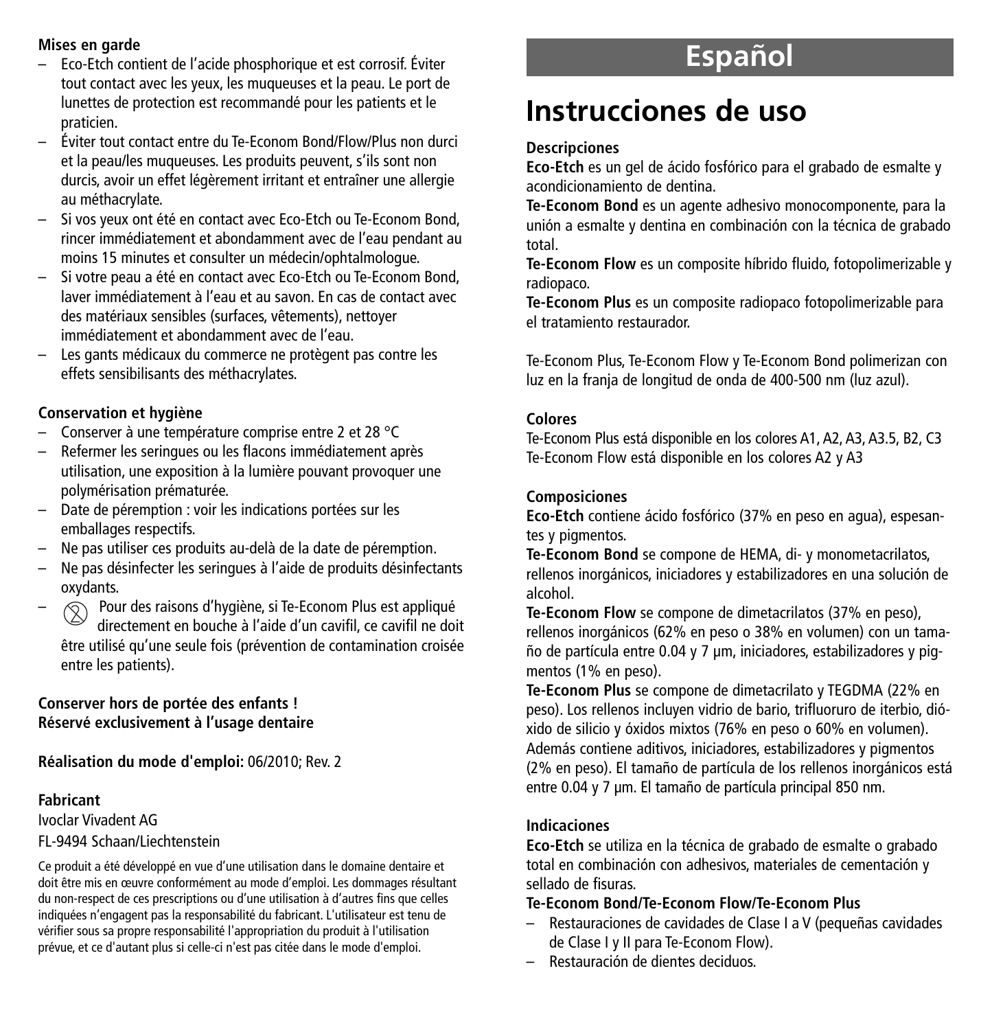**Mises en garde**

- Eco-Etch contient de l'acide phosphorique et est corrosif. Éviter tout contact avec les yeux, les muqueuses et la peau. Le port de lunettes de protection est recommandé pour les patients et le praticien.
- Éviter tout contact entre du Te-Econom Bond/Flow/Plus non durci et la peau/les muqueuses. Les produits peuvent, s'ils sont non durcis, avoir un effet légèrement irritant et entraîner une allergie au méthacrylate.
- Si vos yeux ont été en contact avec Eco-Etch ou Te-Econom Bond, rincer immédiatement et abondamment avec de l'eau pendant au moins 15 minutes et consulter un médecin/ophtalmologue.
- Si votre peau a été en contact avec Eco-Etch ou Te-Econom Bond, laver immédiatement à l'eau et au savon. En cas de contact avec des matériaux sensibles (surfaces, vêtements), nettoyer immédiatement et abondamment avec de l'eau.
- Les gants médicaux du commerce ne protègent pas contre les effets sensibilisants des méthacrylates.

**Conservation et hygiène**

- Conserver à une température comprise entre 2 et 28 °C
- Refermer les seringues ou les flacons immédiatement après utilisation, une exposition à la lumière pouvant provoquer une polymérisation prématurée.
- Date de péremption : voir les indications portées sur les emballages respectifs.
- Ne pas utiliser ces produits au-delà de la date de péremption.
- Ne pas désinfecter les seringues à l'aide de produits désinfectants oxydants.
- Pour des raisons d'hygiène, si Te-Econom Plus est appliqué directement en bouche à l'aide d'un cavifil, ce cavifil ne doit être utilisé qu'une seule fois (prévention de contamination croisée entre les patients).

**Conserver hors de portée des enfants !**
**Réservé exclusivement à l'usage dentaire**

**Réalisation du mode d'emploi:** 06/2010; Rev. 2

**Fabricant**
Ivoclar Vivadent AG
FL-9494 Schaan/Liechtenstein

Ce produit a été développé en vue d'une utilisation dans le domaine dentaire et doit être mis en œuvre conformément au mode d'emploi. Les dommages résultant du non-respect de ces prescriptions ou d'une utilisation à d'autres fins que celles indiquées n'engagent pas la responsabilité du fabricant. L'utilisateur est tenu de vérifier sous sa propre responsabilité l'appropriation du produit à l'utilisation prévue, et ce d'autant plus si celle-ci n'est pas citée dans le mode d'emploi.

# Español

## Instrucciones de uso

**Descripciones**

**Eco-Etch** es un gel de ácido fosfórico para el grabado de esmalte y acondicionamiento de dentina.
**Te-Econom Bond** es un agente adhesivo monocomponente, para la unión a esmalte y dentina en combinación con la técnica de grabado total.
**Te-Econom Flow** es un composite híbrido fluido, fotopolimerizable y radiopaco.
**Te-Econom Plus** es un composite radiopaco fotopolimerizable para el tratamiento restaurador.

Te-Econom Plus, Te-Econom Flow y Te-Econom Bond polimerizan con luz en la franja de longitud de onda de 400-500 nm (luz azul).

**Colores**

Te-Econom Plus está disponible en los colores A1, A2, A3, A3.5, B2, C3
Te-Econom Flow está disponible en los colores A2 y A3

**Composiciones**

**Eco-Etch** contiene ácido fosfórico (37% en peso en agua), espesantes y pigmentos.
**Te-Econom Bond** se compone de HEMA, di- y monometacrilatos, rellenos inorgánicos, iniciadores y estabilizadores en una solución de alcohol.
**Te-Econom Flow** se compone de dimetacrilatos (37% en peso), rellenos inorgánicos (62% en peso o 38% en volumen) con un tamaño de partícula entre 0.04 y 7 µm, iniciadores, estabilizadores y pigmentos (1% en peso).
**Te-Econom Plus** se compone de dimetacrilato y TEGDMA (22% en peso). Los rellenos incluyen vidrio de bario, trifluoruro de iterbio, dióxido de silicio y óxidos mixtos (76% en peso o 60% en volumen). Además contiene aditivos, iniciadores, estabilizadores y pigmentos (2% en peso). El tamaño de partícula de los rellenos inorgánicos está entre 0.04 y 7 µm. El tamaño de partícula principal 850 nm.

**Indicaciones**

**Eco-Etch** se utiliza en la técnica de grabado de esmalte o grabado total en combinación con adhesivos, materiales de cementación y sellado de fisuras.

**Te-Econom Bond/Te-Econom Flow/Te-Econom Plus**

- Restauraciones de cavidades de Clase I a V (pequeñas cavidades de Clase I y II para Te-Econom Flow).
- Restauración de dientes deciduos.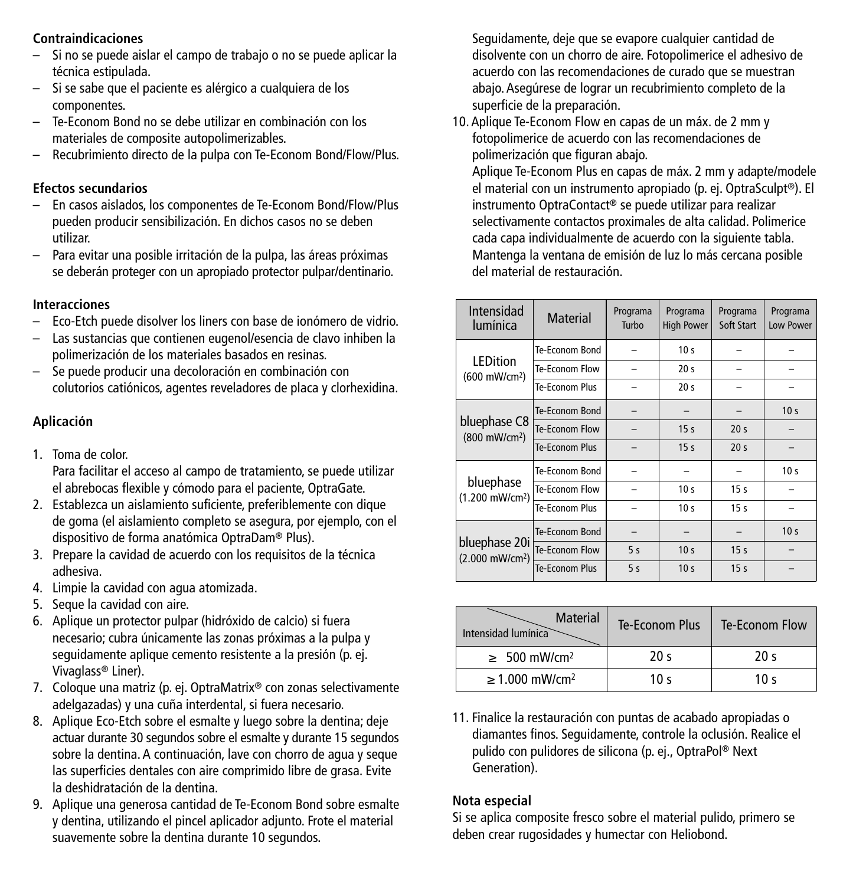**Contraindicaciones**

- Si no se puede aislar el campo de trabajo o no se puede aplicar la técnica estipulada.
- Si se sabe que el paciente es alérgico a cualquiera de los componentes.
- Te-Econom Bond no se debe utilizar en combinación con los materiales de composite autopolimerizables.
- Recubrimiento directo de la pulpa con Te-Econom Bond/Flow/Plus.

**Efectos secundarios**

- En casos aislados, los componentes de Te-Econom Bond/Flow/Plus pueden producir sensibilización. En dichos casos no se deben utilizar.
- Para evitar una posible irritación de la pulpa, las áreas próximas se deberán proteger con un apropiado protector pulpar/dentinario.

**Interacciones**

- Eco-Etch puede disolver los liners con base de ionómero de vidrio.
- Las sustancias que contienen eugenol/esencia de clavo inhiben la polimerización de los materiales basados en resinas.
- Se puede producir una decoloración en combinación con colutorios catiónicos, agentes reveladores de placa y clorhexidina.

**Aplicación**

1. Toma de color.
   Para facilitar el acceso al campo de tratamiento, se puede utilizar el abrebocas flexible y cómodo para el paciente, OptraGate.
2. Establezca un aislamiento suficiente, preferiblemente con dique de goma (el aislamiento completo se asegura, por ejemplo, con el dispositivo de forma anatómica OptraDam® Plus).
3. Prepare la cavidad de acuerdo con los requisitos de la técnica adhesiva.
4. Limpie la cavidad con agua atomizada.
5. Seque la cavidad con aire.
6. Aplique un protector pulpar (hidróxido de calcio) si fuera necesario; cubra únicamente las zonas próximas a la pulpa y seguidamente aplique cemento resistente a la presión (p. ej. Vivaglass® Liner).
7. Coloque una matriz (p. ej. OptraMatrix® con zonas selectivamente adelgazadas) y una cuña interdental, si fuera necesario.
8. Aplique Eco-Etch sobre el esmalte y luego sobre la dentina; deje actuar durante 30 segundos sobre el esmalte y durante 15 segundos sobre la dentina. A continuación, lave con chorro de agua y seque las superficies dentales con aire comprimido libre de grasa. Evite la deshidratación de la dentina.
9. Aplique una generosa cantidad de Te-Econom Bond sobre esmalte y dentina, utilizando el pincel aplicador adjunto. Frote el material suavemente sobre la dentina durante 10 segundos.
   Seguidamente, deje que se evapore cualquier cantidad de disolvente con un chorro de aire. Fotopolimerice el adhesivo de acuerdo con las recomendaciones de curado que se muestran abajo. Asegúrese de lograr un recubrimiento completo de la superficie de la preparación.
10. Aplique Te-Econom Flow en capas de un máx. de 2 mm y fotopolimerice de acuerdo con las recomendaciones de polimerización que figuran abajo.
    Aplique Te-Econom Plus en capas de máx. 2 mm y adapte/modele el material con un instrumento apropiado (p. ej. OptraSculpt®). El instrumento OptraContact® se puede utilizar para realizar selectivamente contactos proximales de alta calidad. Polimerice cada capa individualmente de acuerdo con la siguiente tabla. Mantenga la ventana de emisión de luz lo más cercana posible del material de restauración.

| Intensidad lumínica | Material | Programa Turbo | Programa High Power | Programa Soft Start | Programa Low Power |
|---|---|---|---|---|---|
| LEDition (600 mW/cm²) | Te-Econom Bond | – | 10 s | – | – |
| | Te-Econom Flow | – | 20 s | – | – |
| | Te-Econom Plus | – | 20 s | – | – |
| bluephase C8 (800 mW/cm²) | Te-Econom Bond | – | – | – | 10 s |
| | Te-Econom Flow | – | 15 s | 20 s | – |
| | Te-Econom Plus | – | 15 s | 20 s | – |
| bluephase (1.200 mW/cm²) | Te-Econom Bond | – | – | – | 10 s |
| | Te-Econom Flow | – | 10 s | 15 s | – |
| | Te-Econom Plus | – | 10 s | 15 s | – |
| bluephase 20i (2.000 mW/cm²) | Te-Econom Bond | – | – | – | 10 s |
| | Te-Econom Flow | 5 s | 10 s | 15 s | – |
| | Te-Econom Plus | 5 s | 10 s | 15 s | – |

| Material / Intensidad lumínica | Te-Econom Plus | Te-Econom Flow |
|---|---|---|
| ≥ 500 mW/cm² | 20 s | 20 s |
| ≥ 1.000 mW/cm² | 10 s | 10 s |

11. Finalice la restauración con puntas de acabado apropiadas o diamantes finos. Seguidamente, controle la oclusión. Realice el pulido con pulidores de silicona (p. ej., OptraPol® Next Generation).

**Nota especial**

Si se aplica composite fresco sobre el material pulido, primero se deben crear rugosidades y humectar con Heliobond.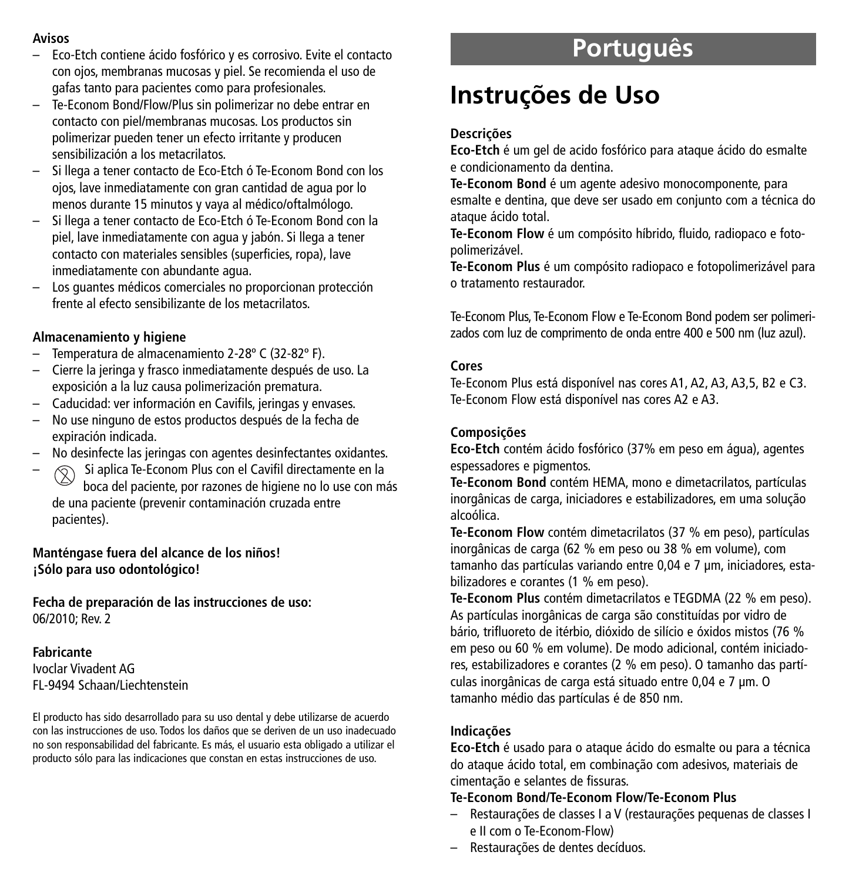**Avisos**

- Eco-Etch contiene ácido fosfórico y es corrosivo. Evite el contacto con ojos, membranas mucosas y piel. Se recomienda el uso de gafas tanto para pacientes como para profesionales.
- Te-Econom Bond/Flow/Plus sin polimerizar no debe entrar en contacto con piel/membranas mucosas. Los productos sin polimerizar pueden tener un efecto irritante y producen sensibilización a los metacrilatos.
- Si llega a tener contacto de Eco-Etch ó Te-Econom Bond con los ojos, lave inmediatamente con gran cantidad de agua por lo menos durante 15 minutos y vaya al médico/oftalmólogo.
- Si llega a tener contacto de Eco-Etch ó Te-Econom Bond con la piel, lave inmediatamente con agua y jabón. Si llega a tener contacto con materiales sensibles (superficies, ropa), lave inmediatamente con abundante agua.
- Los guantes médicos comerciales no proporcionan protección frente al efecto sensibilizante de los metacrilatos.

**Almacenamiento y higiene**

- Temperatura de almacenamiento 2-28º C (32-82º F).
- Cierre la jeringa y frasco inmediatamente después de uso. La exposición a la luz causa polimerización prematura.
- Caducidad: ver información en Cavifils, jeringas y envases.
- No use ninguno de estos productos después de la fecha de expiración indicada.
- No desinfecte las jeringas con agentes desinfectantes oxidantes.
- Si aplica Te-Econom Plus con el Cavifil directamente en la boca del paciente, por razones de higiene no lo use con más de una paciente (prevenir contaminación cruzada entre pacientes).

**Manténgase fuera del alcance de los niños!**
**¡Sólo para uso odontológico!**

**Fecha de preparación de las instrucciones de uso:**
06/2010; Rev. 2

**Fabricante**
Ivoclar Vivadent AG
FL-9494 Schaan/Liechtenstein

El producto has sido desarrollado para su uso dental y debe utilizarse de acuerdo con las instrucciones de uso. Todos los daños que se deriven de un uso inadecuado no son responsabilidad del fabricante. Es más, el usuario esta obligado a utilizar el producto sólo para las indicaciones que constan en estas instrucciones de uso.

# Português

# Instruções de Uso

**Descrições**

**Eco-Etch** é um gel de acido fosfórico para ataque ácido do esmalte e condicionamento da dentina.

**Te-Econom Bond** é um agente adesivo monocomponente, para esmalte e dentina, que deve ser usado em conjunto com a técnica do ataque ácido total.

**Te-Econom Flow** é um compósito híbrido, fluido, radiopaco e fotopolimerizável.

**Te-Econom Plus** é um compósito radiopaco e fotopolimerizável para o tratamento restaurador.

Te-Econom Plus, Te-Econom Flow e Te-Econom Bond podem ser polimerizados com luz de comprimento de onda entre 400 e 500 nm (luz azul).

**Cores**

Te-Econom Plus está disponível nas cores A1, A2, A3, A3,5, B2 e C3.
Te-Econom Flow está disponível nas cores A2 e A3.

**Composições**

**Eco-Etch** contém ácido fosfórico (37% em peso em água), agentes espessadores e pigmentos.

**Te-Econom Bond** contém HEMA, mono e dimetacrilatos, partículas inorgânicas de carga, iniciadores e estabilizadores, em uma solução alcoólica.

**Te-Econom Flow** contém dimetacrilatos (37 % em peso), partículas inorgânicas de carga (62 % em peso ou 38 % em volume), com tamanho das partículas variando entre 0,04 e 7 µm, iniciadores, estabilizadores e corantes (1 % em peso).

**Te-Econom Plus** contém dimetacrilatos e TEGDMA (22 % em peso). As partículas inorgânicas de carga são constituídas por vidro de bário, trifluoreto de itérbio, dióxido de silício e óxidos mistos (76 % em peso ou 60 % em volume). De modo adicional, contém iniciadores, estabilizadores e corantes (2 % em peso). O tamanho das partículas inorgânicas de carga está situado entre 0,04 e 7 µm. O tamanho médio das partículas é de 850 nm.

**Indicações**

**Eco-Etch** é usado para o ataque ácido do esmalte ou para a técnica do ataque ácido total, em combinação com adesivos, materiais de cimentação e selantes de fissuras.

**Te-Econom Bond/Te-Econom Flow/Te-Econom Plus**

- Restaurações de classes I a V (restaurações pequenas de classes I e II com o Te-Econom-Flow)
- Restaurações de dentes decíduos.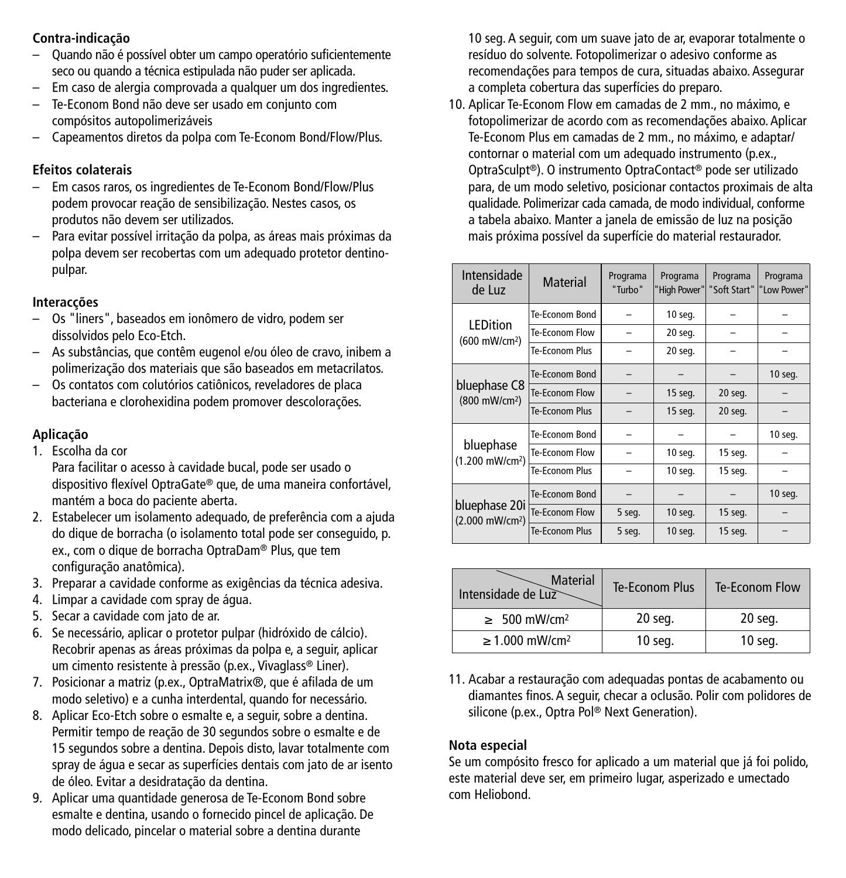**Contra-indicação**

– Quando não é possível obter um campo operatório suficientemente seco ou quando a técnica estipulada não puder ser aplicada.
– Em caso de alergia comprovada a qualquer um dos ingredientes.
– Te-Econom Bond não deve ser usado em conjunto com compósitos autopolimerizáveis
– Capeamentos diretos da polpa com Te-Econom Bond/Flow/Plus.

**Efeitos colaterais**

– Em casos raros, os ingredientes de Te-Econom Bond/Flow/Plus podem provocar reação de sensibilização. Nestes casos, os produtos não devem ser utilizados.
– Para evitar possível irritação da polpa, as áreas mais próximas da polpa devem ser recobertas com um adequado protetor dentino-pulpar.

**Interacções**

– Os "liners", baseados em ionômero de vidro, podem ser dissolvidos pelo Eco-Etch.
– As substâncias, que contêm eugenol e/ou óleo de cravo, inibem a polimerização dos materiais que são baseados em metacrilatos.
– Os contatos com colutórios catiônicos, reveladores de placa bacteriana e clorohexidina podem promover descolorações.

**Aplicação**

1. Escolha da cor
   Para facilitar o acesso à cavidade bucal, pode ser usado o dispositivo flexível OptraGate® que, de uma maneira confortável, mantém a boca do paciente aberta.
2. Estabelecer um isolamento adequado, de preferência com a ajuda do dique de borracha (o isolamento total pode ser conseguido, p. ex., com o dique de borracha OptraDam® Plus, que tem configuração anatômica).
3. Preparar a cavidade conforme as exigências da técnica adesiva.
4. Limpar a cavidade com spray de água.
5. Secar a cavidade com jato de ar.
6. Se necessário, aplicar o protetor pulpar (hidróxido de cálcio). Recobrir apenas as áreas próximas da polpa e, a seguir, aplicar um cimento resistente à pressão (p.ex., Vivaglass® Liner).
7. Posicionar a matriz (p.ex., OptraMatrix®, que é afilada de um modo seletivo) e a cunha interdental, quando for necessário.
8. Aplicar Eco-Etch sobre o esmalte e, a seguir, sobre a dentina. Permitir tempo de reação de 30 segundos sobre o esmalte e de 15 segundos sobre a dentina. Depois disto, lavar totalmente com spray de água e secar as superfícies dentais com jato de ar isento de óleo. Evitar a desidratação da dentina.
9. Aplicar uma quantidade generosa de Te-Econom Bond sobre esmalte e dentina, usando o fornecido pincel de aplicação. De modo delicado, pincelar o material sobre a dentina durante 10 seg. A seguir, com um suave jato de ar, evaporar totalmente o resíduo do solvente. Fotopolimerizar o adesivo conforme as recomendações para tempos de cura, situadas abaixo. Assegurar a completa cobertura das superfícies do preparo.
10. Aplicar Te-Econom Flow em camadas de 2 mm., no máximo, e fotopolimerizar de acordo com as recomendações abaixo. Aplicar Te-Econom Plus em camadas de 2 mm., no máximo, e adaptar/contornar o material com um adequado instrumento (p.ex., OptraSculpt®). O instrumento OptraContact® pode ser utilizado para, de um modo seletivo, posicionar contactos proximais de alta qualidade. Polimerizar cada camada, de modo individual, conforme a tabela abaixo. Manter a janela de emissão de luz na posição mais próxima possível da superfície do material restaurador.

| Intensidade de Luz | Material | Programa "Turbo" | Programa "High Power" | Programa "Soft Start" | Programa "Low Power" |
|---|---|---|---|---|---|
| LEDition (600 mW/cm²) | Te-Econom Bond | – | 10 seg. | – | – |
| | Te-Econom Flow | – | 20 seg. | – | – |
| | Te-Econom Plus | – | 20 seg. | – | – |
| bluephase C8 (800 mW/cm²) | Te-Econom Bond | – | – | – | 10 seg. |
| | Te-Econom Flow | – | 15 seg. | 20 seg. | – |
| | Te-Econom Plus | – | 15 seg. | 20 seg. | – |
| bluephase (1.200 mW/cm²) | Te-Econom Bond | – | – | – | 10 seg. |
| | Te-Econom Flow | – | 10 seg. | 15 seg. | – |
| | Te-Econom Plus | – | 10 seg. | 15 seg. | – |
| bluephase 20i (2.000 mW/cm²) | Te-Econom Bond | – | – | – | 10 seg. |
| | Te-Econom Flow | 5 seg. | 10 seg. | 15 seg. | – |
| | Te-Econom Plus | 5 seg. | 10 seg. | 15 seg. | – |

| Intensidade de Luz / Material | Te-Econom Plus | Te-Econom Flow |
|---|---|---|
| ≥ 500 mW/cm² | 20 seg. | 20 seg. |
| ≥ 1.000 mW/cm² | 10 seg. | 10 seg. |

11. Acabar a restauração com adequadas pontas de acabamento ou diamantes finos. A seguir, checar a oclusão. Polir com polidores de silicone (p.ex., Optra Pol® Next Generation).

**Nota especial**

Se um compósito fresco for aplicado a um material que já foi polido, este material deve ser, em primeiro lugar, asperizado e umectado com Heliobond.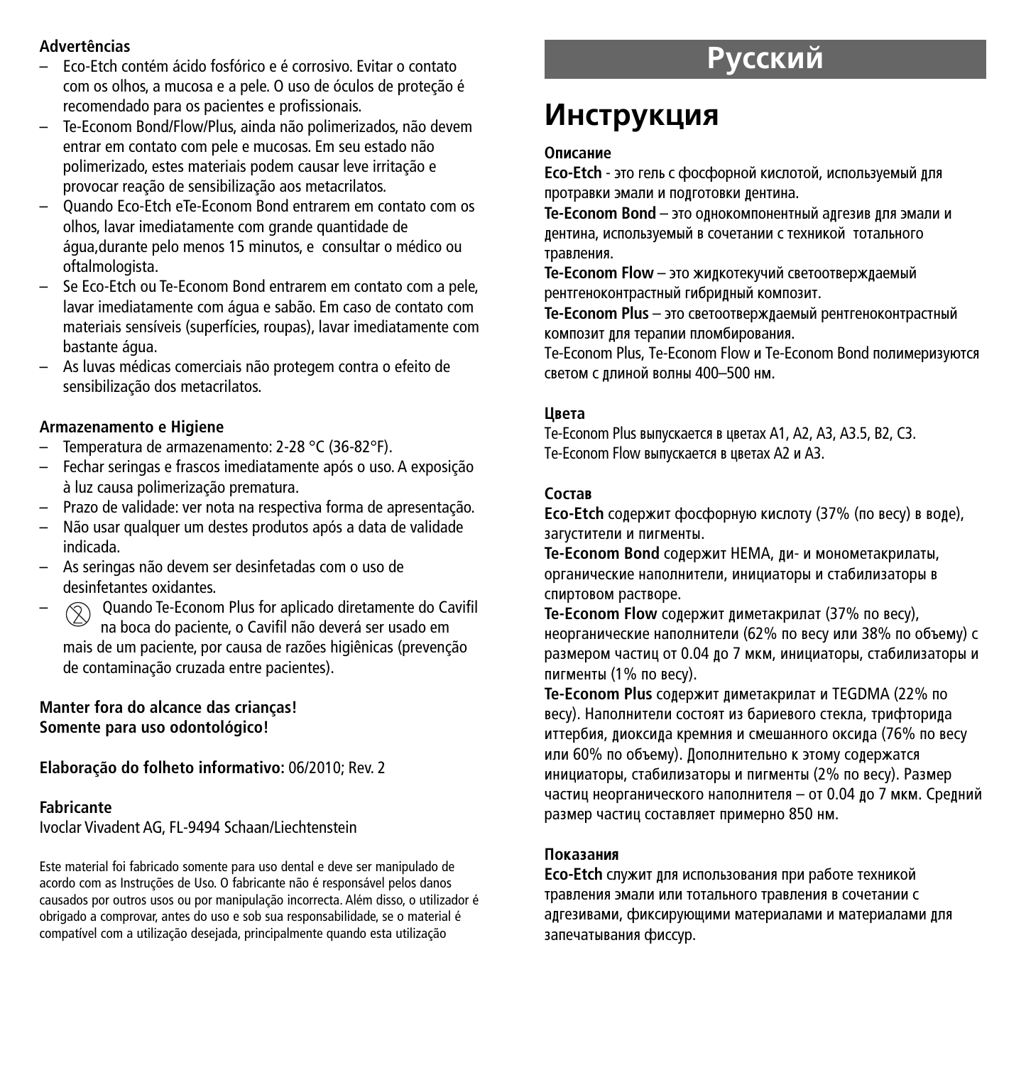**Advertências**

– Eco-Etch contém ácido fosfórico e é corrosivo. Evitar o contato com os olhos, a mucosa e a pele. O uso de óculos de proteção é recomendado para os pacientes e profissionais.
– Te-Econom Bond/Flow/Plus, ainda não polimerizados, não devem entrar em contato com pele e mucosas. Em seu estado não polimerizado, estes materiais podem causar leve irritação e provocar reação de sensibilização aos metacrilatos.
– Quando Eco-Etch eTe-Econom Bond entrarem em contato com os olhos, lavar imediatamente com grande quantidade de água,durante pelo menos 15 minutos, e consultar o médico ou oftalmologista.
– Se Eco-Etch ou Te-Econom Bond entrarem em contato com a pele, lavar imediatamente com água e sabão. Em caso de contato com materiais sensíveis (superfícies, roupas), lavar imediatamente com bastante água.
– As luvas médicas comerciais não protegem contra o efeito de sensibilização dos metacrilatos.

**Armazenamento e Higiene**

– Temperatura de armazenamento: 2-28 °C (36-82°F).
– Fechar seringas e frascos imediatamente após o uso. A exposição à luz causa polimerização prematura.
– Prazo de validade: ver nota na respectiva forma de apresentação.
– Não usar qualquer um destes produtos após a data de validade indicada.
– As seringas não devem ser desinfetadas com o uso de desinfetantes oxidantes.
– Quando Te-Econom Plus for aplicado diretamente do Cavifil na boca do paciente, o Cavifil não deverá ser usado em mais de um paciente, por causa de razões higiênicas (prevenção de contaminação cruzada entre pacientes).

**Manter fora do alcance das crianças!**
**Somente para uso odontológico!**

**Elaboração do folheto informativo:** 06/2010; Rev. 2

**Fabricante**
Ivoclar Vivadent AG, FL-9494 Schaan/Liechtenstein

Este material foi fabricado somente para uso dental e deve ser manipulado de acordo com as Instruções de Uso. O fabricante não é responsável pelos danos causados por outros usos ou por manipulação incorrecta. Além disso, o utilizador é obrigado a comprovar, antes do uso e sob sua responsabilidade, se o material é compatível com a utilização desejada, principalmente quando esta utilização

# Русский

## Инструкция

**Описание**

**Eco-Etch** - это гель с фосфорной кислотой, используемый для протравки эмали и подготовки дентина.
**Te-Econom Bond** – это однокомпонентный адгезив для эмали и дентина, используемый в сочетании с техникой тотального травления.
**Te-Econom Flow** – это жидкотекучий светоотверждаемый рентгеноконтрастный гибридный композит.
**Te-Econom Plus** – это светоотверждаемый рентгеноконтрастный композит для терапии пломбирования.
Te-Econom Plus, Te-Econom Flow и Te-Econom Bond полимеризуются светом с длиной волны 400–500 нм.

**Цвета**

Te-Econom Plus выпускается в цветах A1, A2, A3, A3.5, B2, C3.
Te-Econom Flow выпускается в цветах A2 и A3.

**Состав**

**Eco-Etch** содержит фосфорную кислоту (37% (по весу) в воде), загустители и пигменты.
**Te-Econom Bond** содержит HEMA, ди- и монометакрилаты, органические наполнители, инициаторы и стабилизаторы в спиртовом растворе.
**Te-Econom Flow** содержит диметакрилат (37% по весу), неорганические наполнители (62% по весу или 38% по объему) с размером частиц от 0.04 до 7 мкм, инициаторы, стабилизаторы и пигменты (1% по весу).
**Te-Econom Plus** содержит диметакрилат и TEGDMA (22% по весу). Наполнители состоят из бариевого стекла, трифторида иттербия, диоксида кремния и смешанного оксида (76% по весу или 60% по объему). Дополнительно к этому содержатся инициаторы, стабилизаторы и пигменты (2% по весу). Размер частиц неорганического наполнителя – от 0.04 до 7 мкм. Средний размер частиц составляет примерно 850 нм.

**Показания**

**Eco-Etch** служит для использования при работе техникой травления эмали или тотального травления в сочетании с адгезивами, фиксирующими материалами и материалами для запечатывания фиссур.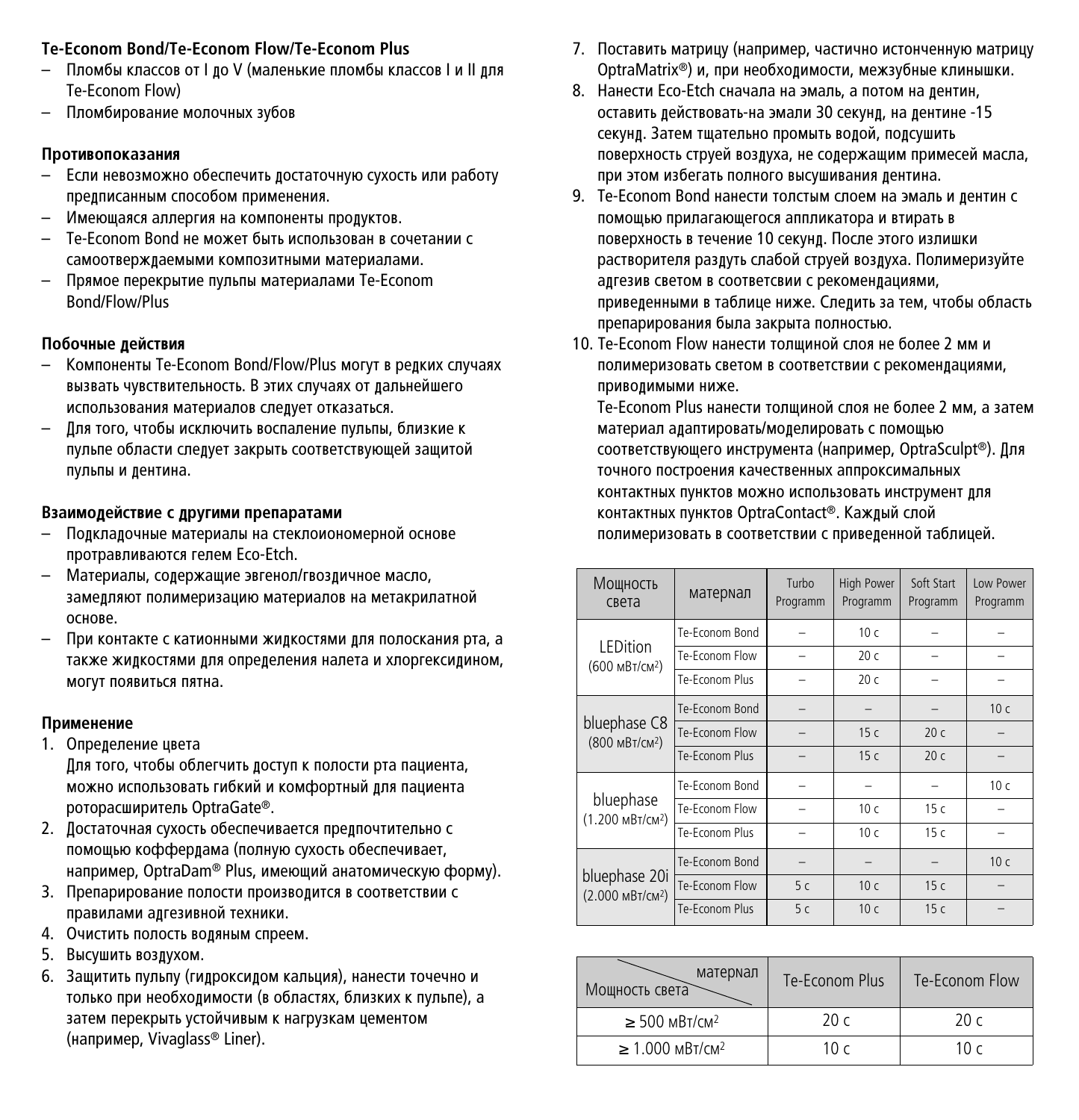**Te-Econom Bond/Te-Econom Flow/Te-Econom Plus**

- Пломбы классов от I до V (маленькие пломбы классов I и II для Te-Econom Flow)
- Пломбирование молочных зубов

**Противопоказания**

- Если невозможно обеспечить достаточную сухость или работу предписанным способом применения.
- Имеющаяся аллергия на компоненты продуктов.
- Te-Econom Bond не может быть использован в сочетании с самоотверждаемыми композитными материалами.
- Прямое перекрытие пульпы материалами Te-Econom Bond/Flow/Plus

**Побочные действия**

- Компоненты Te-Econom Bond/Flow/Plus могут в редких случаях вызвать чувствительность. В этих случаях от дальнейшего использования материалов следует отказаться.
- Для того, чтобы исключить воспаление пульпы, близкие к пульпе области следует закрыть соответствующей защитой пульпы и дентина.

**Взаимодействие с другими препаратами**

- Подкладочные материалы на стеклоиономерной основе протравливаются гелем Eco-Etch.
- Материалы, содержащие эвгенол/гвоздичное масло, замедляют полимеризацию материалов на метакрилатной основе.
- При контакте с катионными жидкостями для полоскания рта, а также жидкостями для определения налета и хлоргексидином, могут появиться пятна.

**Применение**

1. Определение цвета
   Для того, чтобы облегчить доступ к полости рта пациента, можно использовать гибкий и комфортный для пациента роторасширитель OptraGate®.
2. Достаточная сухость обеспечивается предпочтительно с помощью коффердама (полную сухость обеспечивает, например, OptraDam® Plus, имеющий анатомическую форму).
3. Препарирование полости производится в соответствии с правилами адгезивной техники.
4. Очистить полость водяным спреем.
5. Высушить воздухом.
6. Защитить пульпу (гидроксидом кальция), нанести точечно и только при необходимости (в областях, близких к пульпе), а затем перекрыть устойчивым к нагрузкам цементом (например, Vivaglass® Liner).
7. Поставить матрицу (например, частично истонченную матрицу OptraMatrix®) и, при необходимости, межзубные клинышки.
8. Нанести Eco-Etch сначала на эмаль, а потом на дентин, оставить действовать-на эмали 30 секунд, на дентине -15 секунд. Затем тщательно промыть водой, подсушить поверхность струей воздуха, не содержащим примесей масла, при этом избегать полного высушивания дентина.
9. Te-Econom Bond нанести толстым слоем на эмаль и дентин с помощью прилагающегося аппликатора и втирать в поверхность в течение 10 секунд. После этого излишки растворителя раздуть слабой струей воздуха. Полимеризуйте адгезив светом в соответсвии с рекомендациями, приведенными в таблице ниже. Следить за тем, чтобы область препарирования была закрыта полностью.
10. Te-Econom Flow нанести толщиной слоя не более 2 мм и полимеризовать светом в соответствии с рекомендациями, приводимыми ниже.
    Te-Econom Plus нанести толщиной слоя не более 2 мм, а затем материал адаптировать/моделировать с помощью соответствующего инструмента (например, OptraSculpt®). Для точного построения качественных аппроксимальных контактных пунктов можно использовать инструмент для контактных пунктов OptraContact®. Каждый слой полимеризовать в соответствии с приведенной таблицей.

| Мощность света | материал | Turbo Programm | High Power Programm | Soft Start Programm | Low Power Programm |
|---|---|---|---|---|---|
| LEDition (600 мВт/см²) | Te-Econom Bond | – | 10 с | – | – |
| | Te-Econom Flow | – | 20 с | – | – |
| | Te-Econom Plus | – | 20 с | – | – |
| bluephase C8 (800 мВт/см²) | Te-Econom Bond | – | – | – | 10 с |
| | Te-Econom Flow | – | 15 с | 20 с | – |
| | Te-Econom Plus | – | 15 с | 20 с | – |
| bluephase (1.200 мВт/см²) | Te-Econom Bond | – | – | – | 10 с |
| | Te-Econom Flow | – | 10 с | 15 с | – |
| | Te-Econom Plus | – | 10 с | 15 с | – |
| bluephase 20i (2.000 мВт/см²) | Te-Econom Bond | – | – | – | 10 с |
| | Te-Econom Flow | 5 с | 10 с | 15 с | – |
| | Te-Econom Plus | 5 с | 10 с | 15 с | – |

| Мощность света / материал | Te-Econom Plus | Te-Econom Flow |
|---|---|---|
| ≥ 500 мВт/см² | 20 с | 20 с |
| ≥ 1.000 мВт/см² | 10 с | 10 с |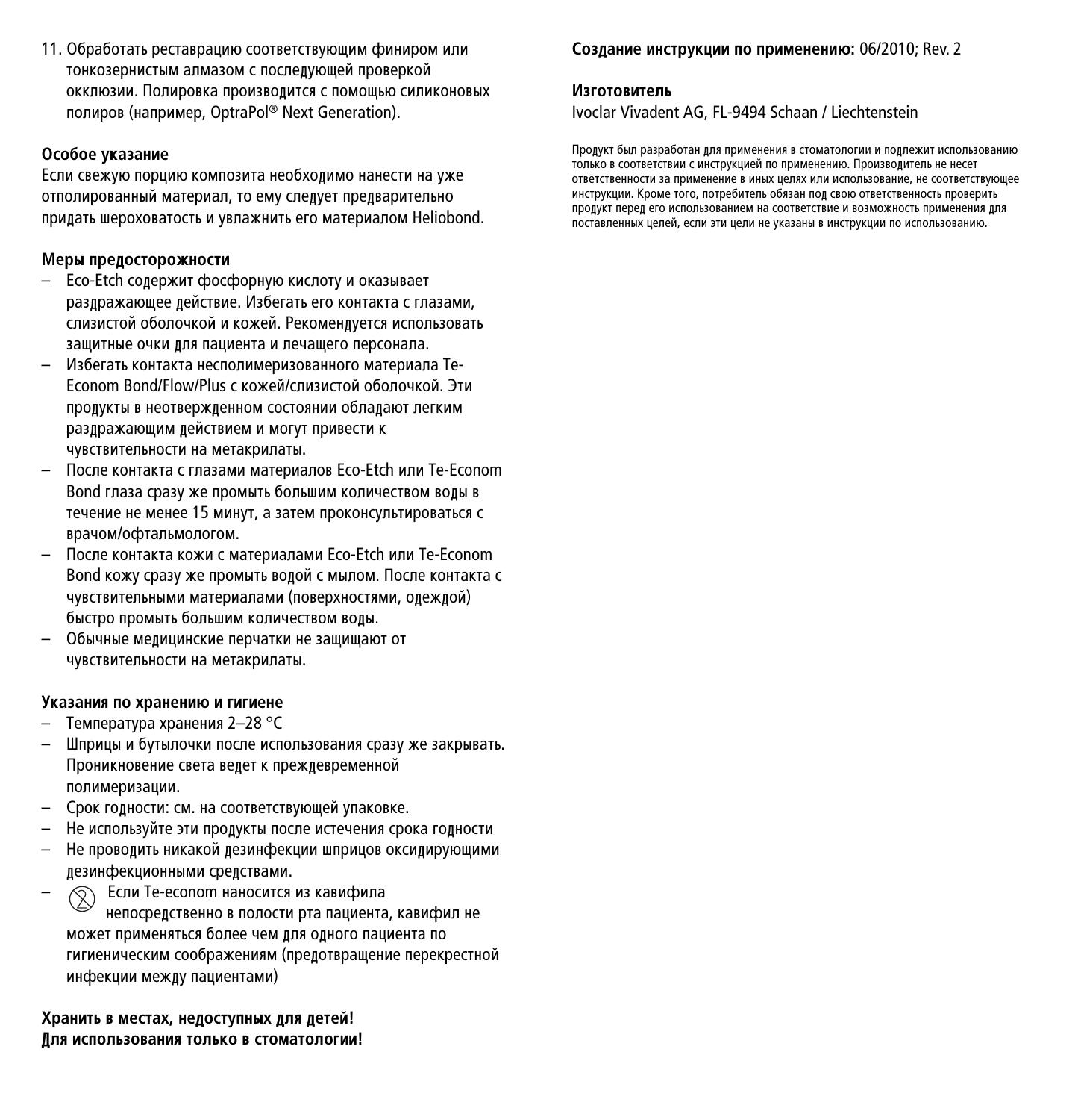11. Обработать реставрацию соответствующим финиром или тонкозернистым алмазом с последующей проверкой окклюзии. Полировка производится с помощью силиконовых полиров (например, OptraPol® Next Generation).

**Особое указание**

Если свежую порцию композита необходимо нанести на уже отполированный материал, то ему следует предварительно придать шероховатость и увлажнить его материалом Heliobond.

**Меры предосторожности**

– Eco-Etch содержит фосфорную кислоту и оказывает раздражающее действие. Избегать его контакта с глазами, слизистой оболочкой и кожей. Рекомендуется использовать защитные очки для пациента и лечащего персонала.
– Избегать контакта несполимеризованного материала Te-Econom Bond/Flow/Plus с кожей/слизистой оболочкой. Эти продукты в неотвержденном состоянии обладают легким раздражающим действием и могут привести к чувствительности на метакрилаты.
– После контакта с глазами материалов Eco-Etch или Te-Econom Bond глаза сразу же промыть большим количеством воды в течение не менее 15 минут, а затем проконсультироваться с врачом/офтальмологом.
– После контакта кожи с материалами Eco-Etch или Te-Econom Bond кожу сразу же промыть водой с мылом. После контакта с чувствительными материалами (поверхностями, одеждой) быстро промыть большим количеством воды.
– Обычные медицинские перчатки не защищают от чувствительности на метакрилаты.

**Указания по хранению и гигиене**

– Температура хранения 2–28 °C
– Шприцы и бутылочки после использования сразу же закрывать. Проникновение света ведет к преждевременной полимеризации.
– Срок годности: см. на соответствующей упаковке.
– Не используйте эти продукты после истечения срока годности
– Не проводить никакой дезинфекции шприцов оксидирующими дезинфекционными средствами.
– Если Te-econom наносится из кавифила непосредственно в полости рта пациента, кавифил не может применяться более чем для одного пациента по гигиеническим соображениям (предотвращение перекрестной инфекции между пациентами)

**Хранить в местах, недоступных для детей!**
**Для использования только в стоматологии!**

**Создание инструкции по применению:** 06/2010; Rev. 2

**Изготовитель**
Ivoclar Vivadent AG, FL-9494 Schaan / Liechtenstein

Продукт был разработан для применения в стоматологии и подлежит использованию только в соответствии с инструкцией по применению. Производитель не несет ответственности за применение в иных целях или использование, не соответствующее инструкции. Кроме того, потребитель обязан под свою ответственность проверить продукт перед его использованием на соответствие и возможность применения для поставленных целей, если эти цели не указаны в инструкции по использованию.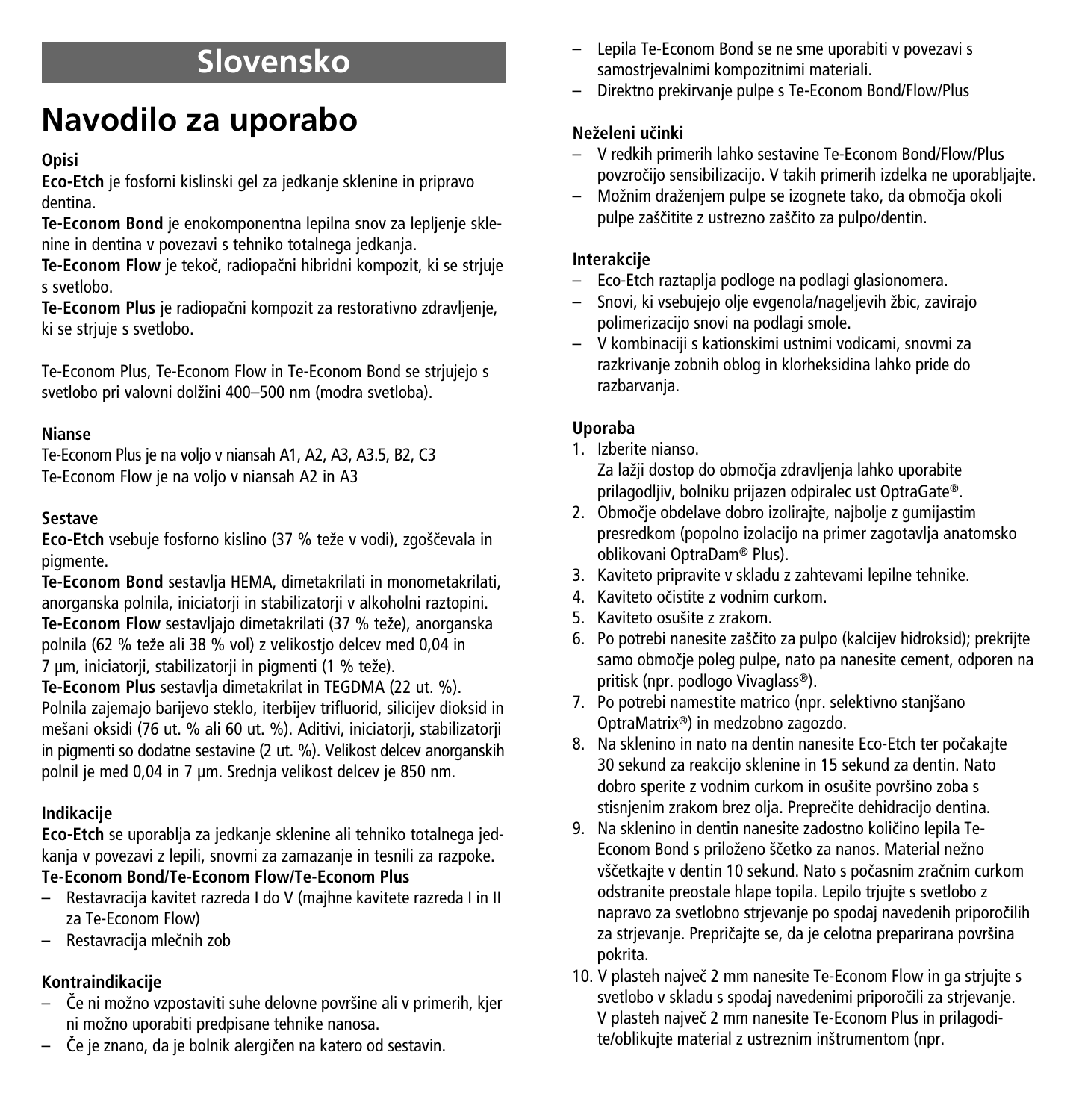# Slovensko

# Navodilo za uporabo

### Opisi

**Eco-Etch** je fosforni kislinski gel za jedkanje sklenine in pripravo dentina.

**Te-Econom Bond** je enokomponentna lepilna snov za lepljenje sklenine in dentina v povezavi s tehniko totalnega jedkanja.

**Te-Econom Flow** je tekoč, radiopačni hibridni kompozit, ki se strjuje s svetlobo.

**Te-Econom Plus** je radiopačni kompozit za restorativno zdravljenje, ki se strjuje s svetlobo.

Te-Econom Plus, Te-Econom Flow in Te-Econom Bond se strjujejo s svetlobo pri valovni dolžini 400–500 nm (modra svetloba).

### Nianse

Te-Econom Plus je na voljo v niansah A1, A2, A3, A3.5, B2, C3
Te-Econom Flow je na voljo v niansah A2 in A3

### Sestave

**Eco-Etch** vsebuje fosforno kislino (37 % teže v vodi), zgoščevala in pigmente.

**Te-Econom Bond** sestavlja HEMA, dimetakrilati in monometakrilati, anorganska polnila, iniciatorji in stabilizatorji v alkoholni raztopini.

**Te-Econom Flow** sestavljajo dimetakrilati (37 % teže), anorganska polnila (62 % teže ali 38 % vol) z velikostjo delcev med 0,04 in 7 µm, iniciatorji, stabilizatorji in pigmenti (1 % teže).

**Te-Econom Plus** sestavlja dimetakrilat in TEGDMA (22 ut. %). Polnila zajemajo barijevo steklo, iterbijev trifluorid, silicijev dioksid in mešani oksidi (76 ut. % ali 60 ut. %). Aditivi, iniciatorji, stabilizatorji in pigmenti so dodatne sestavine (2 ut. %). Velikost delcev anorganskih polnil je med 0,04 in 7 µm. Srednja velikost delcev je 850 nm.

### Indikacije

**Eco-Etch** se uporablja za jedkanje sklenine ali tehniko totalnega jedkanja v povezavi z lepili, snovmi za zamazanje in tesnili za razpoke.

**Te-Econom Bond/Te-Econom Flow/Te-Econom Plus**

- Restavracija kavitet razreda I do V (majhne kavitete razreda I in II za Te-Econom Flow)
- Restavracija mlečnih zob

### Kontraindikacije

- Če ni možno vzpostaviti suhe delovne površine ali v primerih, kjer ni možno uporabiti predpisane tehnike nanosa.
- Če je znano, da je bolnik alergičen na katero od sestavin.
- Lepila Te-Econom Bond se ne sme uporabiti v povezavi s samostrjevalnimi kompozitnimi materiali.
- Direktno prekirvanje pulpe s Te-Econom Bond/Flow/Plus

### Neželeni učinki

- V redkih primerih lahko sestavine Te-Econom Bond/Flow/Plus povzročijo sensibilizacijo. V takih primerih izdelka ne uporabljajte.
- Možnim draženjem pulpe se izognete tako, da območja okoli pulpe zaščitite z ustrezno zaščito za pulpo/dentin.

### Interakcije

- Eco-Etch raztaplja podloge na podlagi glasionomera.
- Snovi, ki vsebujejo olje evgenola/nageljevih žbic, zavirajo polimerizacijo snovi na podlagi smole.
- V kombinaciji s kationskimi ustnimi vodicami, snovmi za razkrivanje zobnih oblog in klorheksidina lahko pride do razbarvanja.

### Uporaba

1. Izberite nianso.
   Za lažji dostop do območja zdravljenja lahko uporabite prilagodljiv, bolniku prijazen odpiralec ust OptraGate®.
2. Območje obdelave dobro izolirajte, najbolje z gumijastim presredkom (popolno izolacijo na primer zagotavlja anatomsko oblikovani OptraDam® Plus).
3. Kaviteto pripravite v skladu z zahtevami lepilne tehnike.
4. Kaviteto očistite z vodnim curkom.
5. Kaviteto osušite z zrakom.
6. Po potrebi nanesite zaščito za pulpo (kalcijev hidroksid); prekrijte samo območje poleg pulpe, nato pa nanesite cement, odporen na pritisk (npr. podlogo Vivaglass®).
7. Po potrebi namestite matrico (npr. selektivno stanjšano OptraMatrix®) in medzobno zagozdo.
8. Na sklenino in nato na dentin nanesite Eco-Etch ter počakajte 30 sekund za reakcijo sklenine in 15 sekund za dentin. Nato dobro sperite z vodnim curkom in osušite površino zoba s stisnjenim zrakom brez olja. Preprečite dehidracijo dentina.
9. Na sklenino in dentin nanesite zadostno količino lepila Te-Econom Bond s priloženo ščetko za nanos. Material nežno vščetkajte v dentin 10 sekund. Nato s počasnim zračnim curkom odstranite preostale hlape topila. Lepilo trjujte s svetlobo z napravo za svetlobno strjevanje po spodaj navedenih priporočilih za strjevanje. Prepričajte se, da je celotna preparirana površina pokrita.
10. V plasteh največ 2 mm nanesite Te-Econom Flow in ga strjujte s svetlobo v skladu s spodaj navedenimi priporočili za strjevanje. V plasteh največ 2 mm nanesite Te-Econom Plus in prilagodite/oblikujte material z ustreznim inštrumentom (npr.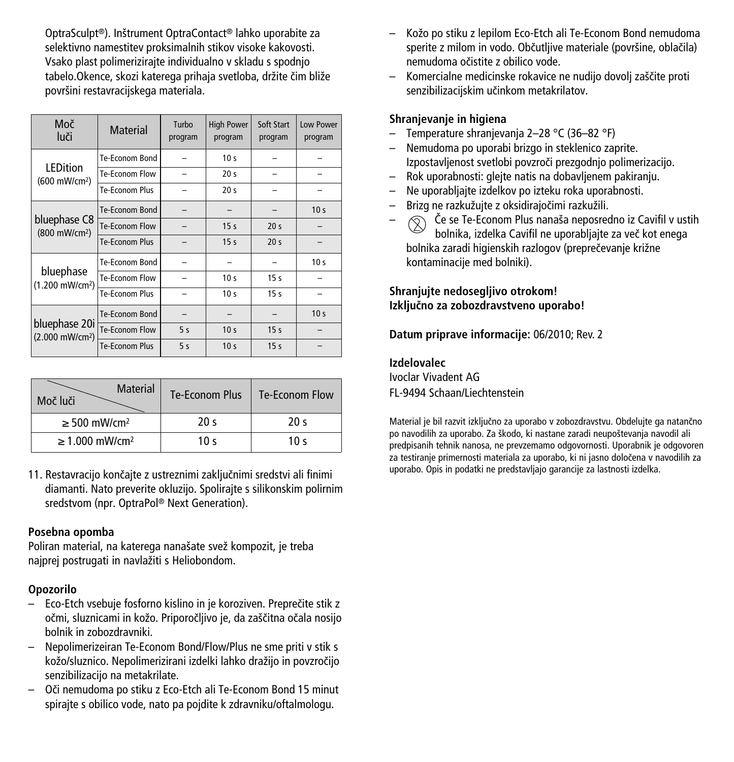OptraSculpt®). Inštrument OptraContact® lahko uporabite za selektivno namestitev proksimalnih stikov visoke kakovosti. Vsako plast polimerizirajte individualno v skladu s spodnjo tabelo.Okence, skozi katerega prihaja svetloba, držite čim bliže površini restavracijskega materiala.

| Moč luči | Material | Turbo program | High Power program | Soft Start program | Low Power program |
|---|---|---|---|---|---|
| LEDition (600 mW/cm²) | Te-Econom Bond | – | 10 s | – | – |
| | Te-Econom Flow | – | 20 s | – | – |
| | Te-Econom Plus | – | 20 s | – | – |
| bluephase C8 (800 mW/cm²) | Te-Econom Bond | – | – | – | 10 s |
| | Te-Econom Flow | – | 15 s | 20 s | – |
| | Te-Econom Plus | – | 15 s | 20 s | – |
| bluephase (1.200 mW/cm²) | Te-Econom Bond | – | – | – | 10 s |
| | Te-Econom Flow | – | 10 s | 15 s | – |
| | Te-Econom Plus | – | 10 s | 15 s | – |
| bluephase 20i (2.000 mW/cm²) | Te-Econom Bond | – | – | – | 10 s |
| | Te-Econom Flow | 5 s | 10 s | 15 s | – |
| | Te-Econom Plus | 5 s | 10 s | 15 s | – |

| Moč luči \ Material | Te-Econom Plus | Te-Econom Flow |
|---|---|---|
| ≥ 500 mW/cm² | 20 s | 20 s |
| ≥ 1.000 mW/cm² | 10 s | 10 s |

11. Restavracijo končajte z ustreznimi zaključnimi sredstvi ali finimi diamanti. Nato preverite okluzijo. Spolirajte s silikonskim polirnim sredstvom (npr. OptraPol® Next Generation).

**Posebna opomba**

Poliran material, na katerega nanašate svež kompozit, je treba najprej postrugati in navlažiti s Heliobondom.

**Opozorilo**

- Eco-Etch vsebuje fosforno kislino in je koroziven. Preprečite stik z očmi, sluznicami in kožo. Priporočljivo je, da zaščitna očala nosijo bolnik in zobozdravniki.
- Nepolimerizeiran Te-Econom Bond/Flow/Plus ne sme priti v stik s kožo/sluznico. Nepolimerizirani izdelki lahko dražijo in povzročijo senzibilizacijo na metakrilate.
- Oči nemudoma po stiku z Eco-Etch ali Te-Econom Bond 15 minut spirajte s obilico vode, nato pa pojdite k zdravniku/oftalmologu.
- Kožo po stiku z lepilom Eco-Etch ali Te-Econom Bond nemudoma sperite z milom in vodo. Občutljive materiale (površine, oblačila) nemudoma očistite z obilico vode.
- Komercialne medicinske rokavice ne nudijo dovolj zaščite proti senzibilizacijskim učinkom metakrilatov.

**Shranjevanje in higiena**

- Temperature shranjevanja 2–28 °C (36–82 °F)
- Nemudoma po uporabi brizgo in steklenico zaprite. Izpostavljenost svetlobi povzroči prezgodnjo polimerizacijo.
- Rok uporabnosti: glejte natis na dobavljenem pakiranju.
- Ne uporabljajte izdelkov po izteku roka uporabnosti.
- Brizg ne razkužujte z oksidirajočimi razkužili.
- Če se Te-Econom Plus nanaša neposredno iz Cavifil v ustih bolnika, izdelka Cavifil ne uporabljajte za več kot enega bolnika zaradi higienskih razlogov (preprečevanje križne kontaminacije med bolniki).

**Shranjujte nedosegljivo otrokom!**
**Izključno za zobozdravstveno uporabo!**

**Datum priprave informacije:** 06/2010; Rev. 2

**Izdelovalec**
Ivoclar Vivadent AG
FL-9494 Schaan/Liechtenstein

Material je bil razvit izključno za uporabo v zobozdravstvu. Obdelujte ga natančno po navodilih za uporabo. Za škodo, ki nastane zaradi neupoštevanja navodil ali predpisanih tehnik nanosa, ne prevzemamo odgovornosti. Uporabnik je odgovoren za testiranje primernosti materiala za uporabo, ki ni jasno določena v navodilih za uporabo. Opis in podatki ne predstavljajo garancije za lastnosti izdelka.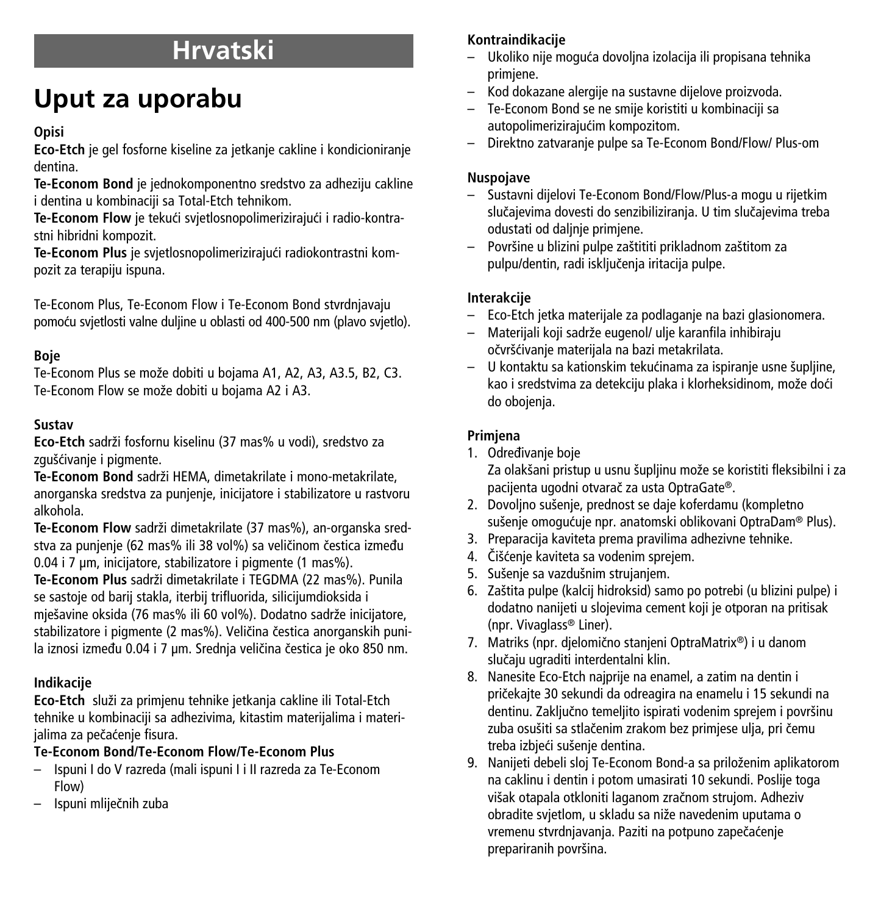# Hrvatski

## Uput za uporabu

**Opisi**

**Eco-Etch** je gel fosforne kiseline za jetkanje cakline i kondicioniranje dentina.

**Te-Econom Bond** je jednokomponentno sredstvo za adheziju cakline i dentina u kombinaciji sa Total-Etch tehnikom.

**Te-Econom Flow** je tekući svjetlosnopolimerizirajući i radio-kontrastni hibridni kompozit.

**Te-Econom Plus** je svjetlosnopolimerizirajući radiokontrastni kompozit za terapiju ispuna.

Te-Econom Plus, Te-Econom Flow i Te-Econom Bond stvrdnjavaju pomoću svjetlosti valne duljine u oblasti od 400-500 nm (plavo svjetlo).

**Boje**

Te-Econom Plus se može dobiti u bojama A1, A2, A3, A3.5, B2, C3.
Te-Econom Flow se može dobiti u bojama A2 i A3.

**Sustav**

**Eco-Etch** sadrži fosfornu kiselinu (37 mas% u vodi), sredstvo za zgušćivanje i pigmente.

**Te-Econom Bond** sadrži HEMA, dimetakrilate i mono-metakrilate, anorganska sredstva za punjenje, inicijatore i stabilizatore u rastvoru alkohola.

**Te-Econom Flow** sadrži dimetakrilate (37 mas%), an-organska sredstva za punjenje (62 mas% ili 38 vol%) sa veličinom čestica između 0.04 i 7 µm, inicijatore, stabilizatore i pigmente (1 mas%).

**Te-Econom Plus** sadrži dimetakrilate i TEGDMA (22 mas%). Punila se sastoje od barij stakla, iterbij trifluorida, silicijumdioksida i mješavine oksida (76 mas% ili 60 vol%). Dodatno sadrže inicijatore, stabilizatore i pigmente (2 mas%). Veličina čestica anorganskih punila iznosi između 0.04 i 7 µm. Srednja veličina čestica je oko 850 nm.

**Indikacije**

**Eco-Etch** služi za primjenu tehnike jetkanja cakline ili Total-Etch tehnike u kombinaciji sa adhezivima, kitastim materijalima i materijalima za pečaćenje fisura.

**Te-Econom Bond/Te-Econom Flow/Te-Econom Plus**

– Ispuni I do V razreda (mali ispuni I i II razreda za Te-Econom Flow)
– Ispuni mliječnih zuba

**Kontraindikacije**

– Ukoliko nije moguća dovoljna izolacija ili propisana tehnika primjene.
– Kod dokazane alergije na sustavne dijelove proizvoda.
– Te-Econom Bond se ne smije koristiti u kombinaciji sa autopolimerizirajućim kompozitom.
– Direktno zatvaranje pulpe sa Te-Econom Bond/Flow/ Plus-om

**Nuspojave**

– Sustavni dijelovi Te-Econom Bond/Flow/Plus-a mogu u rijetkim slučajevima dovesti do senzibiliziranja. U tim slučajevima treba odustati od daljnje primjene.
– Površine u blizini pulpe zaštititi prikladnom zaštitom za pulpu/dentin, radi isključenja iritacija pulpe.

**Interakcije**

– Eco-Etch jetka materijale za podlaganje na bazi glasionomera.
– Materijali koji sadrže eugenol/ ulje karanfila inhibiraju očvršćivanje materijala na bazi metakrilata.
– U kontaktu sa kationskim tekućinama za ispiranje usne šupljine, kao i sredstvima za detekciju plaka i klorheksidinom, može doći do obojenja.

**Primjena**

1. Određivanje boje
   Za olakšani pristup u usnu šupljinu može se koristiti fleksibilni i za pacijenta ugodni otvarač za usta OptraGate®.
2. Dovoljno sušenje, prednost se daje koferdamu (kompletno sušenje omogućuje npr. anatomski oblikovani OptraDam® Plus).
3. Preparacija kaviteta prema pravilima adhezivne tehnike.
4. Čišćenje kaviteta sa vodenim sprejem.
5. Sušenje sa vazdušnim strujanjem.
6. Zaštita pulpe (kalcij hidroksid) samo po potrebi (u blizini pulpe) i dodatno nanijeti u slojevima cement koji je otporan na pritisak (npr. Vivaglass® Liner).
7. Matriks (npr. djelomično stanjeni OptraMatrix®) i u danom slučaju ugraditi interdentalni klin.
8. Nanesite Eco-Etch najprije na enamel, a zatim na dentin i pričekajte 30 sekundi da odreagira na enamelu i 15 sekundi na dentinu. Zaključno temeljito ispirati vodenim sprejem i površinu zuba osušiti sa stlačenim zrakom bez primjese ulja, pri čemu treba izbjeći sušenje dentina.
9. Nanijeti debeli sloj Te-Econom Bond-a sa priloženim aplikatorom na caklinu i dentin i potom umasirati 10 sekundi. Poslije toga višak otapala otkloniti laganom zračnom strujom. Adheziv obradite svjetlom, u skladu sa niže navedenim uputama o vremenu stvrdnjavanja. Paziti na potpuno zapečaćenje prepariranih površina.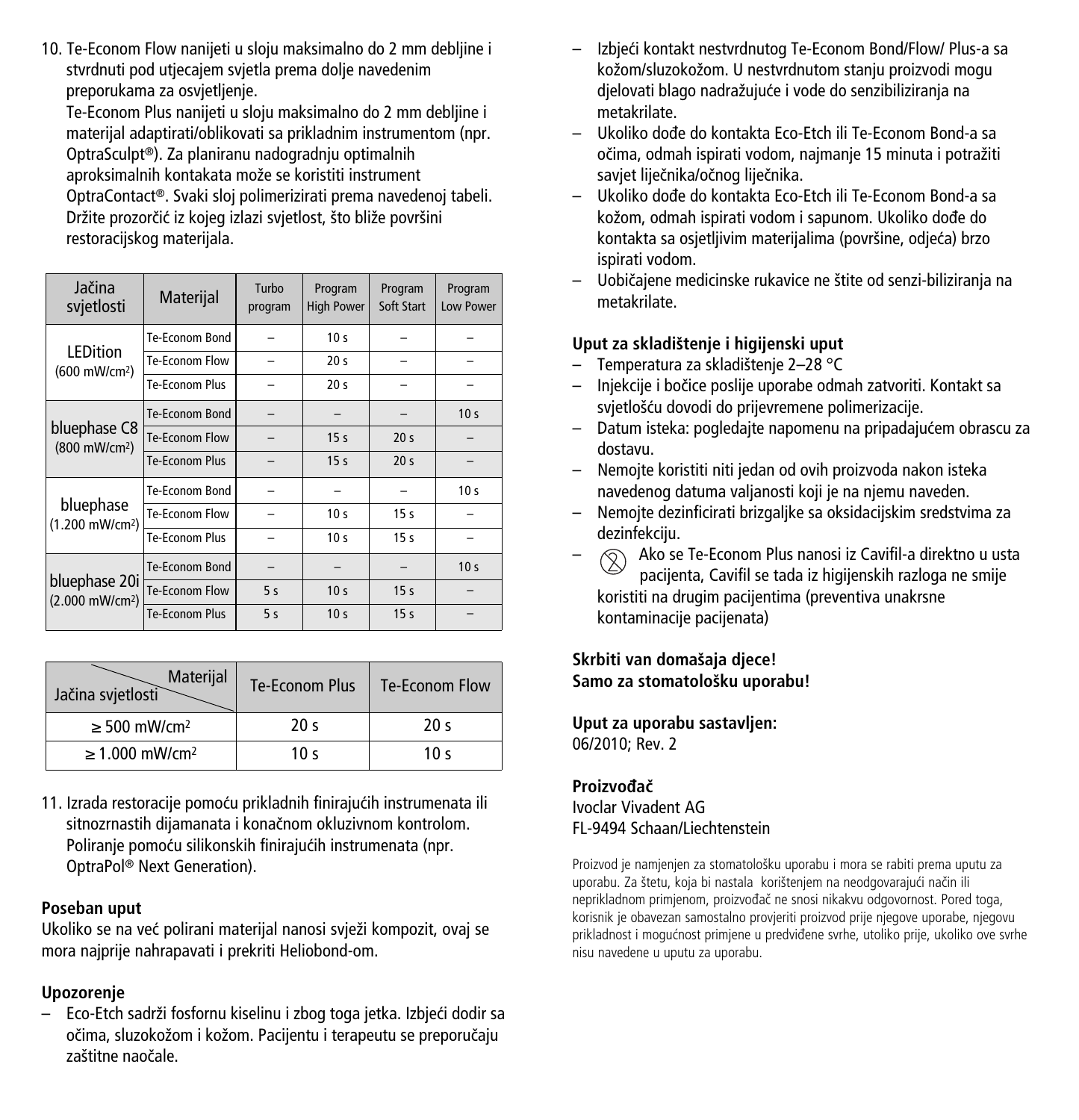10. Te-Econom Flow nanijeti u sloju maksimalno do 2 mm debljine i stvrdnuti pod utjecajem svjetla prema dolje navedenim preporukama za osvjetljenje.
    Te-Econom Plus nanijeti u sloju maksimalno do 2 mm debljine i materijal adaptirati/oblikovati sa prikladnim instrumentom (npr. OptraSculpt®). Za planiranu nadogradnju optimalnih aproksimalnih kontakata može se koristiti instrument OptraContact®. Svaki sloj polimerizirati prema navedenoj tabeli. Držite prozorčić iz kojeg izlazi svjetlost, što bliže površini restoracijskog materijala.

| Jačina svjetlosti | Materijal | Turbo program | Program High Power | Program Soft Start | Program Low Power |
|---|---|---|---|---|---|
| LEDition (600 mW/cm²) | Te-Econom Bond | – | 10 s | – | – |
| | Te-Econom Flow | – | 20 s | – | – |
| | Te-Econom Plus | – | 20 s | – | – |
| bluephase C8 (800 mW/cm²) | Te-Econom Bond | – | – | – | 10 s |
| | Te-Econom Flow | – | 15 s | 20 s | – |
| | Te-Econom Plus | – | 15 s | 20 s | – |
| bluephase (1.200 mW/cm²) | Te-Econom Bond | – | – | – | 10 s |
| | Te-Econom Flow | – | 10 s | 15 s | – |
| | Te-Econom Plus | – | 10 s | 15 s | – |
| bluephase 20i (2.000 mW/cm²) | Te-Econom Bond | – | – | – | 10 s |
| | Te-Econom Flow | 5 s | 10 s | 15 s | – |
| | Te-Econom Plus | 5 s | 10 s | 15 s | – |

| Jačina svjetlosti / Materijal | Te-Econom Plus | Te-Econom Flow |
|---|---|---|
| ≥ 500 mW/cm² | 20 s | 20 s |
| ≥ 1.000 mW/cm² | 10 s | 10 s |

11. Izrada restoracije pomoću prikladnih finirajućih instrumenata ili sitnozrnastih dijamanata i konačnom okluzivnom kontrolom. Poliranje pomoću silikonskih finirajućih instrumenata (npr. OptraPol® Next Generation).

**Poseban uput**

Ukoliko se na već polirani materijal nanosi svježi kompozit, ovaj se mora najprije nahrapavati i prekriti Heliobond-om.

**Upozorenje**

- Eco-Etch sadrži fosfornu kiselinu i zbog toga jetka. Izbjeći dodir sa očima, sluzokožom i kožom. Pacijentu i terapeutu se preporučaju zaštitne naočale.
- Izbjeći kontakt nestvrdnutog Te-Econom Bond/Flow/ Plus-a sa kožom/sluzokožom. U nestvrdnutom stanju proizvodi mogu djelovati blago nadražujuće i vode do senzibiliziranja na metakrilate.
- Ukoliko dođe do kontakta Eco-Etch ili Te-Econom Bond-a sa očima, odmah ispirati vodom, najmanje 15 minuta i potražiti savjet liječnika/očnog liječnika.
- Ukoliko dođe do kontakta Eco-Etch ili Te-Econom Bond-a sa kožom, odmah ispirati vodom i sapunom. Ukoliko dođe do kontakta sa osjetljivim materijalima (površine, odjeća) brzo ispirati vodom.
- Uobičajene medicinske rukavice ne štite od senzi-biliziranja na metakrilate.

**Uput za skladištenje i higijenski uput**

- Temperatura za skladištenje 2–28 °C
- Injekcije i bočice poslije uporabe odmah zatvoriti. Kontakt sa svjetlošću dovodi do prijevremene polimerizacije.
- Datum isteka: pogledajte napomenu na pripadajućem obrascu za dostavu.
- Nemojte koristiti niti jedan od ovih proizvoda nakon isteka navedenog datuma valjanosti koji je na njemu naveden.
- Nemojte dezinficirati brizgaljke sa oksidacijskim sredstvima za dezinfekciju.
- Ako se Te-Econom Plus nanosi iz Cavifil-a direktno u usta pacijenta, Cavifil se tada iz higijenskih razloga ne smije koristiti na drugim pacijentima (preventiva unakrsne kontaminacije pacijenata)

**Skrbiti van domašaja djece!**
**Samo za stomatološku uporabu!**

**Uput za uporabu sastavljen:**
06/2010; Rev. 2

**Proizvođač**
Ivoclar Vivadent AG
FL-9494 Schaan/Liechtenstein

Proizvod je namjenjen za stomatološku uporabu i mora se rabiti prema uputu za uporabu. Za štetu, koja bi nastala korištenjem na neodgovarajući način ili neprikladnom primjenom, proizvođač ne snosi nikakvu odgovornost. Pored toga, korisnik je obavezan samostalno provjeriti proizvod prije njegove uporabe, njegovu prikladnost i mogućnost primjene u predviđene svrhe, utoliko prije, ukoliko ove svrhe nisu navedene u uputu za uporabu.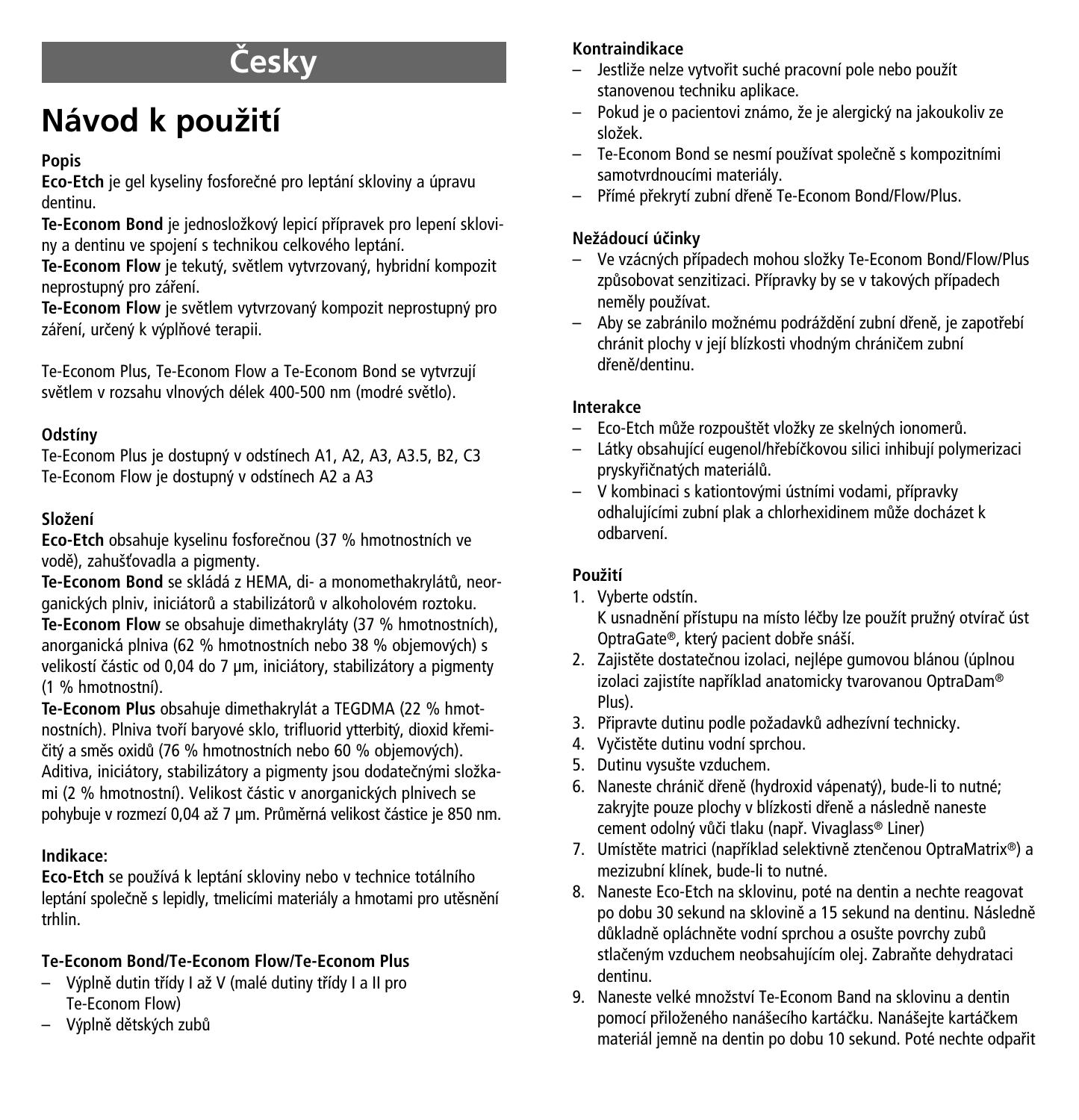# Česky

# Návod k použití

**Popis**

**Eco-Etch** je gel kyseliny fosforečné pro leptání skloviny a úpravu dentinu.

**Te-Econom Bond** je jednosložkový lepicí přípravek pro lepení skloviny a dentinu ve spojení s technikou celkového leptání.

**Te-Econom Flow** je tekutý, světlem vytvrzovaný, hybridní kompozit neprostupný pro záření.

**Te-Econom Flow** je světlem vytvrzovaný kompozit neprostupný pro záření, určený k výplňové terapii.

Te-Econom Plus, Te-Econom Flow a Te-Econom Bond se vytvrzují světlem v rozsahu vlnových délek 400-500 nm (modré světlo).

**Odstíny**

Te-Econom Plus je dostupný v odstínech A1, A2, A3, A3.5, B2, C3
Te-Econom Flow je dostupný v odstínech A2 a A3

**Složení**

**Eco-Etch** obsahuje kyselinu fosforečnou (37 % hmotnostních ve vodě), zahušťovadla a pigmenty.

**Te-Econom Bond** se skládá z HEMA, di- a monomethakrylátů, neorganických plniv, iniciátorů a stabilizátorů v alkoholovém roztoku.

**Te-Econom Flow** se obsahuje dimethakryláty (37 % hmotnostních), anorganická plniva (62 % hmotnostních nebo 38 % objemových) s velikostí částic od 0,04 do 7 µm, iniciátory, stabilizátory a pigmenty (1 % hmotnostní).

**Te-Econom Plus** obsahuje dimethakrylát a TEGDMA (22 % hmotnostních). Plniva tvoří baryové sklo, trifluorid ytterbitý, dioxid křemičitý a směs oxidů (76 % hmotnostních nebo 60 % objemových). Aditiva, iniciátory, stabilizátory a pigmenty jsou dodatečnými složkami (2 % hmotnostní). Velikost částic v anorganických plnivech se pohybuje v rozmezí 0,04 až 7 µm. Průměrná velikost částice je 850 nm.

**Indikace:**

**Eco-Etch** se používá k leptání skloviny nebo v technice totálního leptání společně s lepidly, tmelicími materiály a hmotami pro utěsnění trhlin.

**Te-Econom Bond/Te-Econom Flow/Te-Econom Plus**

– Výplně dutin třídy I až V (malé dutiny třídy I a II pro Te-Econom Flow)
– Výplně dětských zubů

**Kontraindikace**

– Jestliže nelze vytvořit suché pracovní pole nebo použít stanovenou techniku aplikace.
– Pokud je o pacientovi známo, že je alergický na jakoukoliv ze složek.
– Te-Econom Bond se nesmí používat společně s kompozitními samotvrdnoucími materiály.
– Přímé překrytí zubní dřeně Te-Econom Bond/Flow/Plus.

**Nežádoucí účinky**

– Ve vzácných případech mohou složky Te-Econom Bond/Flow/Plus způsobovat senzitizaci. Přípravky by se v takových případech neměly používat.
– Aby se zabránilo možnému podráždění zubní dřeně, je zapotřebí chránit plochy v její blízkosti vhodným chráničem zubní dřeně/dentinu.

**Interakce**

– Eco-Etch může rozpouštět vložky ze skelných ionomerů.
– Látky obsahující eugenol/hřebíčkovou silici inhibují polymerizaci pryskyřičnatých materiálů.
– V kombinaci s kationtovými ústními vodami, přípravky odhalujícími zubní plak a chlorhexidinem může docházet k odbarvení.

**Použití**

1. Vyberte odstín.
   K usnadnění přístupu na místo léčby lze použít pružný otvírač úst OptraGate®, který pacient dobře snáší.
2. Zajistěte dostatečnou izolaci, nejlépe gumovou blánou (úplnou izolaci zajistíte například anatomicky tvarovanou OptraDam® Plus).
3. Připravte dutinu podle požadavků adhezívní techniky.
4. Vyčistěte dutinu vodní sprchou.
5. Dutinu vysušte vzduchem.
6. Naneste chránič dřeně (hydroxid vápenatý), bude-li to nutné; zakryjte pouze plochy v blízkosti dřeně a následně naneste cement odolný vůči tlaku (např. Vivaglass® Liner)
7. Umístěte matrici (například selektivně ztenčenou OptraMatrix®) a mezizubní klínek, bude-li to nutné.
8. Naneste Eco-Etch na sklovinu, poté na dentin a nechte reagovat po dobu 30 sekund na sklovině a 15 sekund na dentinu. Následně důkladně opláchněte vodní sprchou a osušte povrchy zubů stlačeným vzduchem neobsahujícím olej. Zabraňte dehydrataci dentinu.
9. Naneste velké množství Te-Econom Band na sklovinu a dentin pomocí přiloženého nanášecího kartáčku. Nanášejte kartáčkem materiál jemně na dentin po dobu 10 sekund. Poté nechte odpařit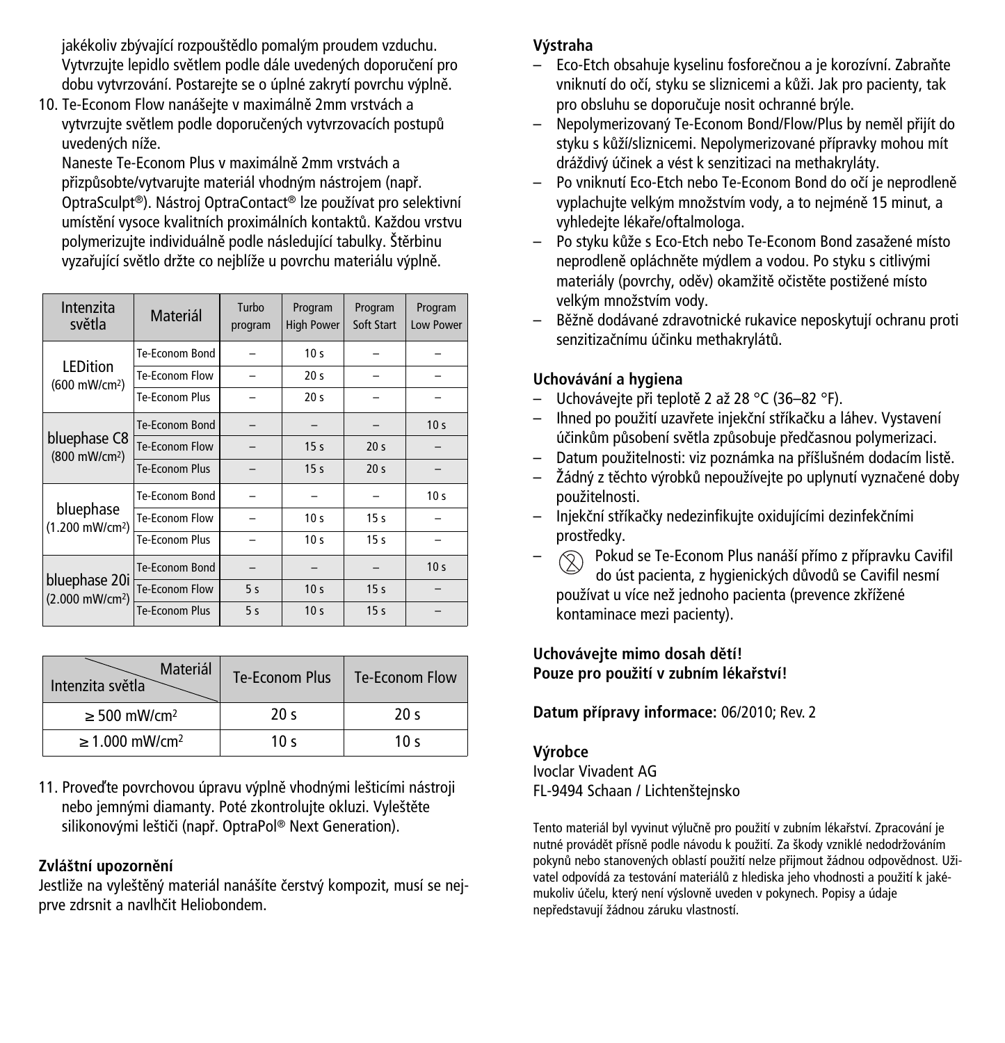jakékoliv zbývající rozpouštědlo pomalým proudem vzduchu. Vytvrzujte lepidlo světlem podle dále uvedených doporučení pro dobu vytvrzování. Postarejte se o úplné zakrytí povrchu výplně.

10. Te-Econom Flow nanášejte v maximálně 2mm vrstvách a vytvrzujte světlem podle doporučených vytvrzovacích postupů uvedených níže.
    Naneste Te-Econom Plus v maximálně 2mm vrstvách a přizpůsobte/vytvarujte materiál vhodným nástrojem (např. OptraSculpt®). Nástroj OptraContact® lze používat pro selektivní umístění vysoce kvalitních proximálních kontaktů. Každou vrstvu polymerizujte individuálně podle následující tabulky. Štěrbinu vyzařující světlo držte co nejblíže u povrchu materiálu výplně.

| Intenzita světla | Materiál | Turbo program | Program High Power | Program Soft Start | Program Low Power |
|---|---|---|---|---|---|
| LEDition (600 mW/cm²) | Te-Econom Bond | – | 10 s | – | – |
| | Te-Econom Flow | – | 20 s | – | – |
| | Te-Econom Plus | – | 20 s | – | – |
| bluephase C8 (800 mW/cm²) | Te-Econom Bond | – | – | – | 10 s |
| | Te-Econom Flow | – | 15 s | 20 s | – |
| | Te-Econom Plus | – | 15 s | 20 s | – |
| bluephase (1.200 mW/cm²) | Te-Econom Bond | – | – | – | 10 s |
| | Te-Econom Flow | – | 10 s | 15 s | – |
| | Te-Econom Plus | – | 10 s | 15 s | – |
| bluephase 20i (2.000 mW/cm²) | Te-Econom Bond | – | – | – | 10 s |
| | Te-Econom Flow | 5 s | 10 s | 15 s | – |
| | Te-Econom Plus | 5 s | 10 s | 15 s | – |

| Intenzita světla \ Materiál | Te-Econom Plus | Te-Econom Flow |
|---|---|---|
| ≥ 500 mW/cm² | 20 s | 20 s |
| ≥ 1.000 mW/cm² | 10 s | 10 s |

11. Proveďte povrchovou úpravu výplně vhodnými lešticími nástroji nebo jemnými diamanty. Poté zkontrolujte okluzi. Vyleštěte silikonovými lešticími (např. OptraPol® Next Generation).

**Zvláštní upozornění**

Jestliže na vyleštěný materiál nanášíte čerstvý kompozit, musí se nejprve zdrsnit a navlhčit Heliobondem.

**Výstraha**

- Eco-Etch obsahuje kyselinu fosforečnou a je korozívní. Zabraňte vniknutí do očí, styku se sliznicemi a kůži. Jak pro pacienty, tak pro obsluhu se doporučuje nosit ochranné brýle.
- Nepolymerizovaný Te-Econom Bond/Flow/Plus by neměl přijít do styku s kůží/sliznicemi. Nepolymerizované přípravky mohou mít dráždivý účinek a vést k senzitizaci na methakryláty.
- Po vniknutí Eco-Etch nebo Te-Econom Bond do očí je neprodleně vyplachujte velkým množstvím vody, a to nejméně 15 minut, a vyhledejte lékaře/oftalmologa.
- Po styku kůže s Eco-Etch nebo Te-Econom Bond zasažené místo neprodleně opláchněte mýdlem a vodou. Po styku s citlivými materiály (povrchy, oděv) okamžitě očistěte postižené místo velkým množstvím vody.
- Běžně dodávané zdravotnické rukavice neposkytují ochranu proti senzitizačnímu účinku methakrylátů.

**Uchovávání a hygiena**

- Uchovávejte při teplotě 2 až 28 °C (36–82 °F).
- Ihned po použití uzavřete injekční stříkačku a láhev. Vystavení účinkům působení světla způsobuje předčasnou polymerizaci.
- Datum použitelnosti: viz poznámka na příslušném dodacím listě.
- Žádný z těchto výrobků nepoužívejte po uplynutí vyznačené doby použitelnosti.
- Injekční stříkačky nedezinfikujte oxidujícími dezinfekčními prostředky.
- Pokud se Te-Econom Plus nanáší přímo z přípravku Cavifil do úst pacienta, z hygienických důvodů se Cavifil nesmí používat u více než jednoho pacienta (prevence zkřížené kontaminace mezi pacienty).

**Uchovávejte mimo dosah dětí!**
**Pouze pro použití v zubním lékařství!**

**Datum přípravy informace:** 06/2010; Rev. 2

**Výrobce**
Ivoclar Vivadent AG
FL-9494 Schaan / Lichtenštejnsko

Tento materiál byl vyvinut výlučně pro použití v zubním lékařství. Zpracování je nutné provádět přísně podle návodu k použití. Za škody vzniklé nedodržováním pokynů nebo stanovených oblastí použití nelze přijmout žádnou odpovědnost. Uživatel odpovídá za testování materiálů z hlediska jeho vhodnosti a použití k jakémukoliv účelu, který není výslovně uveden v pokynech. Popisy a údaje nepředstavují žádnou záruku vlastností.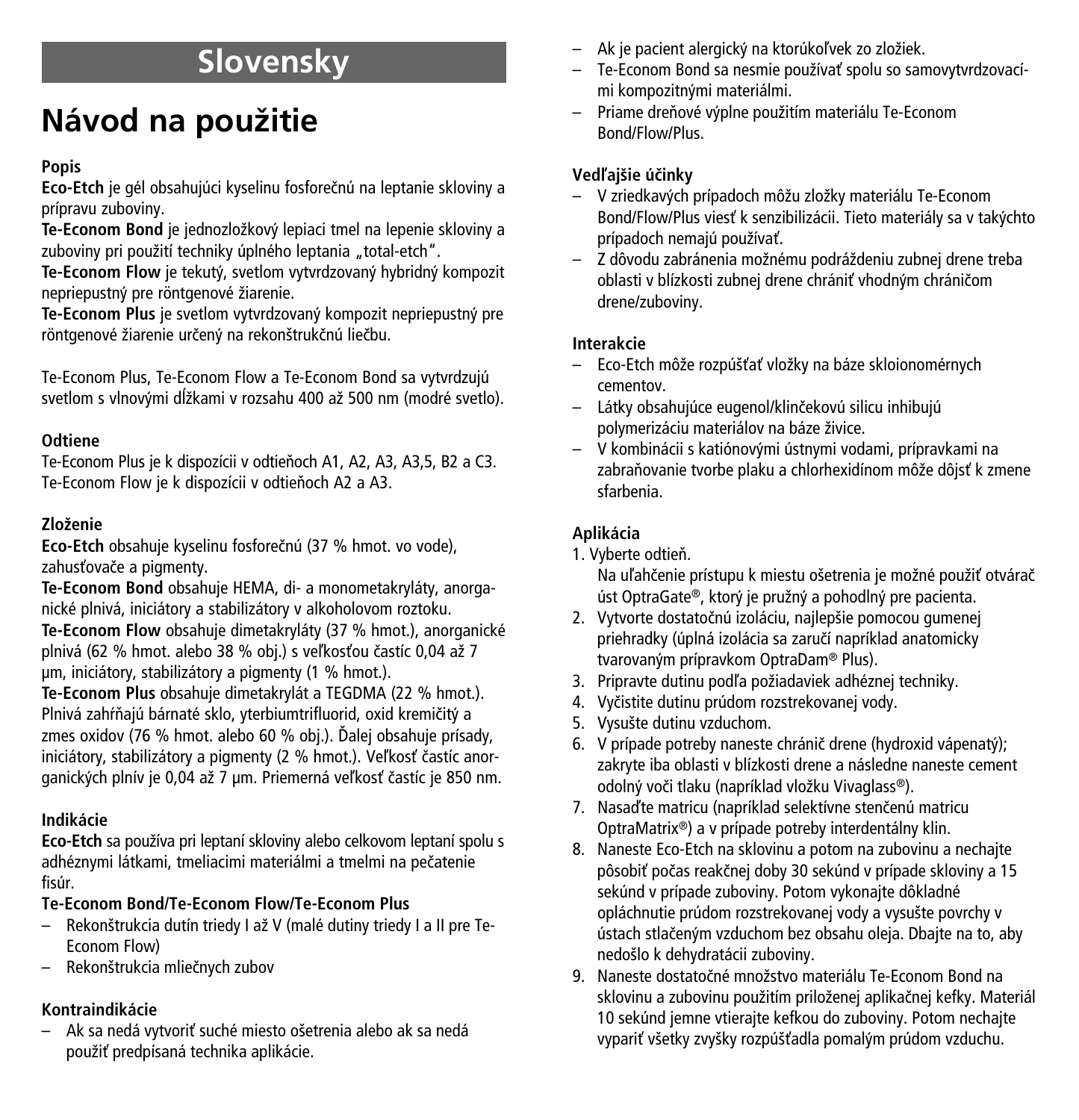# Slovensky

# Návod na použitie

**Popis**

**Eco-Etch** je gél obsahujúci kyselinu fosforečnú na leptanie skloviny a prípravu zuboviny.

**Te-Econom Bond** je jednozložkový lepiaci tmel na lepenie skloviny a zuboviny pri použití techniky úplného leptania „total-etch".

**Te-Econom Flow** je tekutý, svetlom vytvrdzovaný hybridný kompozit nepriepustný pre röntgenové žiarenie.

**Te-Econom Plus** je svetlom vytvrdzovaný kompozit nepriepustný pre röntgenové žiarenie určený na rekonštrukčnú liečbu.

Te-Econom Plus, Te-Econom Flow a Te-Econom Bond sa vytvrdzujú svetlom s vlnovými dĺžkami v rozsahu 400 až 500 nm (modré svetlo).

**Odtiene**

Te-Econom Plus je k dispozícii v odtieňoch A1, A2, A3, A3,5, B2 a C3.
Te-Econom Flow je k dispozícii v odtieňoch A2 a A3.

**Zloženie**

**Eco-Etch** obsahuje kyselinu fosforečnú (37 % hmot. vo vode), zahusťovače a pigmenty.

**Te-Econom Bond** obsahuje HEMA, di- a monometakryláty, anorganické plnivá, iniciátory a stabilizátory v alkoholovom roztoku.

**Te-Econom Flow** obsahuje dimetakryláty (37 % hmot.), anorganické plnivá (62 % hmot. alebo 38 % obj.) s veľkosťou častíc 0,04 až 7 µm, iniciátory, stabilizátory a pigmenty (1 % hmot.).

**Te-Econom Plus** obsahuje dimetakrylát a TEGDMA (22 % hmot.). Plnivá zahŕňajú bárnaté sklo, yterbiumtrifluorid, oxid kremičitý a zmes oxidov (76 % hmot. alebo 60 % obj.). Ďalej obsahuje prísady, iniciátory, stabilizátory a pigmenty (2 % hmot.). Veľkosť častíc anorganických plnív je 0,04 až 7 µm. Priemerná veľkosť častíc je 850 nm.

**Indikácie**

**Eco-Etch** sa používa pri leptaní skloviny alebo celkovom leptaní spolu s adhéznymi látkami, tmeliacimi materiálmi a tmelmi na pečatenie fisúr.

**Te-Econom Bond/Te-Econom Flow/Te-Econom Plus**

- Rekonštrukcia dutín triedy I až V (malé dutiny triedy I a II pre Te-Econom Flow)
- Rekonštrukcia mliečnych zubov

**Kontraindikácie**

- Ak sa nedá vytvoriť suché miesto ošetrenia alebo ak sa nedá použiť predpísaná technika aplikácie.
- Ak je pacient alergický na ktorúkoľvek zo zložiek.
- Te-Econom Bond sa nesmie používať spolu so samovytvrdzovacími kompozitnými materiálmi.
- Priame dreňové výplne použitím materiálu Te-Econom Bond/Flow/Plus.

**Vedľajšie účinky**

- V zriedkavých prípadoch môžu zložky materiálu Te-Econom Bond/Flow/Plus viesť k senzibilizácii. Tieto materiály sa v takýchto prípadoch nemajú používať.
- Z dôvodu zabránenia možnému podráždeniu zubnej drene treba oblasti v blízkosti zubnej drene chrániť vhodným chráničom drene/zuboviny.

**Interakcie**

- Eco-Etch môže rozpúšťať vložky na báze skloionomérnych cementov.
- Látky obsahujúce eugenol/klinčekovú silicu inhibujú polymerizáciu materiálov na báze živice.
- V kombinácii s katiónovými ústnymi vodami, prípravkami na zabraňovanie tvorbe plaku a chlorhexidínom môže dôjsť k zmene sfarbenia.

**Aplikácia**

1. Vyberte odtieň.
   Na uľahčenie prístupu k miestu ošetrenia je možné použiť otvárač úst OptraGate®, ktorý je pružný a pohodlný pre pacienta.
2. Vytvorte dostatočnú izoláciu, najlepšie pomocou gumenej priehradky (úplná izolácia sa zaručí napríklad anatomicky tvarovaným prípravkom OptraDam® Plus).
3. Pripravte dutinu podľa požiadaviek adhéznej techniky.
4. Vyčistite dutinu prúdom rozstrekovanej vody.
5. Vysušte dutinu vzduchom.
6. V prípade potreby naneste chránič drene (hydroxid vápenatý); zakryte iba oblasti v blízkosti drene a následne naneste cement odolný voči tlaku (napríklad vložku Vivaglass®).
7. Nasaďte matricu (napríklad selektívne stenčenú matricu OptraMatrix®) a v prípade potreby interdentálny klin.
8. Naneste Eco-Etch na sklovinu a potom na zubovinu a nechajte pôsobiť počas reakčnej doby 30 sekúnd v prípade skloviny a 15 sekúnd v prípade zuboviny. Potom vykonajte dôkladné opláchnutie prúdom rozstrekovanej vody a vysušte povrchy v ústach stlačeným vzduchom bez obsahu oleja. Dbajte na to, aby nedošlo k dehydratácii zuboviny.
9. Naneste dostatočné množstvo materiálu Te-Econom Bond na sklovinu a zubovinu použitím priloženej aplikačnej kefky. Materiál 10 sekúnd jemne vtierajte kefkou do zuboviny. Potom nechajte vypariť všetky zvyšky rozpúšťadla pomalým prúdom vzduchu.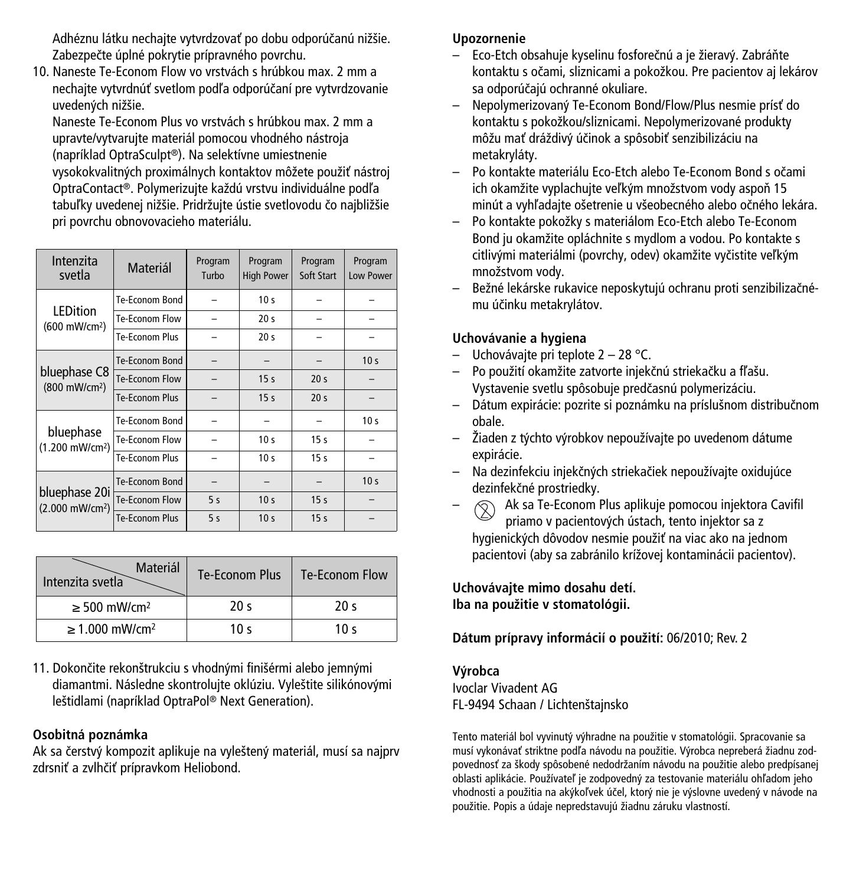Adheznu látku nechajte vytvrdzovať po dobu odporúčanú nižšie. Zabezpečte úplné pokrytie prípravného povrchu.

10. Naneste Te-Econom Flow vo vrstvách s hrúbkou max. 2 mm a nechajte vytvrdnúť svetlom podľa odporúčaní pre vytvrdzovanie uvedených nižšie.
    Naneste Te-Econom Plus vo vrstvách s hrúbkou max. 2 mm a upravte/vytvarujte materiál pomocou vhodného nástroja (napríklad OptraSculpt®). Na selektívne umiestnenie vysokokvalitných proximálnych kontaktov môžete použiť nástroj OptraContact®. Polymerizujte každú vrstvu individuálne podľa tabuľky uvedenej nižšie. Pridržujte ústie svetlovodu čo najbližšie pri povrchu obnovovacieho materiálu.

| Intenzita svetla | Materiál | Program Turbo | Program High Power | Program Soft Start | Program Low Power |
|---|---|---|---|---|---|
| LEDition (600 mW/cm²) | Te-Econom Bond | – | 10 s | – | – |
| | Te-Econom Flow | – | 20 s | – | – |
| | Te-Econom Plus | – | 20 s | – | – |
| bluephase C8 (800 mW/cm²) | Te-Econom Bond | – | – | – | 10 s |
| | Te-Econom Flow | – | 15 s | 20 s | – |
| | Te-Econom Plus | – | 15 s | 20 s | – |
| bluephase (1.200 mW/cm²) | Te-Econom Bond | – | – | – | 10 s |
| | Te-Econom Flow | – | 10 s | 15 s | – |
| | Te-Econom Plus | – | 10 s | 15 s | – |
| bluephase 20i (2.000 mW/cm²) | Te-Econom Bond | – | – | – | 10 s |
| | Te-Econom Flow | 5 s | 10 s | 15 s | – |
| | Te-Econom Plus | 5 s | 10 s | 15 s | – |

| Intenzita svetla \ Materiál | Te-Econom Plus | Te-Econom Flow |
|---|---|---|
| ≥ 500 mW/cm² | 20 s | 20 s |
| ≥ 1.000 mW/cm² | 10 s | 10 s |

11. Dokončite rekonštrukciu s vhodnými finišérmi alebo jemnými diamantmi. Následne skontrolujte oklúziu. Vyleštite silikónovými leštidlami (napríklad OptraPol® Next Generation).

### Osobitná poznámka

Ak sa čerstvý kompozit aplikuje na vyleštený materiál, musí sa najprv zdrsniť a zvlhčiť prípravkom Heliobond.

### Upozornenie

- Eco-Etch obsahuje kyselinu fosforečnú a je žieravý. Zabráňte kontaktu s očami, sliznicami a pokožkou. Pre pacientov aj lekárov sa odporúčajú ochranné okuliare.
- Nepolymerizovaný Te-Econom Bond/Flow/Plus nesmie prísť do kontaktu s pokožkou/sliznicami. Nepolymerizované produkty môžu mať dráždivý účinok a spôsobiť senzibilizáciu na metakryláty.
- Po kontakte materiálu Eco-Etch alebo Te-Econom Bond s očami ich okamžite vyplachujte veľkým množstvom vody aspoň 15 minút a vyhľadajte ošetrenie u všeobecného alebo očného lekára.
- Po kontakte pokožky s materiálom Eco-Etch alebo Te-Econom Bond ju okamžite opláchnite s mydlom a vodou. Po kontakte s citlivými materiálmi (povrchy, odev) okamžite vyčistite veľkým množstvom vody.
- Bežné lekárske rukavice neposkytujú ochranu proti senzibilizačnému účinku metakrylátov.

### Uchovávanie a hygiena

- Uchovávajte pri teplote 2 – 28 °C.
- Po použití okamžite zatvorte injekčnú striekačku a fľašu. Vystavenie svetlu spôsobuje predčasnú polymerizáciu.
- Dátum expirácie: pozrite si poznámku na príslušnom distribučnom obale.
- Žiaden z týchto výrobkov nepoužívajte po uvedenom dátume expirácie.
- Na dezinfekciu injekčných striekačiek nepoužívajte oxidujúce dezinfekčné prostriedky.
- Ak sa Te-Econom Plus aplikuje pomocou injektora Cavifil priamo v pacientových ústach, tento injektor sa z hygienických dôvodov nesmie použiť na viac ako na jednom pacientovi (aby sa zabránilo krížovej kontaminácii pacientov).

**Uchovávajte mimo dosahu detí.**
**Iba na použitie v stomatológii.**

**Dátum prípravy informácií o použití:** 06/2010; Rev. 2

### Výrobca

Ivoclar Vivadent AG
FL-9494 Schaan / Lichtenštajnsko

Tento materiál bol vyvinutý výhradne na použitie v stomatológii. Spracovanie sa musí vykonávať striktne podľa návodu na použitie. Výrobca nepreberá žiadnu zodpovednosť za škody spôsobené nedodržaním návodu na použitie alebo predpísanej oblasti aplikácie. Používateľ je zodpovedný za testovanie materiálu ohľadom jeho vhodnosti a použitia na akýkoľvek účel, ktorý nie je výslovne uvedený v návode na použitie. Popis a údaje nepredstavujú žiadnu záruku vlastností.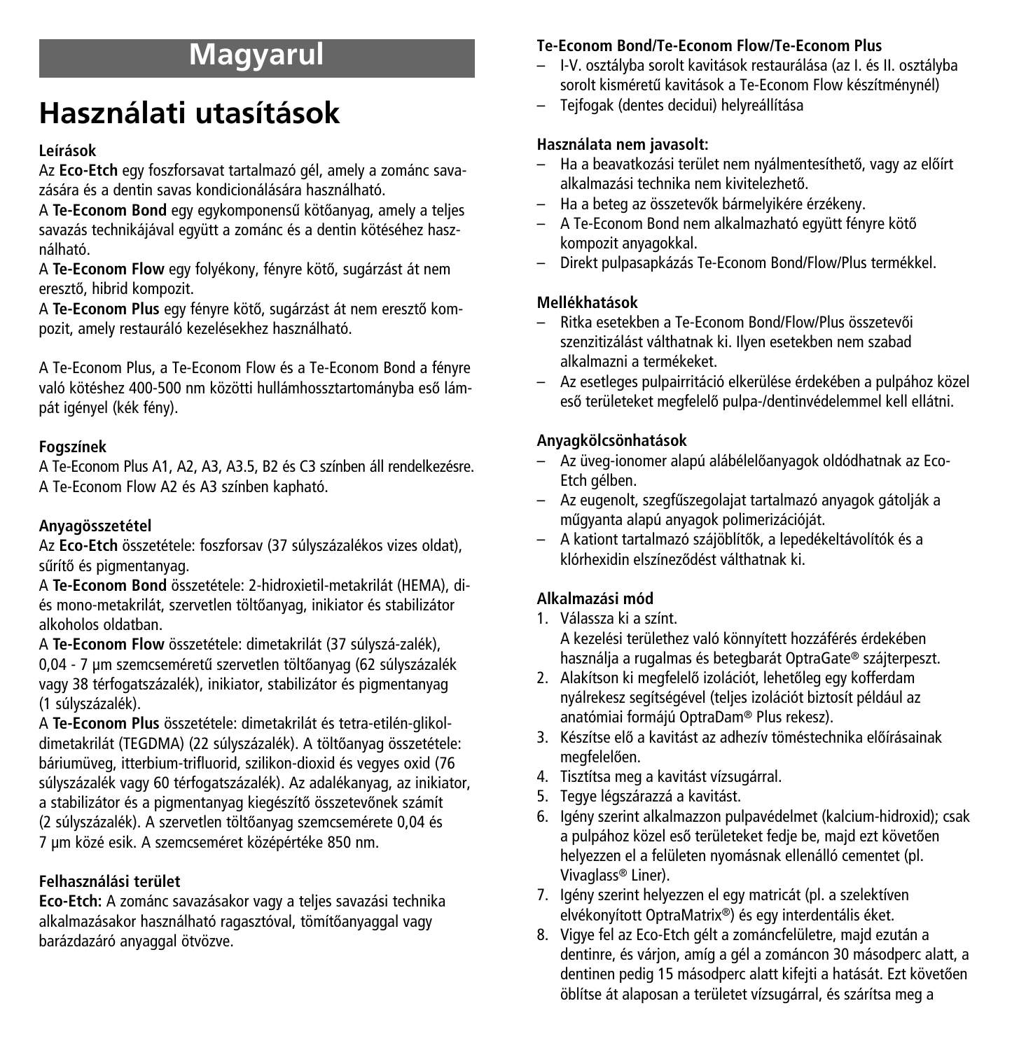# Magyarul

## Használati utasítások

**Leírások**

Az **Eco-Etch** egy foszforsavat tartalmazó gél, amely a zománc savazására és a dentin savas kondicionálására használható.

A **Te-Econom Bond** egy egykomponensű kötőanyag, amely a teljes savazás technikájával együtt a zománc és a dentin kötéséhez használható.

A **Te-Econom Flow** egy folyékony, fényre kötő, sugárzást át nem eresztő, hibrid kompozit.

A **Te-Econom Plus** egy fényre kötő, sugárzást át nem eresztő kompozit, amely restauráló kezelésekhez használható.

A Te-Econom Plus, a Te-Econom Flow és a Te-Econom Bond a fényre való kötéshez 400-500 nm közötti hullámhossztartományba eső lámpát igényel (kék fény).

**Fogszínek**

A Te-Econom Plus A1, A2, A3, A3.5, B2 és C3 színben áll rendelkezésre.
A Te-Econom Flow A2 és A3 színben kapható.

**Anyagösszetétel**

Az **Eco-Etch** összetétele: foszforsav (37 súlyszázalékos vizes oldat), sűrítő és pigmentanyag.

A **Te-Econom Bond** összetétele: 2-hidroxietil-metakrilát (HEMA), di- és mono-metakrilát, szervetlen töltőanyag, inikiator és stabilizátor alkoholos oldatban.

A **Te-Econom Flow** összetétele: dimetakrilát (37 súlyszá-zalék), 0,04 - 7 µm szemcseméretű szervetlen töltőanyag (62 súlyszázalék vagy 38 térfogatszázalék), inikiator, stabilizátor és pigmentanyag (1 súlyszázalék).

A **Te-Econom Plus** összetétele: dimetakrilát és tetra-etilén-glikol-dimetakrilát (TEGDMA) (22 súlyszázalék). A töltőanyag összetétele: báriumüveg, itterbium-trifluorid, szilikon-dioxid és vegyes oxid (76 súlyszázalék vagy 60 térfogatszázalék). Az adalékanyag, az inikiator, a stabilizátor és a pigmentanyag kiegészítő összetevőnek számít (2 súlyszázalék). A szervetlen töltőanyag szemcsemérete 0,04 és 7 µm közé esik. A szemcseméret középértéke 850 nm.

**Felhasználási terület**

**Eco-Etch:** A zománc savazásakor vagy a teljes savazási technika alkalmazásakor használható ragasztóval, tömítőanyaggal vagy barázdazáró anyaggal ötvözve.

**Te-Econom Bond/Te-Econom Flow/Te-Econom Plus**

- I-V. osztályba sorolt kavitások restaurálása (az I. és II. osztályba sorolt kisméretű kavitások a Te-Econom Flow készítménynél)
- Tejfogak (dentes decidui) helyreállítása

**Használata nem javasolt:**

- Ha a beavatkozási terület nem nyálmentesíthető, vagy az előírt alkalmazási technika nem kivitelezhető.
- Ha a beteg az összetevők bármelyikére érzékeny.
- A Te-Econom Bond nem alkalmazható együtt fényre kötő kompozit anyagokkal.
- Direkt pulpasapkázás Te-Econom Bond/Flow/Plus termékkel.

**Mellékhatások**

- Ritka esetekben a Te-Econom Bond/Flow/Plus összetevői szenzitizálást válthatnak ki. Ilyen esetekben nem szabad alkalmazni a termékeket.
- Az esetleges pulpairritáció elkerülése érdekében a pulpához közel eső területeket megfelelő pulpa-/dentinvédelemmel kell ellátni.

**Anyagkölcsönhatások**

- Az üveg-ionomer alapú alábélelőanyagok oldódhatnak az Eco-Etch gélben.
- Az eugenolt, szegfűszegolajat tartalmazó anyagok gátolják a műgyanta alapú anyagok polimerizációját.
- A kationt tartalmazó szájöblítők, a lepedékeltávolítók és a klórhexidin elszíneződést válthatnak ki.

**Alkalmazási mód**

1. Válassza ki a színt.
   A kezelési területhez való könnyített hozzáférés érdekében használja a rugalmas és betegbarát OptraGate® szájterpeszt.
2. Alakítson ki megfelelő izolációt, lehetőleg egy kofferdam nyálrekesz segítségével (teljes izolációt biztosít például az anatómiai formájú OptraDam® Plus rekesz).
3. Készítse elő a kavitást az adhezív töméstechnika előírásainak megfelelően.
4. Tisztítsa meg a kavitást vízsugárral.
5. Tegye légszárazzá a kavitást.
6. Igény szerint alkalmazzon pulpavédelmet (kalcium-hidroxid); csak a pulpához közel eső területeket fedje be, majd ezt követően helyezzen el a felületen nyomásnak ellenálló cementet (pl. Vivaglass® Liner).
7. Igény szerint helyezzen el egy matricát (pl. a szelektíven elvékonyított OptraMatrix®) és egy interdentális éket.
8. Vigye fel az Eco-Etch gélt a zománcfelületre, majd ezután a dentinre, és várjon, amíg a gél a zománcon 30 másodperc alatt, a dentinen pedig 15 másodperc alatt kifejti a hatását. Ezt követően öblítse át alaposan a területet vízsugárral, és szárítsa meg a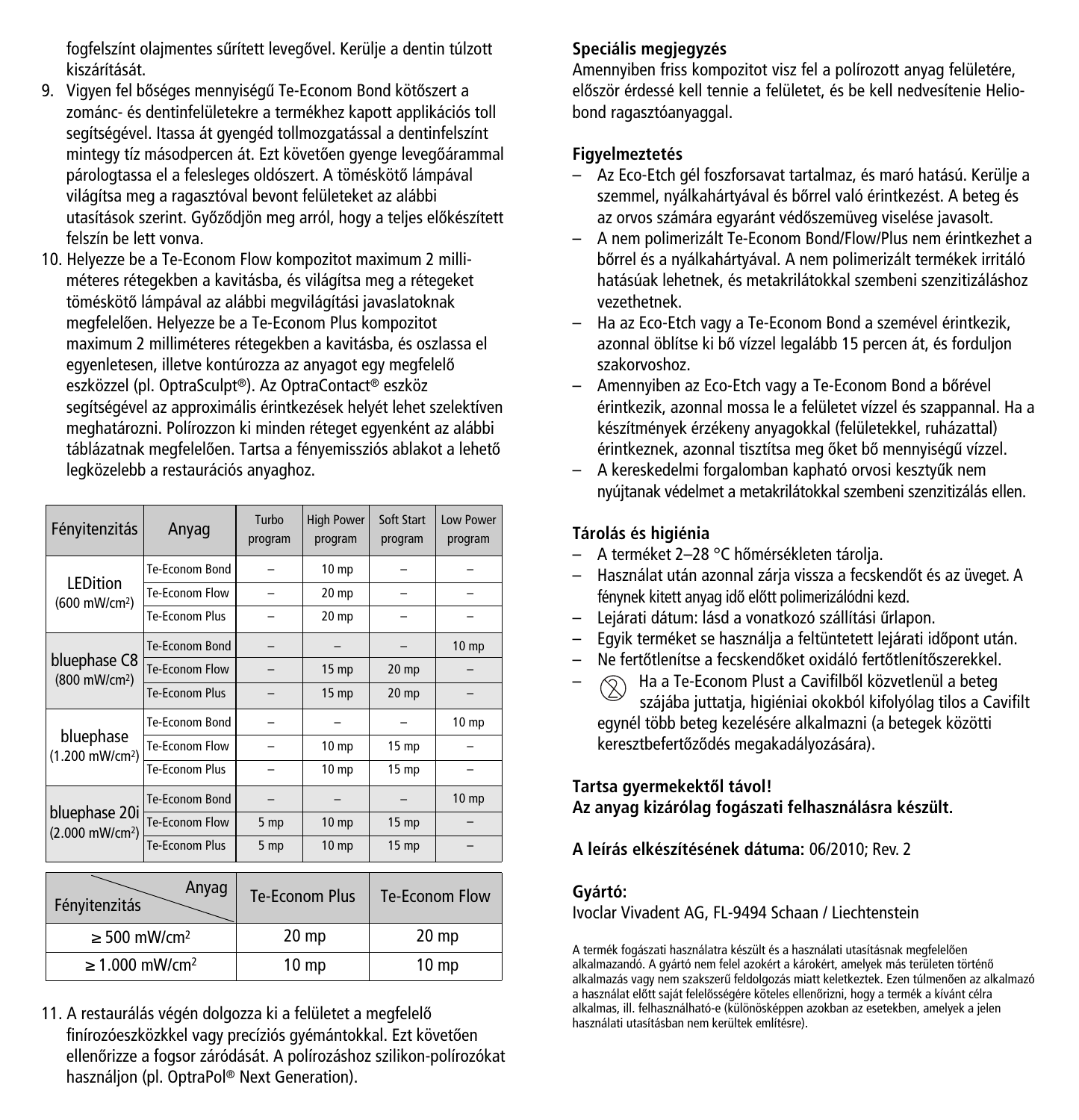fogfelszínt olajmentes sűrített levegővel. Kerülje a dentin túlzott kiszárítását.

9. Vigyen fel bőséges mennyiségű Te-Econom Bond kötőszert a zománc- és dentinfelületekre a termékhez kapott applikációs toll segítségével. Itassa át gyengéd tollmozgatással a dentinfelszínt mintegy tíz másodpercen át. Ezt követően gyenge levegőárammal párologtassa el a felesleges oldószert. A töméskötő lámpával világítsa meg a ragasztóval bevont felületeket az alábbi utasítások szerint. Győződjön meg arról, hogy a teljes előkészített felszín be lett vonva.
10. Helyezze be a Te-Econom Flow kompozitot maximum 2 milliméteres rétegekben a kavitásba, és világítsa meg a rétegeket töméskötő lámpával az alábbi megvilágítási javaslatoknak megfelelően. Helyezze be a Te-Econom Plus kompozitot maximum 2 milliméteres rétegekben a kavitásba, és oszlassa el egyenletesen, illetve kontúrozza az anyagot egy megfelelő eszközzel (pl. OptraSculpt®). Az OptraContact® eszköz segítségével az approximális érintkezések helyét lehet szelektíven meghatározni. Polírozzon ki minden réteget egyenként az alábbi táblázatnak megfelelően. Tartsa a fényemissziós ablakot a lehető legközelebb a restaurációs anyaghoz.

| Fényitenzitás | Anyag | Turbo program | High Power program | Soft Start program | Low Power program |
|---|---|---|---|---|---|
| LEDition (600 mW/cm²) | Te-Econom Bond | – | 10 mp | – | – |
| | Te-Econom Flow | – | 20 mp | – | – |
| | Te-Econom Plus | – | 20 mp | – | – |
| bluephase C8 (800 mW/cm²) | Te-Econom Bond | – | – | – | 10 mp |
| | Te-Econom Flow | – | 15 mp | 20 mp | – |
| | Te-Econom Plus | – | 15 mp | 20 mp | – |
| bluephase (1.200 mW/cm²) | Te-Econom Bond | – | – | – | 10 mp |
| | Te-Econom Flow | – | 10 mp | 15 mp | – |
| | Te-Econom Plus | – | 10 mp | 15 mp | – |
| bluephase 20i (2.000 mW/cm²) | Te-Econom Bond | – | – | – | 10 mp |
| | Te-Econom Flow | 5 mp | 10 mp | 15 mp | – |
| | Te-Econom Plus | 5 mp | 10 mp | 15 mp | – |

| Fényitenzitás / Anyag | Te-Econom Plus | Te-Econom Flow |
|---|---|---|
| ≥ 500 mW/cm² | 20 mp | 20 mp |
| ≥ 1.000 mW/cm² | 10 mp | 10 mp |

11. A restaurálás végén dolgozza ki a felületet a megfelelő finírozóeszközökkel vagy precíziós gyémántokkal. Ezt követően ellenőrizze a fogsor záródását. A polírozáshoz szilikon-polírozókat használjon (pl. OptraPol® Next Generation).

**Speciális megjegyzés**

Amennyiben friss kompozitot visz fel a polírozott anyag felületére, először érdessé kell tennie a felületet, és be kell nedvesítenie Heliobond ragasztóanyaggal.

**Figyelmeztetés**

- Az Eco-Etch gél foszforsavat tartalmaz, és maró hatású. Kerülje a szemmel, nyálkahártyával és bőrrel való érintkezést. A beteg és az orvos számára egyaránt védőszemüveg viselése javasolt.
- A nem polimerizált Te-Econom Bond/Flow/Plus nem érintkezhet a bőrrel és a nyálkahártyával. A nem polimerizált termékek irritáló hatásúak lehetnek, és metakrilátokkal szembeni szenzitizáláshoz vezethetnek.
- Ha az Eco-Etch vagy a Te-Econom Bond a szemével érintkezik, azonnal öblítse ki bő vízzel legalább 15 percen át, és forduljon szakorvoshoz.
- Amennyiben az Eco-Etch vagy a Te-Econom Bond a bőrével érintkezik, azonnal mossa le a felületet vízzel és szappannal. Ha a készítmények érzékeny anyagokkal (felületekkel, ruházattal) érintkeznek, azonnal tisztítsa meg őket bő mennyiségű vízzel.
- A kereskedelmi forgalomban kapható orvosi kesztyűk nem nyújtanak védelmet a metakrilátokkal szembeni szenzitizálás ellen.

**Tárolás és higiénia**

- A terméket 2–28 °C hőmérsékleten tárolja.
- Használat után azonnal zárja vissza a fecskendőt és az üveget. A fénynek kitett anyag idő előtt polimerizálódni kezd.
- Lejárati dátum: lásd a vonatkozó szállítási űrlapon.
- Egyik terméket se használja a feltüntetett lejárati időpont után.
- Ne fertőtlenítse a fecskendőket oxidáló fertőtlenítőszerekkel.
- Ha a Te-Econom Plust a Cavifilből közvetlenül a beteg szájába juttatja, higiéniai okokból kifolyólag tilos a Cavifilt egynél több beteg kezelésére alkalmazni (a betegek közötti keresztbefertőződés megakadályozására).

**Tartsa gyermekektől távol!**
**Az anyag kizárólag fogászati felhasználásra készült.**

**A leírás elkészítésének dátuma:** 06/2010; Rev. 2

**Gyártó:**
Ivoclar Vivadent AG, FL-9494 Schaan / Liechtenstein

A termék fogászati használatra készült és a használati utasításnak megfelelően alkalmazandó. A gyártó nem felel azokért a károkért, amelyek más területen történő alkalmazás vagy nem szakszerű feldolgozás miatt keletkeztek. Ezen túlmenően az alkalmazó a használat előtt saját felelősségére köteles ellenőrizni, hogy a termék a kívánt célra alkalmas, ill. felhasználható-e (különösképpen azokban az esetekben, amelyek a jelen használati utasításban nem kerültek említésre).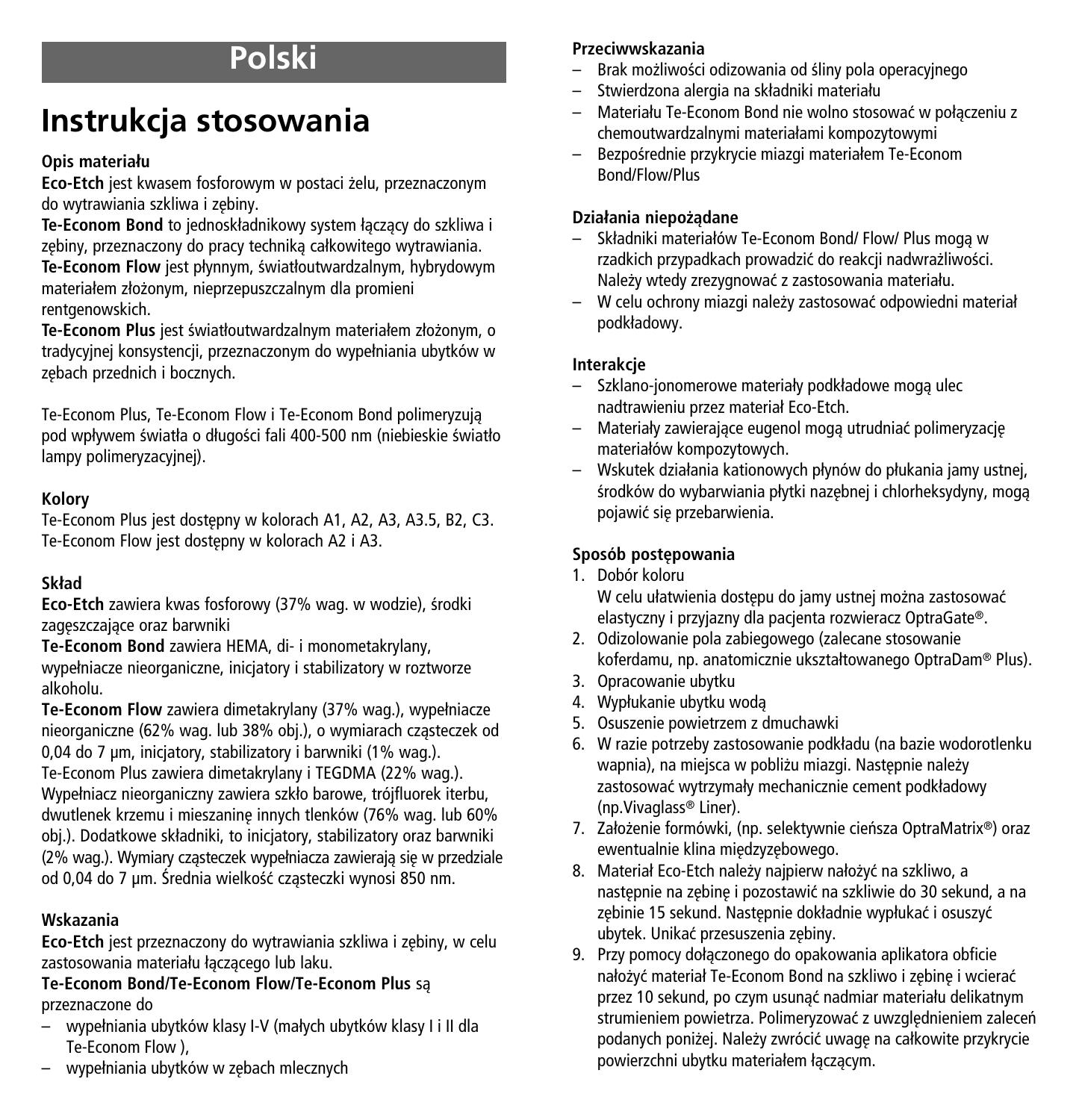# Polski

# Instrukcja stosowania

**Opis materiału**

**Eco-Etch** jest kwasem fosforowym w postaci żelu, przeznaczonym do wytrawiania szkliwa i zębiny.

**Te-Econom Bond** to jednoskładnikowy system łączący do szkliwa i zębiny, przeznaczony do pracy techniką całkowitego wytrawiania.

**Te-Econom Flow** jest płynnym, światłoutwardzalnym, hybrydowym materiałem złożonym, nieprzepuszczalnym dla promieni rentgenowskich.

**Te-Econom Plus** jest światłoutwardzalnym materiałem złożonym, o tradycyjnej konsystencji, przeznaczonym do wypełniania ubytków w zębach przednich i bocznych.

Te-Econom Plus, Te-Econom Flow i Te-Econom Bond polimeryzują pod wpływem światła o długości fali 400-500 nm (niebieskie światło lampy polimeryzacyjnej).

**Kolory**

Te-Econom Plus jest dostępny w kolorach A1, A2, A3, A3.5, B2, C3.
Te-Econom Flow jest dostępny w kolorach A2 i A3.

**Skład**

**Eco-Etch** zawiera kwas fosforowy (37% wag. w wodzie), środki zagęszczające oraz barwniki

**Te-Econom Bond** zawiera HEMA, di- i monometakrylany, wypełniacze nieorganiczne, inicjatory i stabilizatory w roztworze alkoholu.

**Te-Econom Flow** zawiera dimetakrylany (37% wag.), wypełniacze nieorganiczne (62% wag. lub 38% obj.), o wymiarach cząsteczek od 0,04 do 7 µm, inicjatory, stabilizatory i barwniki (1% wag.).

Te-Econom Plus zawiera dimetakrylany i TEGDMA (22% wag.). Wypełniacz nieorganiczny zawiera szkło barowe, trójfluorek iterbu, dwutlenek krzemu i mieszaninę innych tlenków (76% wag. lub 60% obj.). Dodatkowe składniki, to inicjatory, stabilizatory oraz barwniki (2% wag.). Wymiary cząsteczek wypełniacza zawierają się w przedziale od 0,04 do 7 µm. Średnia wielkość cząsteczki wynosi 850 nm.

**Wskazania**

**Eco-Etch** jest przeznaczony do wytrawiania szkliwa i zębiny, w celu zastosowania materiału łączącego lub laku.

**Te-Econom Bond/Te-Econom Flow/Te-Econom Plus** są przeznaczone do

– wypełniania ubytków klasy I-V (małych ubytków klasy I i II dla Te-Econom Flow ),
– wypełniania ubytków w zębach mlecznych

**Przeciwwskazania**

– Brak możliwości odizowania od śliny pola operacyjnego
– Stwierdzona alergia na składniki materiału
– Materiału Te-Econom Bond nie wolno stosować w połączeniu z chemoutwardzalnymi materiałami kompozytowymi
– Bezpośrednie przykrycie miazgi materiałem Te-Econom Bond/Flow/Plus

**Działania niepożądane**

– Składniki materiałów Te-Econom Bond/ Flow/ Plus mogą w rzadkich przypadkach prowadzić do reakcji nadwrażliwości. Należy wtedy zrezygnować z zastosowania materiału.
– W celu ochrony miazgi należy zastosować odpowiedni materiał podkładowy.

**Interakcje**

– Szklano-jonomerowe materiały podkładowe mogą ulec nadtrawieniu przez materiał Eco-Etch.
– Materiały zawierające eugenol mogą utrudniać polimeryzację materiałów kompozytowych.
– Wskutek działania kationowych płynów do płukania jamy ustnej, środków do wybarwiania płytki nazębnej i chlorheksydyny, mogą pojawić się przebarwienia.

**Sposób postępowania**

1. Dobór koloru
   W celu ułatwienia dostępu do jamy ustnej można zastosować elastyczny i przyjazny dla pacjenta rozwieracz OptraGate®.
2. Odizolowanie pola zabiegowego (zalecane stosowanie koferdamu, np. anatomicznie ukształtowanego OptraDam® Plus).
3. Opracowanie ubytku
4. Wypłukanie ubytku wodą
5. Osuszenie powietrzem z dmuchawki
6. W razie potrzeby zastosowanie podkładu (na bazie wodorotlenku wapnia), na miejsca w pobliżu miazgi. Następnie należy zastosować wytrzymały mechanicznie cement podkładowy (np.Vivaglass® Liner).
7. Założenie formówki, (np. selektywnie cieńsza OptraMatrix®) oraz ewentualnie klina międzyzębowego.
8. Materiał Eco-Etch należy najpierw nałożyć na szkliwo, a następnie na zębinę i pozostawić na szkliwie do 30 sekund, a na zębinie 15 sekund. Następnie dokładnie wypłukać i osuszyć ubytek. Unikać przesuszenia zębiny.
9. Przy pomocy dołączonego do opakowania aplikatora obficie nałożyć materiał Te-Econom Bond na szkliwo i zębinę i wcierać przez 10 sekund, po czym usunąć nadmiar materiału delikatnym strumieniem powietrza. Polimeryzować z uwzględnieniem zaleceń podanych poniżej. Należy zwrócić uwagę na całkowite przykrycie powierzchni ubytku materiałem łączącym.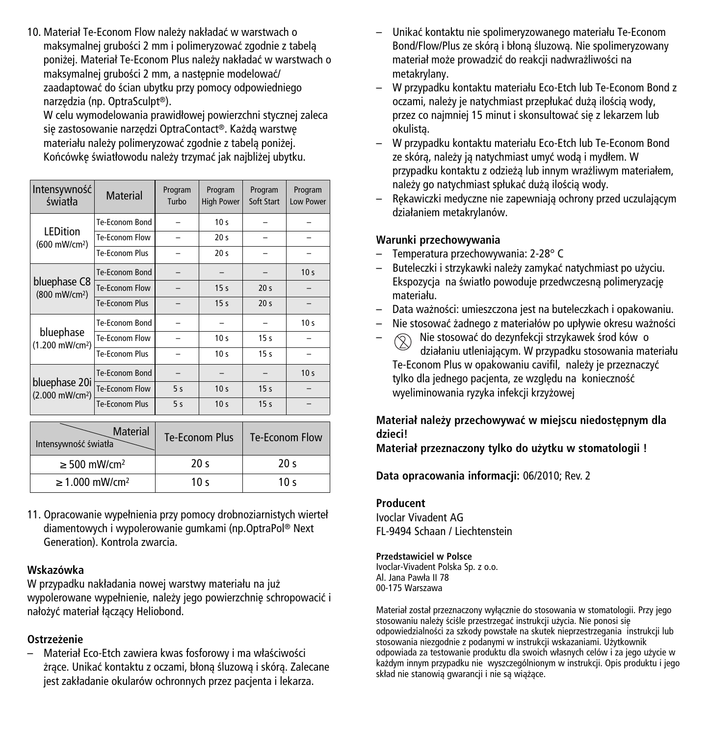10. Materiał Te-Econom Flow należy nakładać w warstwach o maksymalnej grubości 2 mm i polimeryzować zgodnie z tabelą poniżej. Materiał Te-Econom Plus należy nakładać w warstwach o maksymalnej grubości 2 mm, a następnie modelować/zaadaptować do ścian ubytku przy pomocy odpowiedniego narzędzia (np. OptraSculpt®).
    W celu wymodelowania prawidłowej powierzchni stycznej zaleca się zastosowanie narzędzi OptraContact®. Każdą warstwę materiału należy polimeryzować zgodnie z tabelą poniżej. Końcówkę światłowodu należy trzymać jak najbliżej ubytku.

| Intensywność światła | Material | Program Turbo | Program High Power | Program Soft Start | Program Low Power |
|---|---|---|---|---|---|
| LEDition (600 mW/cm²) | Te-Econom Bond | – | 10 s | – | – |
| | Te-Econom Flow | – | 20 s | – | – |
| | Te-Econom Plus | – | 20 s | – | – |
| bluephase C8 (800 mW/cm²) | Te-Econom Bond | – | – | – | 10 s |
| | Te-Econom Flow | – | 15 s | 20 s | – |
| | Te-Econom Plus | – | 15 s | 20 s | – |
| bluephase (1.200 mW/cm²) | Te-Econom Bond | – | – | – | 10 s |
| | Te-Econom Flow | – | 10 s | 15 s | – |
| | Te-Econom Plus | – | 10 s | 15 s | – |
| bluephase 20i (2.000 mW/cm²) | Te-Econom Bond | – | – | – | 10 s |
| | Te-Econom Flow | 5 s | 10 s | 15 s | – |
| | Te-Econom Plus | 5 s | 10 s | 15 s | – |

| Material / Intensywność światła | Te-Econom Plus | Te-Econom Flow |
|---|---|---|
| ≥ 500 mW/cm² | 20 s | 20 s |
| ≥ 1.000 mW/cm² | 10 s | 10 s |

11. Opracowanie wypełnienia przy pomocy drobnoziarnistych wierteł diamentowych i wypolerowanie gumkami (np.OptraPol® Next Generation). Kontrola zwarcia.

### Wskazówka

W przypadku nakładania nowej warstwy materiału na już wypolerowane wypełnienie, należy jego powierzchnię schropowacić i nałożyć materiał łączący Heliobond.

### Ostrzeżenie

- Materiał Eco-Etch zawiera kwas fosforowy i ma właściwości żrące. Unikać kontaktu z oczami, błoną śluzową i skórą. Zalecane jest zakładanie okularów ochronnych przez pacjenta i lekarza.
- Unikać kontaktu nie spolimeryzowanego materiału Te-Econom Bond/Flow/Plus ze skórą i błoną śluzową. Nie spolimeryzowany materiał może prowadzić do reakcji nadwrażliwości na metakrylany.
- W przypadku kontaktu materiału Eco-Etch lub Te-Econom Bond z oczami, należy je natychmiast przepłukać dużą ilością wody, przez co najmniej 15 minut i skonsultować się z lekarzem lub okulistą.
- W przypadku kontaktu materiału Eco-Etch lub Te-Econom Bond ze skórą, należy ją natychmiast umyć wodą i mydłem. W przypadku kontaktu z odzieżą lub innym wrażliwym materiałem, należy go natychmiast spłukać dużą ilością wody.
- Rękawiczki medyczne nie zapewniają ochrony przed uczulającym działaniem metakrylanów.

### Warunki przechowywania

- Temperatura przechowywania: 2-28° C
- Buteleczki i strzykawki należy zamykać natychmiast po użyciu. Ekspozycja na światło powoduje przedwczesną polimeryzację materiału.
- Data ważności: umieszczona jest na buteleczkach i opakowaniu.
- Nie stosować żadnego z materiałów po upływie okresu ważności
- Nie stosować do dezynfekcji strzykawek środ ków o działaniu utleniającym. W przypadku stosowania materiału Te-Econom Plus w opakowaniu cavifil, należy je przeznaczyć tylko dla jednego pacjenta, ze względu na konieczność wyeliminowania ryzyka infekcji krzyżowej

**Materiał należy przechowywać w miejscu niedostępnym dla dzieci!**
**Materiał przeznaczony tylko do użytku w stomatologii !**

**Data opracowania informacji:** 06/2010; Rev. 2

**Producent**
Ivoclar Vivadent AG
FL-9494 Schaan / Liechtenstein

**Przedstawiciel w Polsce**
Ivoclar-Vivadent Polska Sp. z o.o.
Al. Jana Pawła II 78
00-175 Warszawa

Materiał został przeznaczony wyłącznie do stosowania w stomatologii. Przy jego stosowaniu należy ściśle przestrzegać instrukcji użycia. Nie ponosi się odpowiedzialności za szkody powstałe na skutek nieprzestrzegania instrukcji lub stosowania niezgodnie z podanymi w instrukcji wskazaniami. Użytkownik odpowiada za testowanie produktu dla swoich własnych celów i za jego użycie w każdym innym przypadku nie wyszczególnionym w instrukcji. Opis produktu i jego skład nie stanowią gwarancji i nie są wiążące.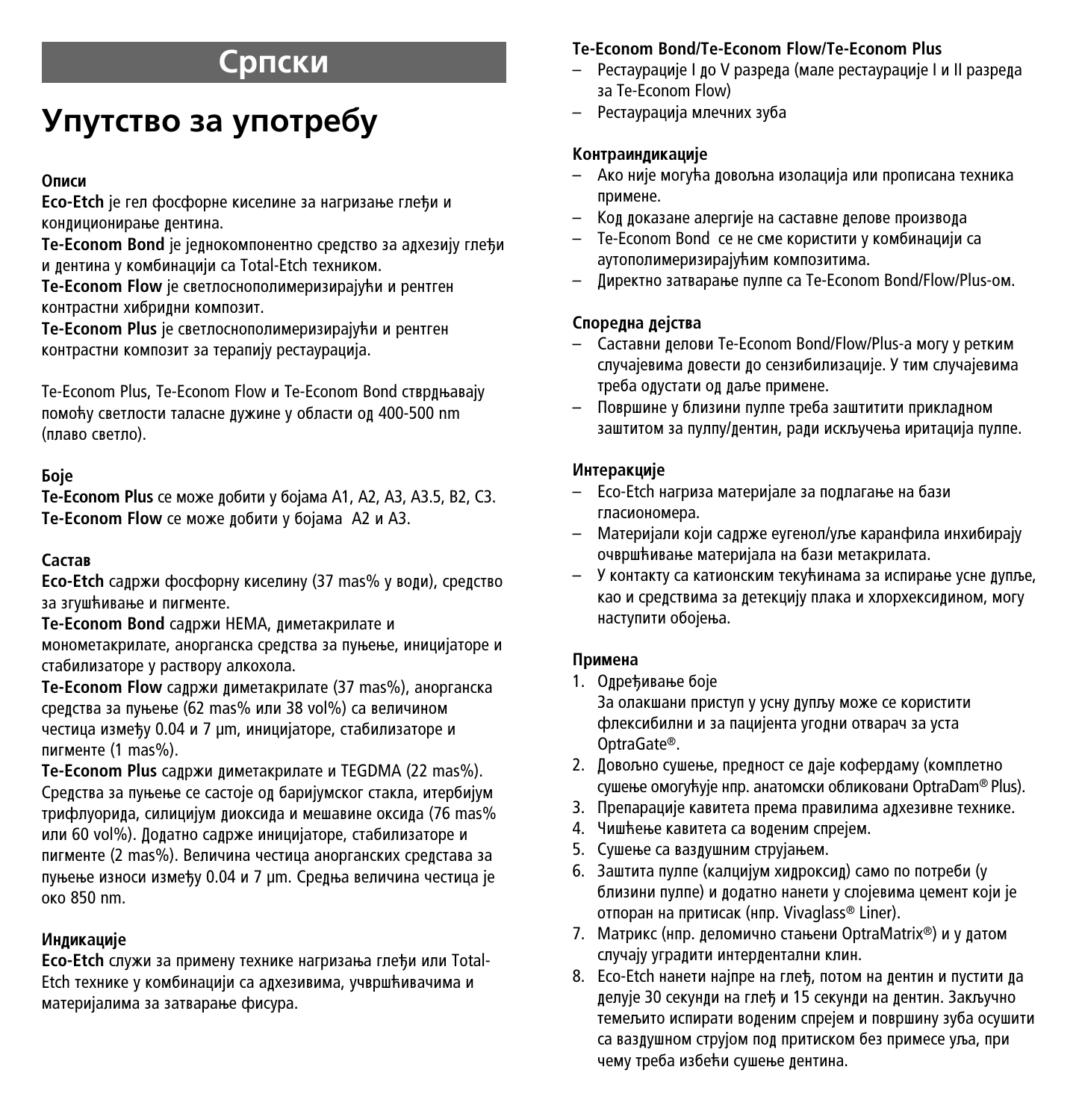# Српски

## Упутство за употребу

### Описи

**Eco-Etch** је гел фосфорне киселине за нагризање глеђи и кондиционирање дентина.

**Te-Econom Bond** је једнокомпонентно средство за адхезију глеђи и дентина у комбинацији са Total-Etch техником.

**Te-Econom Flow** је светлоснополимеризирајући и рентген контрастни хибридни композит.

**Te-Econom Plus** је светлоснополимеризирајући и рентген контрастни композит за терапију рестаурација.

Te-Econom Plus, Te-Econom Flow и Te-Econom Bond стврдњавају помоћу светлости таласне дужине у области од 400-500 nm (плаво светло).

### Боје

**Te-Econom Plus** се може добити у бојама A1, A2, A3, A3.5, B2, C3.
**Te-Econom Flow** се може добити у бојама A2 и A3.

### Састав

**Eco-Etch** садржи фосфорну киселину (37 mas% у води), средство за згушњивање и пигменте.

**Te-Econom Bond** садржи HEMA, диметакрилате и монометакрилате, анорганска средства за пуњење, иницијаторе и стабилизаторе у раствору алкохола.

**Te-Econom Flow** садржи диметакрилате (37 mas%), анорганска средства за пуњење (62 mas% или 38 vol%) са величином честица између 0.04 и 7 µm, иницијаторе, стабилизаторе и пигменте (1 mas%).

**Te-Econom Plus** садржи диметакрилате и TEGDMA (22 mas%). Средства за пуњење се састоје од баријумског стакла, итербијум трифлуорида, силицијум диоксида и мешавине оксида (76 mas% или 60 vol%). Додатно садрже иницијаторе, стабилизаторе и пигменте (2 mas%). Величина честица анорганских средстава за пуњење износи између 0.04 и 7 µm. Средња величина честица је око 850 nm.

### Индикације

**Eco-Etch** служи за примену технике нагризања глеђи или Total-Etch технике у комбинацији са адхезивима, учвршћивачима и материјалима за затварање фисура.

**Te-Econom Bond/Te-Econom Flow/Te-Econom Plus**
- Рестаурације I до V разреда (мале рестаурације I и II разреда за Te-Econom Flow)
- Рестаурација млечних зуба

### Контраиндикације

- Ако није могућа довољна изолација или прописана техника примене.
- Код доказане алергије на саставне делове производа
- Te-Econom Bond се не сме користити у комбинацији са аутополимеризирајућим композитима.
- Директно затварање пулпе са Te-Econom Bond/Flow/Plus-ом.

### Споредна дејства

- Саставни делови Te-Econom Bond/Flow/Plus-а могу у ретким случајевима довести до сензибилизације. У тим случајевима треба одустати од даље примене.
- Површине у близини пулпе треба заштитити прикладном заштитом за пулпу/дентин, ради искључења иритација пулпе.

### Интеракције

- Eco-Etch нагриза материјале за подлагање на бази гласиономера.
- Материјали који садрже еугенол/уље каранфила инхибирају очвршћивање материјала на бази метакрилата.
- У контакту са катионским текућинама за испирање усне дупље, као и средствима за детекцију плака и хлорхексидином, могу наступити обојења.

### Примена

1. Одређивање боје
   За олакшани приступ у усну дупљу може се користити флексибилни и за пацијента угодни отварач за уста OptraGate®.
2. Довољно сушење, предност се даје кофердаму (комплетно сушење омогућује нпр. анатомски обликовани OptraDam® Plus).
3. Препарације кавитета према правилима адхезивне технике.
4. Чишћење кавитета са воденим спрејем.
5. Сушење са ваздушним струјањем.
6. Заштита пулпе (калцијум хидроксид) само по потреби (у близини пулпе) и додатно нанети у слојевима цемент који је отпоран на притисак (нпр. Vivaglass® Liner).
7. Матрикс (нпр. деломично стањени OptraMatrix®) и у датом случају уградити интердентални клин.
8. Eco-Etch нанети најпре на глеђ, потом на дентин и пустити да делује 30 секунди на глеђ и 15 секунди на дентин. Закључно темељито испирати воденим спрејем и површину зуба осушити са ваздушном струјом под притиском без примесе уља, при чему треба избећи сушење дентина.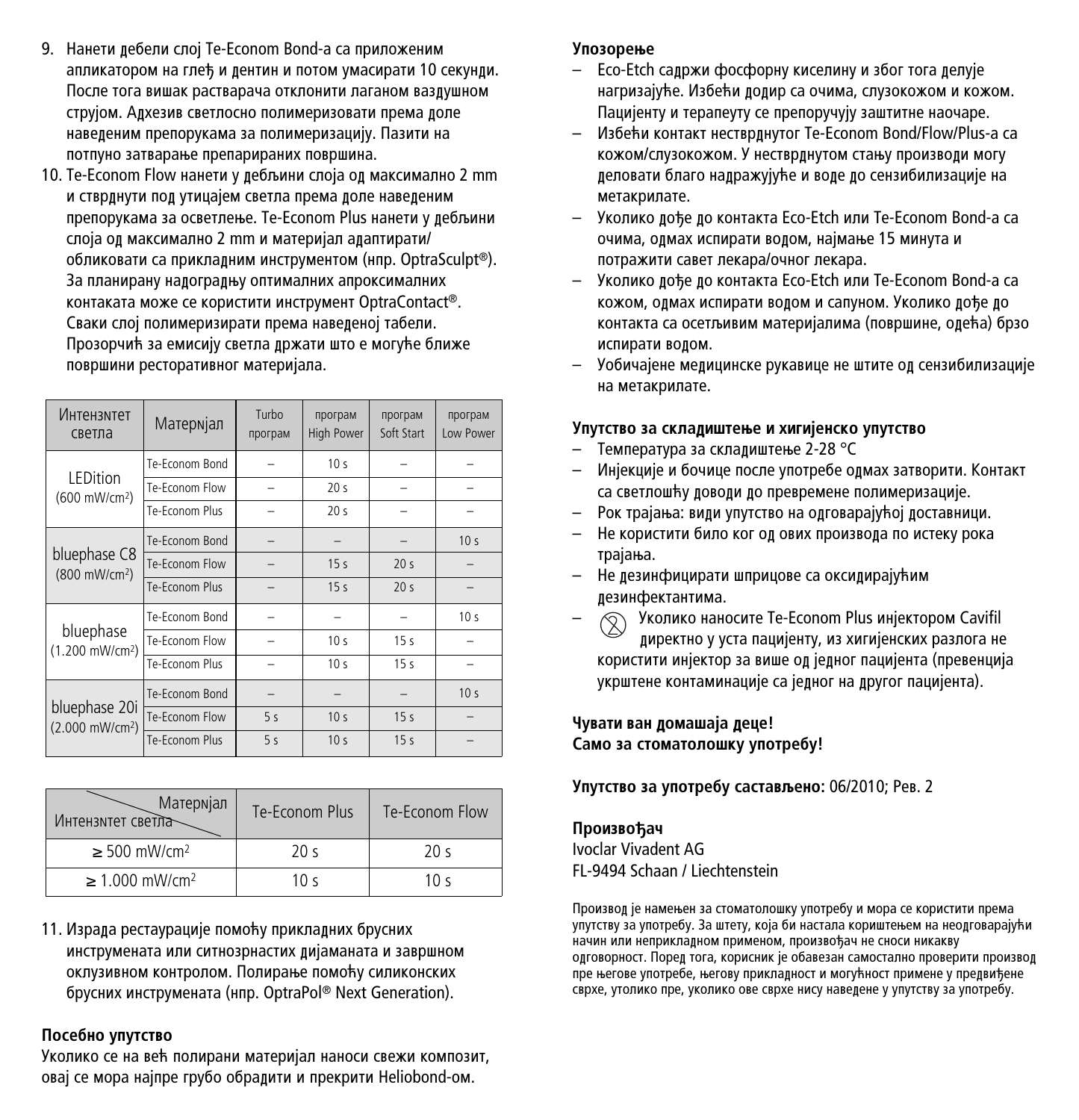9. Нанети дебели слој Te-Econom Bond-a са приложеним апликатором на глеђ и дентин и потом умасирати 10 секунди. После тога вишак растварача отклонити лаганом ваздушном струјом. Адхезив светлосно полимеризовати према доле наведеним препорукама за полимеризацију. Пазити на потпуно затварање препарираних површина.
10. Te-Econom Flow нанети у дебљини слоја од максимално 2 mm и стврднути под утицајем светла према доле наведеним препорукама за осветлење. Te-Econom Plus нанети у дебљини слоја од максимално 2 mm и материјал адаптирати/ обликовати са прикладним инструментом (нпр. OptraSculpt®). За планирану надоградњу оптималних апроксималних контаката може се користити инструмент OptraContact®. Сваки слој полимеризирати према наведеној табели. Прозорчић за емисију светла држати што е могуће ближе површини ресторативног материјала.

| Интензитет светла | Материјал | Turbo програм | програм High Power | програм Soft Start | програм Low Power |
|---|---|---|---|---|---|
| LEDition (600 mW/cm²) | Te-Econom Bond | – | 10 s | – | – |
| | Te-Econom Flow | – | 20 s | – | – |
| | Te-Econom Plus | – | 20 s | – | – |
| bluephase C8 (800 mW/cm²) | Te-Econom Bond | – | – | – | 10 s |
| | Te-Econom Flow | – | 15 s | 20 s | – |
| | Te-Econom Plus | – | 15 s | 20 s | – |
| bluephase (1.200 mW/cm²) | Te-Econom Bond | – | – | – | 10 s |
| | Te-Econom Flow | – | 10 s | 15 s | – |
| | Te-Econom Plus | – | 10 s | 15 s | – |
| bluephase 20i (2.000 mW/cm²) | Te-Econom Bond | – | – | – | 10 s |
| | Te-Econom Flow | 5 s | 10 s | 15 s | – |
| | Te-Econom Plus | 5 s | 10 s | 15 s | – |

| Материјал / Интензитет светла | Te-Econom Plus | Te-Econom Flow |
|---|---|---|
| ≥ 500 mW/cm² | 20 s | 20 s |
| ≥ 1.000 mW/cm² | 10 s | 10 s |

11. Израда рестаурације помоћу прикладних брусних инструмената или ситнозрнастих дијаманата и завршном оклузивном контролом. Полирање помоћу силиконских брусних инструмената (нпр. OptraPol® Next Generation).

**Посебно упутство**

Уколико се на већ полирани материјал наноси свежи композит, овај се мора најпре грубо обрадити и прекрити Heliobond-ом.

**Упозорење**

– Eco-Etch садржи фосфорну киселину и због тога делује нагризајуће. Избећи додир са очима, слузокожом и кожом. Пацијенту и терапеуту се препоручују заштитне наочаре.
– Избећи контакт нестврднутог Te-Econom Bond/Flow/Plus-a са кожом/слузокожом. У нестврднутом стању производи могу деловати благо надражујуће и воде до сензибилизације на метакрилате.
– Уколико дође до контакта Eco-Etch или Te-Econom Bond-a са очима, одмах испирати водом, најмање 15 минута и потражити савет лекара/очног лекара.
– Уколико дође до контакта Eco-Etch или Te-Econom Bond-a са кожом, одмах испирати водом и сапуном. Уколико дође до контакта са осетљивим материјалима (површине, одећа) брзо испирати водом.
– Уобичајене медицинске рукавице не штите од сензибилизације на метакрилате.

**Упутство за складиштење и хигијенско упутство**

– Температура за складиштење 2-28 °C
– Инјекције и бочице после употребе одмах затворити. Контакт са светлошћу доводи до превремене полимеризације.
– Рок трајања: види упутство на одговарајућој доставници.
– Не користити било ког од ових производа по истеку рока трајања.
– Не дезинфицирати шприцове са оксидирајућим дезинфектантима.
– Уколико наносите Te-Econom Plus инјектором Cavifil директно у уста пацијенту, из хигијенских разлога не користити инјектор за више од једног пацијента (превенција укрштене контаминације са једног на другог пацијента).

**Чувати ван домашаја деце!**
**Само за стоматолошку употребу!**

**Упутство за употребу састављено:** 06/2010; Рев. 2

**Произвођач**
Ivoclar Vivadent AG
FL-9494 Schaan / Liechtenstein

Производ је намењен за стоматолошку употребу и мора се користити према упутству за употребу. За штету, која би настала кориштењем на неодговарајући начин или неприкладном применом, произвођач не сноси никакву одговорност. Поред тога, корисник је обавезан самостално проверити производ пре његове употребе, његову прикладност и могућност примене у предвиђене сврхе, утолико пре, уколико ове сврхе нису наведене у упутству за употребу.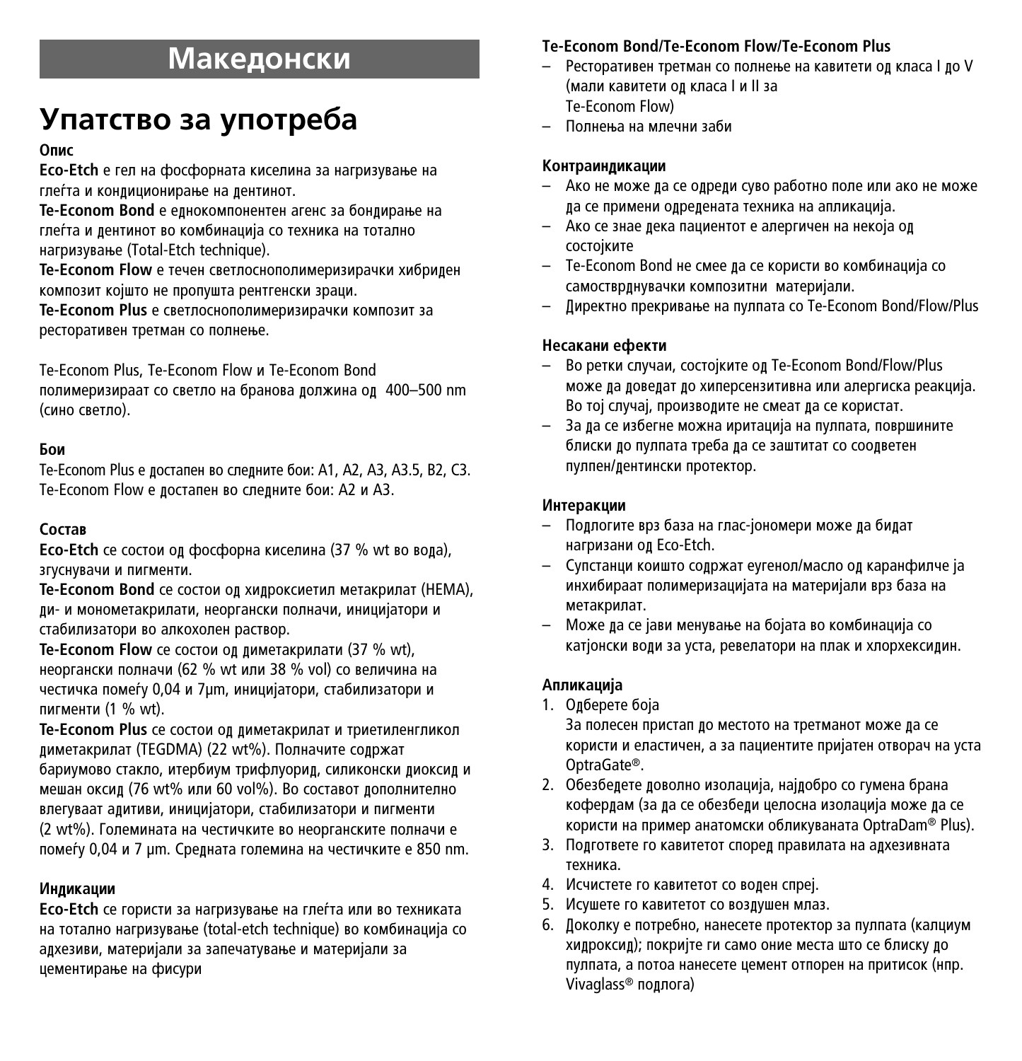# Македонски

## Упатство за употреба

### Опис

**Eco-Etch** е гел на фосфорната киселина за нагризување на глеѓта и кондиционирање на дентинот.
**Te-Econom Bond** е еднокомпонентен агенс за бондирање на глеѓта и дентинот во комбинација со техника на тотално нагризување (Total-Etch technique).
**Te-Econom Flow** е течен светлоснополимеризирачки хибриден композит којшто не пропушта рентгенски зраци.
**Te-Econom Plus** е светлоснополимеризирачки композит за ресторативен третман со полнење.

Te-Econom Plus, Te-Econom Flow и Te-Econom Bond полимеризираат со светло на бранова должина од 400–500 nm (сино светло).

### Бои

Te-Econom Plus е достапен во следните бои: A1, A2, A3, A3.5, B2, C3.
Te-Econom Flow е достапен во следните бои: A2 и A3.

### Состав

**Eco-Etch** се состои од фосфорна киселина (37 % wt во вода), згуснувачи и пигменти.
**Te-Econom Bond** се состои од хидроксиетил метакрилат (HEMA), ди- и монометакрилати, неоргански полначи, иницијатори и стабилизатори во алкохолен раствор.
**Te-Econom Flow** се состои од диметакрилати (37 % wt), неоргански полначи (62 % wt или 38 % vol) со величина на честичка помеѓу 0,04 и 7µm, иницијатори, стабилизатори и пигменти (1 % wt).
**Te-Econom Plus** се состои од диметакрилат и триетиленгликол диметакрилат (TEGDMA) (22 wt%). Полначите содржат бариумово стакло, итербиум трифлуорид, силиконски диоксид и мешан оксид (76 wt% или 60 vol%). Во составот дополнително влегуваат адитиви, иницијатори, стабилизатори и пигменти (2 wt%). Големината на честичките во неорганските полначи е помеѓу 0,04 и 7 µm. Средната големина на честичките е 850 nm.

### Индикации

**Eco-Etch** се користи за нагризување на глеѓта или во техниката на тотално нагризување (total-etch technique) во комбинација со адхезиви, материјали за запечатување и материјали за цементирање на фисури

**Te-Econom Bond/Te-Econom Flow/Te-Econom Plus**
- Ресторативен третман со полнење на кавитети од класа I до V (мали кавитети од класа I и II за Te-Econom Flow)
- Полнења на млечни заби

### Контраиндикации

- Ако не може да се одреди суво работно поле или ако не може да се примени одредената техника на апликација.
- Ако се знае дека пациентот е алергичен на некоја од состојките
- Te-Econom Bond не смее да се користи во комбинација со самостврднувачки композитни материјали.
- Директно прекривање на пулпата со Te-Econom Bond/Flow/Plus

### Несакани ефекти

- Во ретки случаи, состојките од Te-Econom Bond/Flow/Plus може да доведат до хиперсензитивна или алергиска реакција. Во тој случај, производите не смеат да се користат.
- За да се избегне можна иритација на пулпата, површините блиски до пулпата треба да се заштитат со соодветен пулпен/дентински протектор.

### Интеракции

- Подлогите врз база на глас-јономери може да бидат нагризани од Eco-Etch.
- Супстанци коишто содржат еугенол/масло од каранфилче ја инхибираат полимеризацијата на материјали врз база на метакрилат.
- Може да се јави менување на бојата во комбинација со катјонски води за уста, ревелатори на плак и хлорхексидин.

### Апликација

1. Одберете боја
   За полесен пристап до местото на третманот може да се користи и еластичен, а за пациентите пријатен отворач на уста OptraGate®.
2. Обезбедете доволно изолација, најдобро со гумена брана кофердам (за да се обезбеди целосна изолација може да се користи на пример анатомски обликуваната OptraDam® Plus).
3. Подгответе го кавитетот според правилата на адхезивната техника.
4. Исчистете го кавитетот со воден спреј.
5. Исушете го кавитетот со воздушен млаз.
6. Доколку е потребно, нанесете протектор за пулпата (калциум хидроксид); покријте ги само оние места што се блиску до пулпата, а потоа нанесете цемент отпорен на притисок (нпр. Vivaglass® подлога)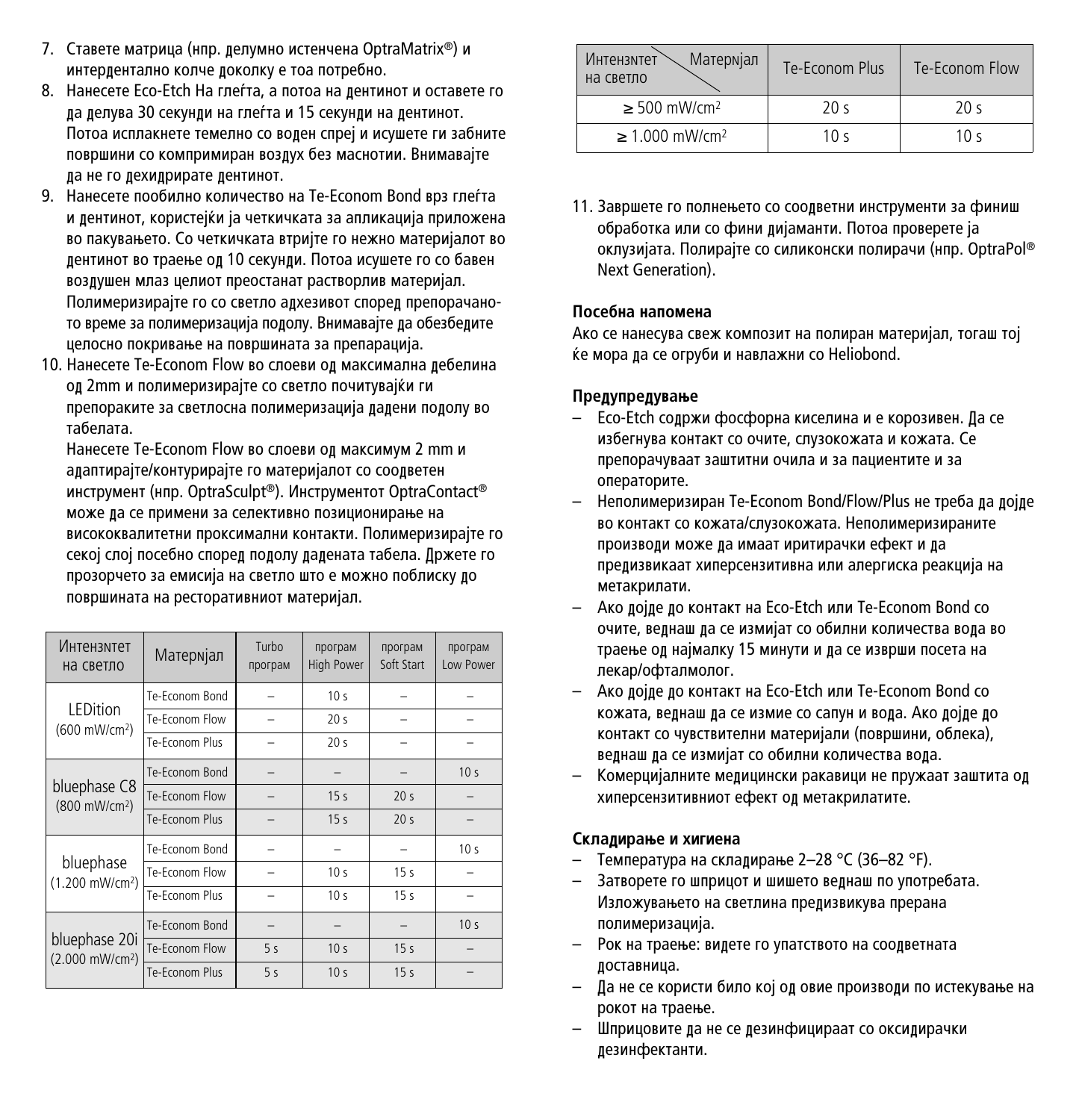7. Ставете матрица (нпр. делумно истенчена OptraMatrix®) и интердентално колче доколку е тоа потребно.
8. Нанесете Eco-Etch На глеѓта, а потоа на дентинот и оставете го да делува 30 секунди на глеѓта и 15 секунди на дентинот. Потоа исплакнете темелно со воден спреј и исушете ги забните површини со компримиран воздух без маснотии. Внимавајте да не го дехидрирате дентинот.
9. Нанесете пообилно количество на Te-Econom Bond врз глеѓта и дентинот, користејќи ја четкичката за апликација приложена во пакувањето. Со четкичката втријте го нежно материјалот во дентинот во траење од 10 секунди. Потоа исушете го со бавен воздушен млаз целиот преостанат растворлив материјал. Полимеризирајте го со светло адхезивот според препорачаното време за полимеризација подолу. Внимавајте да обезбедите целосно покривање на површината за препарација.
10. Нанесете Te-Econom Flow во слоеви од максимална дебелина од 2mm и полимеризирајте со светло почитувајќи ги препораките за светлосна полимеризација дадени подолу во табелата.

    Нанесете Te-Econom Flow во слоеви од максимум 2 mm и адаптирајте/контурирајте го материјалот со соодветен инструмент (нпр. OptraSculpt®). Инструментот OptraContact® може да се примени за селективно позиционирање на висококвалитетни проксимални контакти. Полимеризирајте го секој слој посебно според подолу дадената табела. Држете го прозорчето за емисија на светло што е можно поблиску до површината на ресторативниот материјал.

| Интензитет на светло | Материјал | Turbo програм | програм High Power | програм Soft Start | програм Low Power |
|---|---|---|---|---|---|
| LEDition (600 mW/cm²) | Te-Econom Bond | – | 10 s | – | – |
| | Te-Econom Flow | – | 20 s | – | – |
| | Te-Econom Plus | – | 20 s | – | – |
| bluephase C8 (800 mW/cm²) | Te-Econom Bond | – | – | – | 10 s |
| | Te-Econom Flow | – | 15 s | 20 s | – |
| | Te-Econom Plus | – | 15 s | 20 s | – |
| bluephase (1.200 mW/cm²) | Te-Econom Bond | – | – | – | 10 s |
| | Te-Econom Flow | – | 10 s | 15 s | – |
| | Te-Econom Plus | – | 10 s | 15 s | – |
| bluephase 20i (2.000 mW/cm²) | Te-Econom Bond | – | – | – | 10 s |
| | Te-Econom Flow | 5 s | 10 s | 15 s | – |
| | Te-Econom Plus | 5 s | 10 s | 15 s | – |

| Интензитет на светло \ Материјал | Te-Econom Plus | Te-Econom Flow |
|---|---|---|
| ≥ 500 mW/cm² | 20 s | 20 s |
| ≥ 1.000 mW/cm² | 10 s | 10 s |

11. Завршете го полнењето со соодветни инструменти за финиш обработка или со фини дијаманти. Потоа проверете ја оклузијата. Полирајте со силиконски полирачи (нпр. OptraPol® Next Generation).

**Посебна напомена**

Ако се нанесува свеж композит на полиран материјал, тогаш тој ќе мора да се огруби и навлажни со Heliobond.

**Предупредување**

- Eco-Etch содржи фосфорна киселина и е корозивен. Да се избегнува контакт со очите, слузокожата и кожата. Се препорачуваат заштитни очила и за пациентите и за операторите.
- Неполимеризиран Te-Econom Bond/Flow/Plus не треба да дојде во контакт со кожата/слузокожата. Неполимеризираните производи може да имаат иритирачки ефект и да предизвикаат хиперсензитивна или алергиска реакција на метакрилати.
- Ако дојде до контакт на Eco-Etch или Te-Econom Bond со очите, веднаш да се измијат со обилни количества вода во траење од најмалку 15 минути и да се изврши посета на лекар/офталмолог.
- Ако дојде до контакт на Eco-Etch или Te-Econom Bond со кожата, веднаш да се измие со сапун и вода. Ако дојде до контакт со чувствителни материјали (површини, облека), веднаш да се измијат со обилни количества вода.
- Комерцијалните медицински ракавици не пружаат заштита од хиперсензитивниот ефект од метакрилатите.

**Складирање и хигиена**

- Температура на складирање 2–28 °C (36–82 °F).
- Затворете го шприцот и шишето веднаш по употребата. Изложувањето на светлина предизвикува прерана полимеризација.
- Рок на траење: видете го упатството на соодветната доставница.
- Да не се користи било кој од овие производи по истекување на рокот на траење.
- Шприцовите да не се дезинфицираат со оксидирачки дезинфектанти.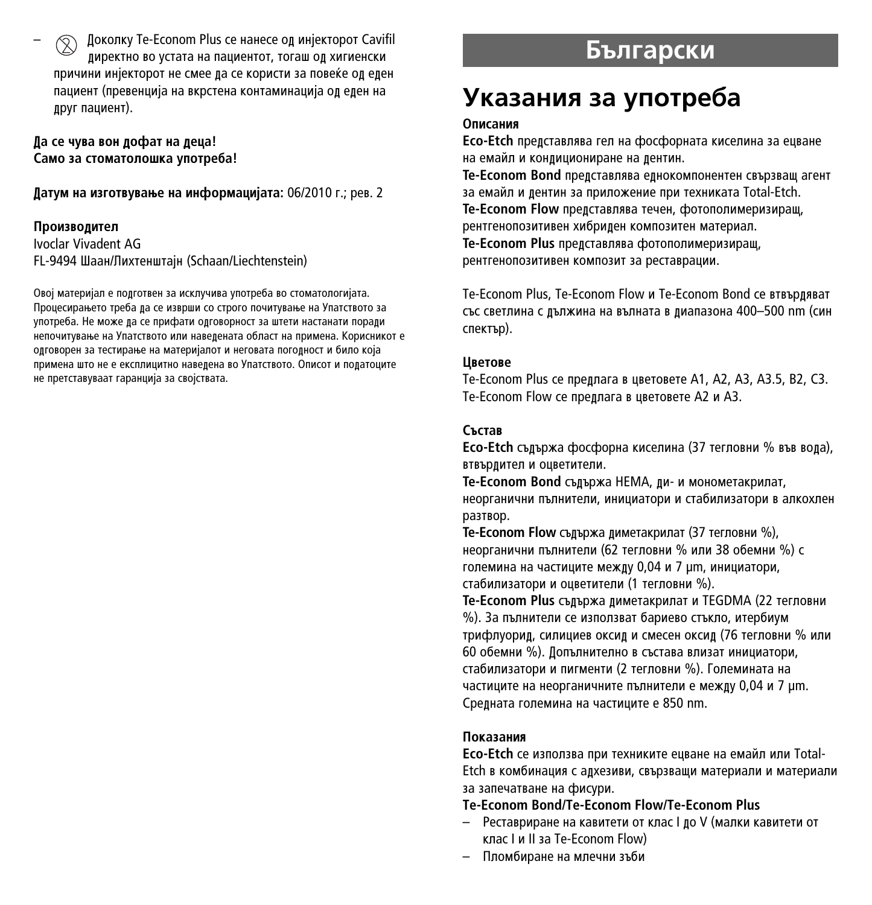– ⊗ Доколку Te-Econom Plus се нанесе од инјекторот Cavifil директно во устата на пациентот, тогаш од хигиенски причини инјекторот не смее да се користи за повеќе од еден пациент (превенција на вкрстена контаминација од еден на друг пациент).

**Да се чува вон дофат на деца!**
**Само за стоматолошка употреба!**

**Датум на изготвување на информацијата:** 06/2010 г.; рев. 2

**Производител**
Ivoclar Vivadent AG
FL-9494 Шаан/Лихтенштајн (Schaan/Liechtenstein)

Овој материјал е подготвен за исклучива употреба во стоматологијата. Процесирањето треба да се изврши со строго почитување на Упатството за употреба. Не може да се прифати одговорност за штети настанати поради непочитување на Упатството или наведената област на примена. Корисникот е одговорен за тестирање на материјалот и неговата погодност и било која примена што не е експлицитно наведена во Упатството. Описот и податоците не претставуваат гаранција за својствата.

# Български

## Указания за употреба

**Описания**
**Eco-Etch** представлява гел на фосфорната киселина за ецване на емайл и кондициониране на дентин.
**Te-Econom Bond** представлява еднокомпонентен свързващ агент за емайл и дентин за приложение при техниката Total-Etch.
**Te-Econom Flow** представлява течен, фотополимеризиращ, рентгенопозитивен хибриден композитен материал.
**Te-Econom Plus** представлява фотополимеризиращ, рентгенопозитивен композит за реставрации.

Te-Econom Plus, Te-Econom Flow и Te-Econom Bond се втвърдяват със светлина с дължина на вълната в диапазона 400–500 nm (син спектър).

**Цветове**
Te-Econom Plus се предлага в цветовете A1, A2, A3, A3.5, B2, C3.
Te-Econom Flow се предлага в цветовете A2 и A3.

**Състав**
**Eco-Etch** съдържа фосфорна киселина (37 тегловни % във вода), втвърдител и оцветители.
**Te-Econom Bond** съдържа HEMA, ди- и монометакрилат, неорганични пълнители, инициатори и стабилизатори в алкохлен разтвор.
**Te-Econom Flow** съдържа диметакрилат (37 тегловни %), неорганични пълнители (62 тегловни % или 38 обемни %) с големина на частиците между 0,04 и 7 µm, инициатори, стабилизатори и оцветители (1 тегловни %).
**Te-Econom Plus** съдържа диметакрилат и TEGDMA (22 тегловни %). За пълнители се използват бариево стъкло, итербиум трифлуорид, силициев оксид и смесен оксид (76 тегловни % или 60 обемни %). Допълнително в състава влизат инициатори, стабилизатори и пигменти (2 тегловни %). Големината на частиците на неорганичните пълнители е между 0,04 и 7 µm. Средната големина на частиците е 850 nm.

**Показания**
**Eco-Etch** се използва при техниките ецване на емайл или Total-Etch в комбинация с адхезиви, свързващи материали и материали за запечатване на фисури.
**Te-Econom Bond/Te-Econom Flow/Te-Econom Plus**
– Реставриране на кавитети от клас I до V (малки кавитети от клас I и II за Te-Econom Flow)
– Пломбиране на млечни зъби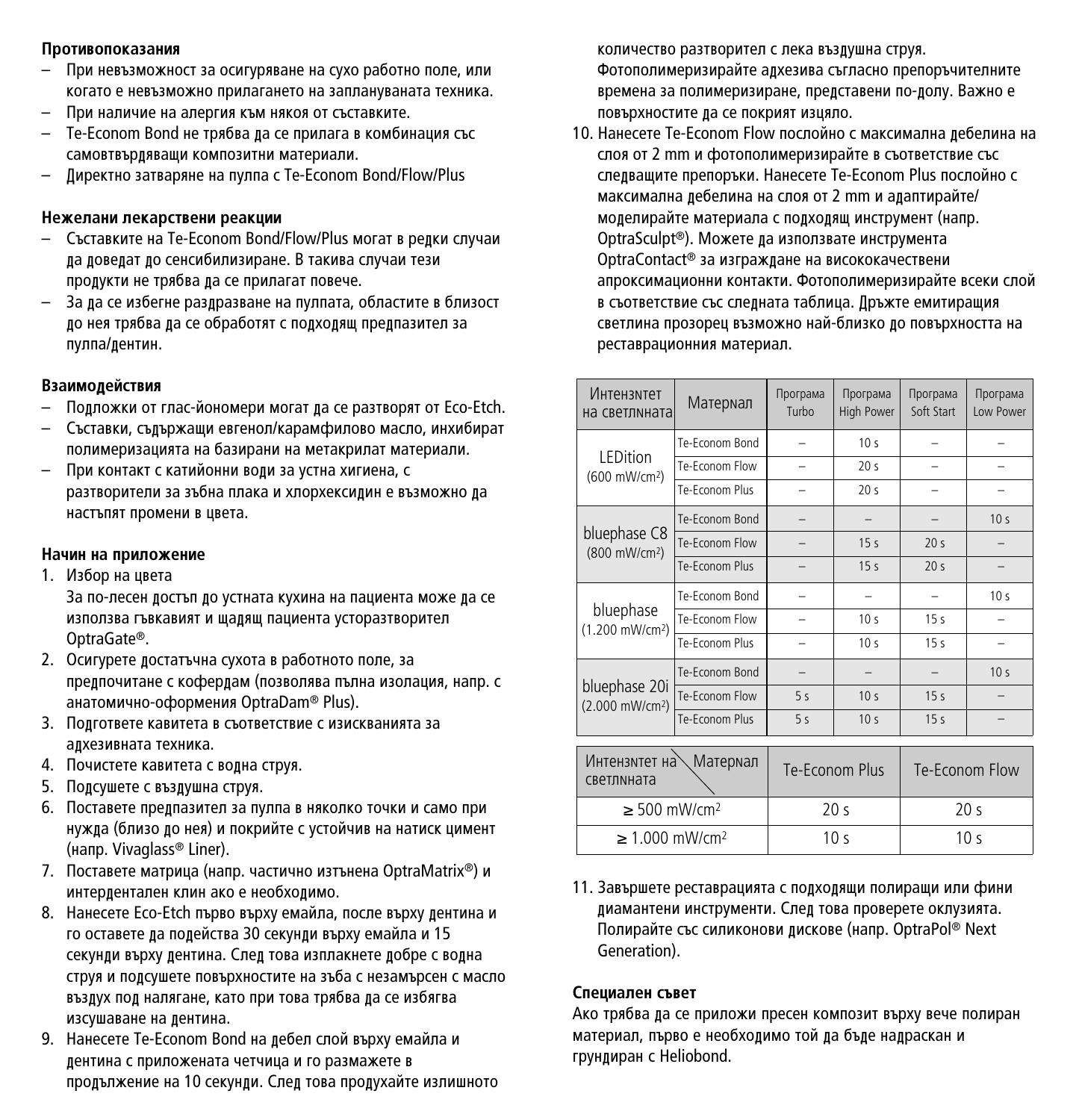**Противопоказания**

- При невъзможност за осигуряване на сухо работно поле, или когато е невъзможно прилагането на заплануваната техника.
- При наличие на алергия към някоя от съставките.
- Te-Econom Bond не трябва да се прилага в комбинация със самовтвърдяващи композитни материали.
- Директно затваряне на пулпа с Te-Econom Bond/Flow/Plus

**Нежелани лекарствени реакции**

- Съставките на Te-Econom Bond/Flow/Plus могат в редки случаи да доведат до сенсибилизиране. В такива случаи тези продукти не трябва да се прилагат повече.
- За да се избегне раздразване на пулпата, областите в близост до нея трябва да се обработят с подходящ предпазител за пулпа/дентин.

**Взаимодействия**

- Подложки от глас-йономери могат да се разтворят от Eco-Etch.
- Съставки, съдържащи евгенол/карамфилово масло, инхибират полимеризацията на базирани на метакрилат материали.
- При контакт с катийонни води за устна хигиена, с разтворители за зъбна плака и хлорхексидин е възможно да настъпят промени в цвета.

**Начин на приложение**

1. Избор на цвета
   За по-лесен достъп до устната кухина на пациента може да се използва гъвкавият и щадящ пациента усторазтворител OptraGate®.
2. Осигурете достатъчна сухота в работното поле, за предпочитане с кофердам (позволява пълна изолация, напр. с анатомично-оформения OptraDam® Plus).
3. Подгответе кавитета в съответствие с изискванията за адхезивната техника.
4. Почистете кавитета с водна струя.
5. Подсушете с въздушна струя.
6. Поставете предпазител за пулпа в няколко точки и само при нужда (близо до нея) и покрийте с устойчив на натиск цимент (напр. Vivaglass® Liner).
7. Поставете матрица (напр. частично изтънена OptraMatrix®) и интердентален клин ако е необходимо.
8. Нанесете Eco-Etch първо върху емайла, после върху дентина и го оставете да подейства 30 секунди върху емайла и 15 секунди върху дентина. След това изплакнете добре с водна струя и подсушете повърхностите на зъба с незамърсен с масло въздух под налягане, като при това трябва да се избягва изсушаване на дентина.
9. Нанесете Te-Econom Bond на дебел слой върху емайла и дентина с приложената четчица и го размажете в продължение на 10 секунди. След това продухайте излишното количество разтворител с лека въздушна струя. Фотополимеризирайте адхезива съгласно препоръчителните времена за полимеризиране, представени по-долу. Важно е повърхностите да се покрият изцяло.
10. Нанесете Te-Econom Flow послойно с максимална дебелина на слоя от 2 mm и фотополимеризирайте в съответствие със следващите препоръки. Нанесете Te-Econom Plus послойно с максимална дебелина на слоя от 2 mm и адаптирайте/моделирайте материала с подходящ инструмент (напр. OptraSculpt®). Можете да използвате инструмента OptraContact® за изграждане на висококачествени апроксимационни контакти. Фотополимеризирайте всеки слой в съответствие със следната таблица. Дръжте емитиращия светлина прозорец възможно най-близко до повърхността на реставрационния материал.

| Интензитет на светлината | Материал | Програма Turbo | Програма High Power | Програма Soft Start | Програма Low Power |
|---|---|---|---|---|---|
| LEDition (600 mW/cm²) | Te-Econom Bond | – | 10 s | – | – |
| | Te-Econom Flow | – | 20 s | – | – |
| | Te-Econom Plus | – | 20 s | – | – |
| bluephase C8 (800 mW/cm²) | Te-Econom Bond | – | – | – | 10 s |
| | Te-Econom Flow | – | 15 s | 20 s | – |
| | Te-Econom Plus | – | 15 s | 20 s | – |
| bluephase (1.200 mW/cm²) | Te-Econom Bond | – | – | – | 10 s |
| | Te-Econom Flow | – | 10 s | 15 s | – |
| | Te-Econom Plus | – | 10 s | 15 s | – |
| bluephase 20i (2.000 mW/cm²) | Te-Econom Bond | – | – | – | 10 s |
| | Te-Econom Flow | 5 s | 10 s | 15 s | – |
| | Te-Econom Plus | 5 s | 10 s | 15 s | – |

| Интензитет на светлината \ Материал | Te-Econom Plus | Te-Econom Flow |
|---|---|---|
| ≥ 500 mW/cm² | 20 s | 20 s |
| ≥ 1.000 mW/cm² | 10 s | 10 s |

11. Завършете реставрацията с подходящи полиращи или фини диамантени инструменти. След това проверете оклузията. Полирайте със силиконови дискове (напр. OptraPol® Next Generation).

**Специален съвет**

Ако трябва да се приложи пресен композит върху вече полиран материал, първо е необходимо той да бъде надраскан и грундиран с Heliobond.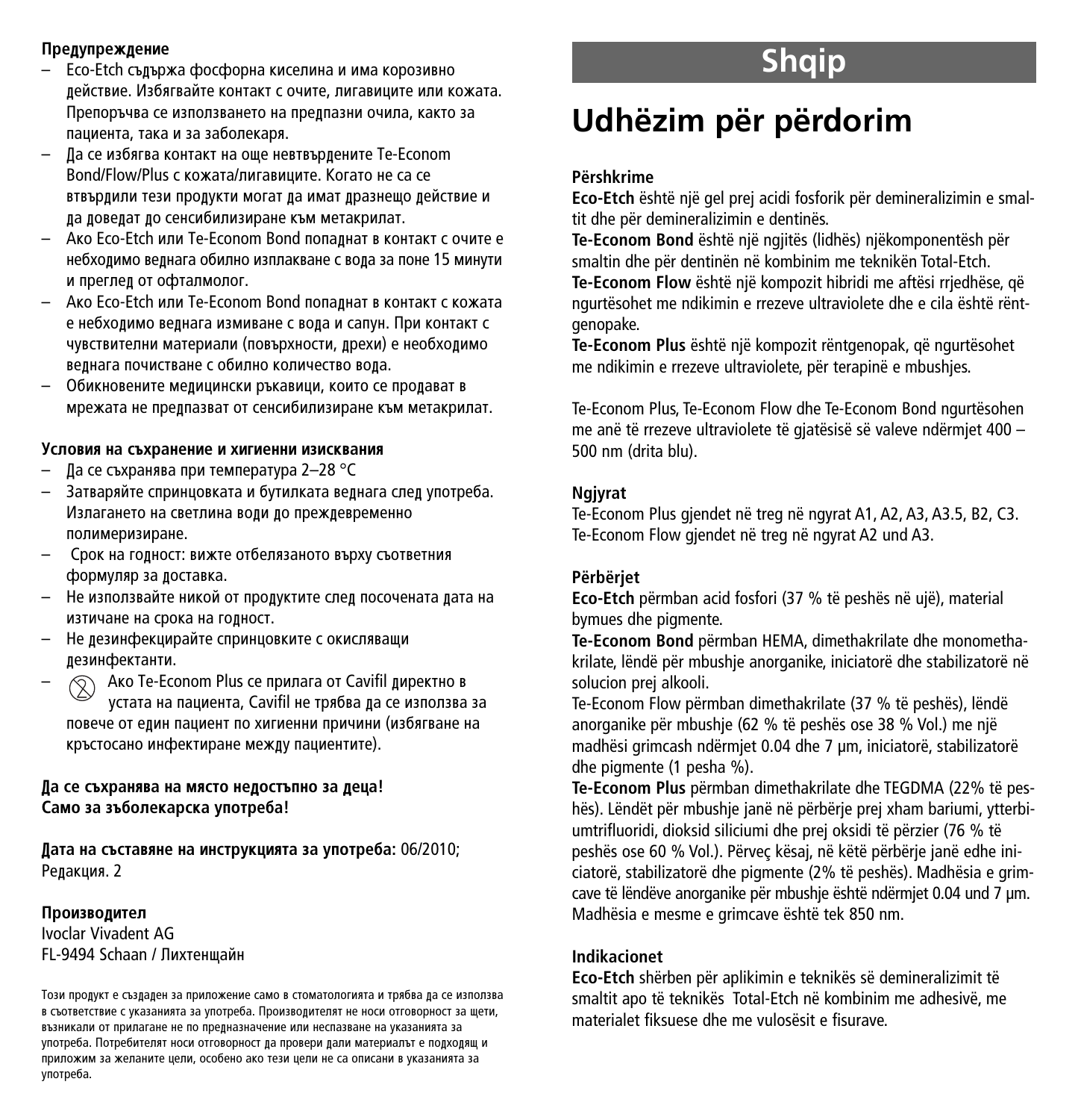**Предупреждение**

– Eco-Etch съдържа фосфорна киселина и има корозивно действие. Избягвайте контакт с очите, лигавиците или кожата. Препоръчва се използването на предпазни очила, както за пациента, така и за заболекаря.
– Да се избягва контакт на още невтвърдените Te-Econom Bond/Flow/Plus с кожата/лигавиците. Когато не са се втвърдили тези продукти могат да имат дразнещо действие и да доведат до сенсибилизиране към метакрилат.
– Ако Eco-Etch или Te-Econom Bond попаднат в контакт с очите е небходимо веднага обилно изплакване с вода за поне 15 минути и преглед от офталмолог.
– Ако Eco-Etch или Te-Econom Bond попаднат в контакт с кожата е небходимо веднага измиване с вода и сапун. При контакт с чувствителни материали (повърхности, дрехи) е необходимо веднага почистване с обилно количество вода.
– Обикновените медицински ръкавици, които се продават в мрежата не предпазват от сенсибилизиране към метакрилат.

**Условия на съхранение и хигиенни изисквания**

– Да се съхранява при температура 2–28 °C
– Затваряйте спринцовката и бутилката веднага след употреба. Излагането на светлина води до преждевременно полимеризиране.
– Срок на годност: вижте отбелязаното върху съответния формуляр за доставка.
– Не използвайте никой от продуктите след посочената дата на изтичане на срока на годност.
– Не дезинфекцирайте спринцовките с окисляващи дезинфектанти.
– Ако Te-Econom Plus се прилага от Cavifil директно в устата на пациента, Cavifil не трябва да се използва за повече от един пациент по хигиенни причини (избягване на кръстосано инфектиране между пациентите).

**Да се съхранява на място недостъпно за деца!**
**Само за зъболекарска употреба!**

**Дата на съставяне на инструкцията за употреба:** 06/2010; Редакция. 2

**Производител**
Ivoclar Vivadent AG
FL-9494 Schaan / Лихтенщайн

Този продукт е създаден за приложение само в стоматологията и трябва да се използва в съответствие с указанията за употреба. Производителят не носи отговорност за щети, възникали от прилагане не по предназначение или неспазване на указанията за употреба. Потребителят носи отговорност да провери дали материалът е подходящ и приложим за желаните цели, особено ако тези цели не са описани в указанията за употреба.

# Shqip

## Udhëzim për përdorim

**Përshkrime**

**Eco-Etch** është një gel prej acidi fosforik për demineralizimin e smaltit dhe për demineralizimin e dentinës.
**Te-Econom Bond** është një ngjitës (lidhës) njëkomponentësh për smaltin dhe për dentinën në kombinim me teknikën Total-Etch.
**Te-Econom Flow** është një kompozit hibridi me aftësi rrjedhëse, që ngurtësohet me ndikimin e rrezeve ultraviolete dhe e cila është röntgenopake.
**Te-Econom Plus** është një kompozit röntgenopak, që ngurtësohet me ndikimin e rrezeve ultraviolete, për terapinë e mbushjes.

Te-Econom Plus, Te-Econom Flow dhe Te-Econom Bond ngurtësohen me anë të rrezeve ultraviolete të gjatësisë së valeve ndërmjet 400 – 500 nm (drita blu).

**Ngjyrat**

Te-Econom Plus gjendet në treg në ngyrat A1, A2, A3, A3.5, B2, C3.
Te-Econom Flow gjendet në treg në ngyrat A2 und A3.

**Përbërjet**

**Eco-Etch** përmban acid fosfori (37 % të peshës në ujë), material bymues dhe pigmente.
**Te-Econom Bond** përmban HEMA, dimethakrilate dhe monomethakrilate, lëndë për mbushje anorganike, iniciatorë dhe stabilizatorë në solucion prej alkooli.
Te-Econom Flow përmban dimethakrilate (37 % të peshës), lëndë anorganike për mbushje (62 % të peshës ose 38 % Vol.) me një madhësi grimcash ndërmjet 0.04 dhe 7 µm, iniciatorë, stabilizatorë dhe pigmente (1 pesha %).
**Te-Econom Plus** përmban dimethakrilate dhe TEGDMA (22% të peshës). Lëndët për mbushje janë në përbërje prej xham bariumi, ytterbiumtrifluoridi, dioksid siliciumi dhe prej oksidi të përzier (76 % të peshës ose 60 % Vol.). Përveç kësaj, në këtë përbërje janë edhe iniciatorë, stabilizatorë dhe pigmente (2% të peshës). Madhësia e grimcave të lëndëve anorganike për mbushje është ndërmjet 0.04 und 7 µm. Madhësia e mesme e grimcave është tek 850 nm.

**Indikacionet**

**Eco-Etch** shërben për aplikimin e teknikës së demineralizimit të smaltit apo të teknikës Total-Etch në kombinim me adhesivë, me materialet fiksuese dhe me vulosësit e fisurave.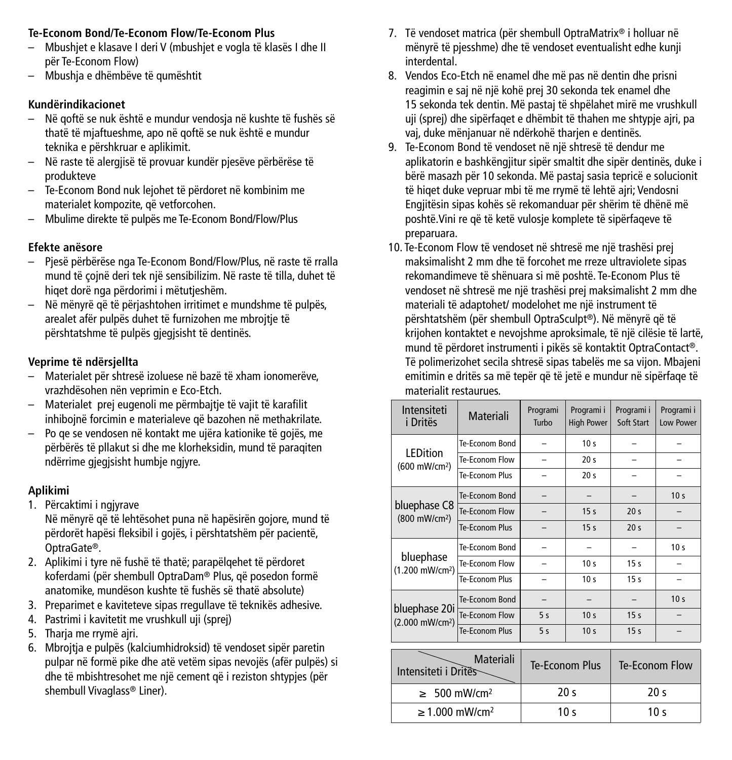**Te-Econom Bond/Te-Econom Flow/Te-Econom Plus**

– Mbushjet e klasave I deri V (mbushjet e vogla të klasës I dhe II për Te-Econom Flow)
– Mbushja e dhëmbëve të qumështit

**Kundërindikacionet**

– Në qoftë se nuk është e mundur vendosja në kushte të fushës së thatë të mjaftueshme, apo në qoftë se nuk është e mundur teknika e përshkruar e aplikimit.
– Në raste të alergjisë të provuar kundër pjesëve përbërëse të produkteve
– Te-Econom Bond nuk lejohet të përdoret në kombinim me materialet kompozite, që vetforcohen.
– Mbulime direkte të pulpës me Te-Econom Bond/Flow/Plus

**Efekte anësore**

– Pjesë përbërëse nga Te-Econom Bond/Flow/Plus, në raste të rralla mund të çojnë deri tek një sensibilizim. Në raste të tilla, duhet të hiqet dorë nga përdorimi i mëtutjeshëm.
– Në mënyrë që të përjashtohen irritimet e mundshme të pulpës, arealet afër pulpës duhet të furnizohen me mbrojtje të përshtatshme të pulpës gjegjsisht të dentinës.

**Veprime të ndërsjellta**

– Materialet për shtresë izoluese në bazë të xham ionomerëve, vrazhdësohen nën veprimin e Eco-Etch.
– Materialet prej eugenoli me përmbajtje të vajit të karafilit inhibojnë forcimin e materialeve që bazohen në methakrilate.
– Po qe se vendosen në kontakt me ujëra kationike të gojës, me përbërës të pllakut si dhe me klorheksidin, mund të paraqiten ndërrime gjegjsisht humbje ngjyre.

**Aplikimi**

1. Përcaktimi i ngjyrave
   Në mënyrë që të lehtësohet puna në hapësirën gojore, mund të përdorët hapësi fleksibil i gojës, i përshtatshëm për pacientë, OptraGate®.
2. Aplikimi i tyre në fushë të thatë; parapëlqehet të përdoret koferdami (për shembull OptraDam® Plus, që posedon formë anatomike, mundëson kushte të fushës së thatë absolute)
3. Preparimet e kaviteteve sipas rregullave të teknikës adhesive.
4. Pastrimi i kavitetit me vrushkull uji (sprej)
5. Tharja me rrymë ajri.
6. Mbrojtja e pulpës (kalciumhidroksid) të vendoset sipër paretin pulpar në formë pike dhe atë vetëm sipas nevojës (afër pulpës) si dhe të mbishtresohet me një cement që i reziston shtypjes (për shembull Vivaglass® Liner).
7. Të vendoset matrica (për shembull OptraMatrix® i holluar në mënyrë të pjesshme) dhe të vendoset eventualisht edhe kunji interdental.
8. Vendos Eco-Etch në enamel dhe më pas në dentin dhe prisni reagimin e saj në një kohë prej 30 sekonda tek enamel dhe 15 sekonda tek dentin. Më pastaj të shpëlahet mirë me vrushkull uji (sprej) dhe sipërfaqet e dhëmbit të thahen me shtypje ajri, pa vaj, duke mënjanuar në ndërkohë tharjen e dentinës.
9. Te-Econom Bond të vendoset në një shtresë të dendur me aplikatorin e bashkëngjitur sipër smaltit dhe sipër dentinës, duke i bërë masazh për 10 sekonda. Më pastaj sasia tepricë e solucionit të hiqet duke vepruar mbi të me rrymë të lehtë ajri; Vendosni Engjitësin sipas kohës së rekomanduar për shërim të dhënë më poshtë.Vini re që të ketë vulosje komplete të sipërfaqeve të preparuara.
10. Te-Econom Flow të vendoset në shtresë me një trashësi prej maksimalisht 2 mm dhe të forcohet me rreze ultraviolete sipas rekomandimeve të shënuara si më poshtë. Te-Econom Plus të vendoset në shtresë me një trashësi prej maksimalisht 2 mm dhe materiali të adaptohet/ modelohet me një instrument të përshtatshëm (për shembull OptraSculpt®). Në mënyrë që të krijohen kontaktet e nevojshme aproksimale, të një cilësie të lartë, mund të përdoret instrumenti i pikës së kontaktit OptraContact®. Të polimerizohet secila shtresë sipas tabelës me sa vijon. Mbajeni emitimin e dritës sa më tepër që të jetë e mundur në sipërfaqe të materialit restaurues.

| Intensiteti i Dritës | Materiali | Programi Turbo | Programi i High Power | Programi i Soft Start | Programi i Low Power |
|---|---|---|---|---|---|
| LEDition (600 mW/cm²) | Te-Econom Bond | – | 10 s | – | – |
| | Te-Econom Flow | – | 20 s | – | – |
| | Te-Econom Plus | – | 20 s | – | – |
| bluephase C8 (800 mW/cm²) | Te-Econom Bond | – | – | – | 10 s |
| | Te-Econom Flow | – | 15 s | 20 s | – |
| | Te-Econom Plus | – | 15 s | 20 s | – |
| bluephase (1.200 mW/cm²) | Te-Econom Bond | – | – | – | 10 s |
| | Te-Econom Flow | – | 10 s | 15 s | – |
| | Te-Econom Plus | – | 10 s | 15 s | – |
| bluephase 20i (2.000 mW/cm²) | Te-Econom Bond | – | – | – | 10 s |
| | Te-Econom Flow | 5 s | 10 s | 15 s | – |
| | Te-Econom Plus | 5 s | 10 s | 15 s | – |

| Intensiteti i Dritës / Materiali | Te-Econom Plus | Te-Econom Flow |
|---|---|---|
| ≥ 500 mW/cm² | 20 s | 20 s |
| ≥ 1.000 mW/cm² | 10 s | 10 s |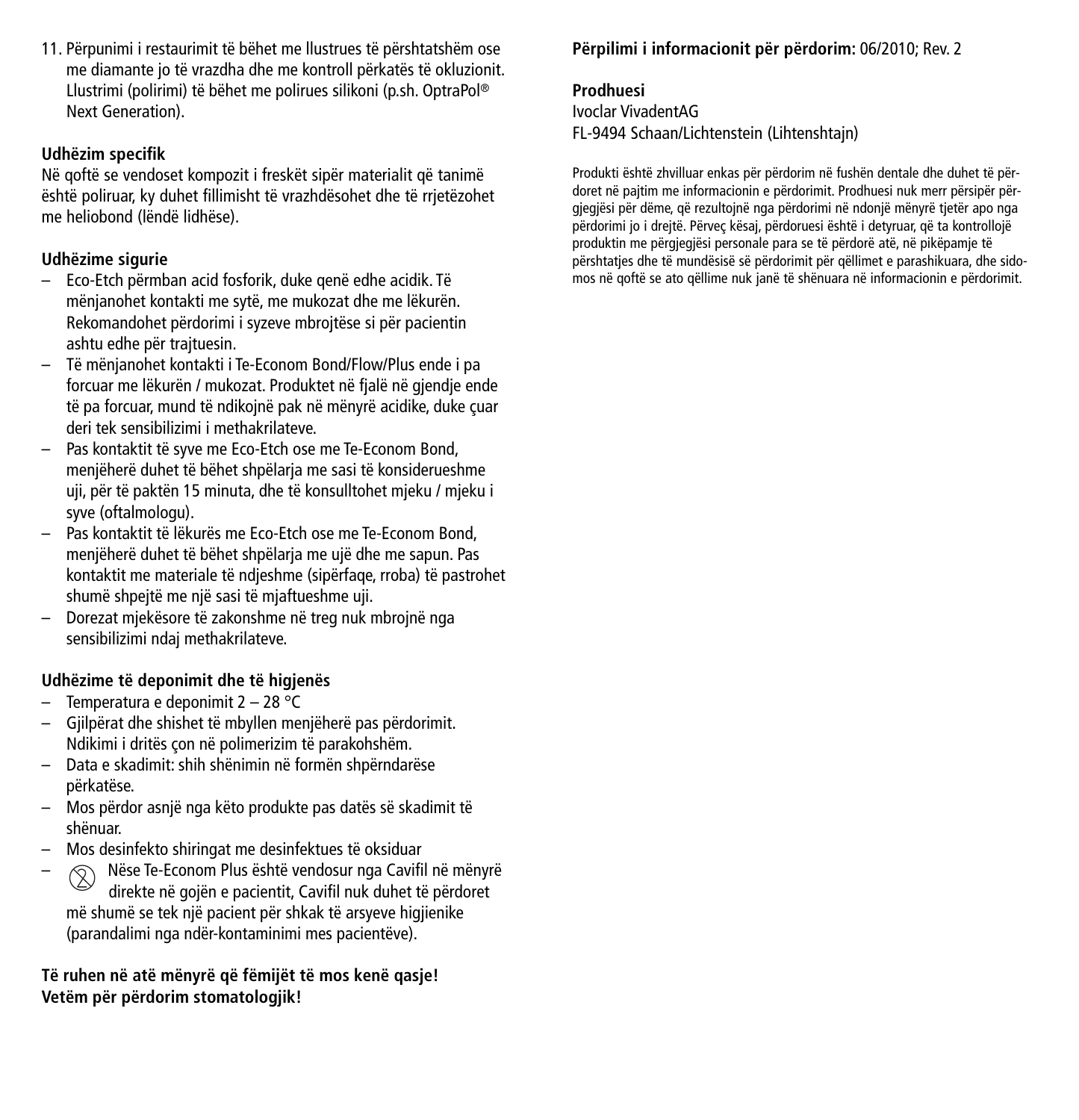11. Përpunimi i restaurimit të bëhet me llustrues të përshtatshëm ose me diamante jo të vrazdha dhe me kontroll përkatës të okluzionit. Llustrimi (polirimi) të bëhet me polirues silikoni (p.sh. OptraPol® Next Generation).

**Udhëzim specifik**

Në qoftë se vendoset kompozit i freskët sipër materialit që tanimë është poliruar, ky duhet fillimisht të vrazhdësohet dhe të rrjetëzohet me heliobond (lëndë lidhëse).

**Udhëzime sigurie**

- Eco-Etch përmban acid fosforik, duke qenë edhe acidik. Të mënjanohet kontakti me sytë, me mukozat dhe me lëkurën. Rekomandohet përdorimi i syzeve mbrojtëse si për pacientin ashtu edhe për trajtuesin.
- Të mënjanohet kontakti i Te-Econom Bond/Flow/Plus ende i pa forcuar me lëkurën / mukozat. Produktet në fjalë në gjendje ende të pa forcuar, mund të ndikojnë pak në mënyrë acidike, duke çuar deri tek sensibilizimi i methakrilateve.
- Pas kontaktit të syve me Eco-Etch ose me Te-Econom Bond, menjëherë duhet të bëhet shpëlarja me sasi të konsiderueshme uji, për të paktën 15 minuta, dhe të konsulltohet mjeku / mjeku i syve (oftalmologu).
- Pas kontaktit të lëkurës me Eco-Etch ose me Te-Econom Bond, menjëherë duhet të bëhet shpëlarja me ujë dhe me sapun. Pas kontaktit me materiale të ndjeshme (sipërfaqe, rroba) të pastrohet shumë shpejtë me një sasi të mjaftueshme uji.
- Dorezat mjekësore të zakonshme në treg nuk mbrojnë nga sensibilizimi ndaj methakrilateve.

**Udhëzime të deponimit dhe të higjenës**

- Temperatura e deponimit 2 – 28 °C
- Gjilpërat dhe shishet të mbyllen menjëherë pas përdorimit. Ndikimi i dritës çon në polimerizim të parakohshëm.
- Data e skadimit: shih shënimin në formën shpërndarëse përkatëse.
- Mos përdor asnjë nga këto produkte pas datës së skadimit të shënuar.
- Mos desinfekto shiringat me desinfektues të oksiduar
- Nëse Te-Econom Plus është vendosur nga Cavifil në mënyrë direkte në gojën e pacientit, Cavifil nuk duhet të përdoret më shumë se tek një pacient për shkak të arsyeve higjienike (parandalimi nga ndër-kontaminimi mes pacientëve).

**Të ruhen në atë mënyrë që fëmijët të mos kenë qasje!**
**Vetëm për përdorim stomatologjik!**

**Përpilimi i informacionit për përdorim:** 06/2010; Rev. 2

**Prodhuesi**
Ivoclar VivadentAG
FL-9494 Schaan/Lichtenstein (Lihtenshtajn)

Produkti është zhvilluar enkas për përdorim në fushën dentale dhe duhet të përdoret në pajtim me informacionin e përdorimit. Prodhuesi nuk merr përsipër përgjegjësi për dëme, që rezultojnë nga përdorimi në ndonjë mënyrë tjetër apo nga përdorimi jo i drejtë. Përveç kësaj, përdoruesi është i detyruar, që ta kontrollojë produktin me përgjegjësi personale para se të përdorë atë, në pikëpamje të përshtatjes dhe të mundësisë së përdorimit për qëllimet e parashikuara, dhe sidomos në qoftë se ato qëllime nuk janë të shënuara në informacionin e përdorimit.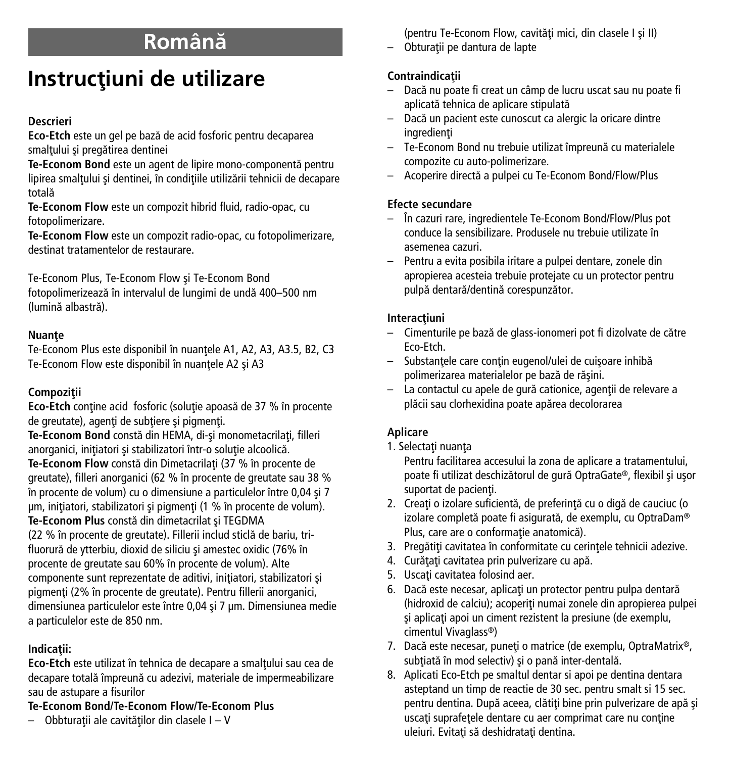# Română

## Instrucţiuni de utilizare

**Descrieri**

**Eco-Etch** este un gel pe bază de acid fosforic pentru decaparea smalţului şi pregătirea dentinei

**Te-Econom Bond** este un agent de lipire mono-componentă pentru lipirea smalţului şi dentinei, în condiţiile utilizării tehnicii de decapare totală

**Te-Econom Flow** este un compozit hibrid fluid, radio-opac, cu fotopolimerizare.

**Te-Econom Flow** este un compozit radio-opac, cu fotopolimerizare, destinat tratamentelor de restaurare.

Te-Econom Plus, Te-Econom Flow şi Te-Econom Bond fotopolimerizează în intervalul de lungimi de undă 400–500 nm (lumină albastră).

**Nuanţe**

Te-Econom Plus este disponibil în nuanţele A1, A2, A3, A3.5, B2, C3
Te-Econom Flow este disponibil în nuanţele A2 şi A3

**Compoziţii**

**Eco-Etch** conţine acid fosforic (soluţie apoasă de 37 % în procente de greutate), agenţi de subţiere şi pigmenţi.

**Te-Econom Bond** constă din HEMA, di-şi monometacrilaţi, filleri anorganici, iniţiatori şi stabilizatori într-o soluţie alcoolică.

**Te-Econom Flow** constă din Dimetacrilaţi (37 % în procente de greutate), filleri anorganici (62 % în procente de greutate sau 38 % în procente de volum) cu o dimensiune a particulelor între 0,04 şi 7 µm, iniţiatori, stabilizatori şi pigmenţi (1 % în procente de volum).

**Te-Econom Plus** constă din dimetacrilat şi TEGDMA (22 % în procente de greutate). Fillerii includ sticlă de bariu, tri-fluorură de ytterbiu, dioxid de siliciu şi amestec oxidic (76% în procente de greutate sau 60% în procente de volum). Alte componente sunt reprezentate de aditivi, iniţiatori, stabilizatori şi pigmenţi (2% în procente de greutate). Pentru fillerii anorganici, dimensiunea particulelor este între 0,04 şi 7 µm. Dimensiunea medie a particulelor este de 850 nm.

**Indicaţii:**

**Eco-Etch** este utilizat în tehnica de decapare a smalţului sau cea de decapare totală împreună cu adezivi, materiale de impermeabilizare sau de astupare a fisurilor

**Te-Econom Bond/Te-Econom Flow/Te-Econom Plus**

– Obbturaţii ale cavităţilor din clasele I – V (pentru Te-Econom Flow, cavităţi mici, din clasele I şi II)
– Obturaţii pe dantura de lapte

**Contraindicaţii**

– Dacă nu poate fi creat un câmp de lucru uscat sau nu poate fi aplicată tehnica de aplicare stipulată
– Dacă un pacient este cunoscut ca alergic la oricare dintre ingredienţi
– Te-Econom Bond nu trebuie utilizat împreună cu materialele compozite cu auto-polimerizare.
– Acoperire directă a pulpei cu Te-Econom Bond/Flow/Plus

**Efecte secundare**

– În cazuri rare, ingredientele Te-Econom Bond/Flow/Plus pot conduce la sensibilizare. Produsele nu trebuie utilizate în asemenea cazuri.
– Pentru a evita posibila iritare a pulpei dentare, zonele din apropierea acesteia trebuie protejate cu un protector pentru pulpă dentară/dentină corespunzător.

**Interacţiuni**

– Cimenturile pe bază de glass-ionomeri pot fi dizolvate de către Eco-Etch.
– Substanţele care conţin eugenol/ulei de cuişoare inhibă polimerizarea materialelor pe bază de răşini.
– La contactul cu apele de gură cationice, agenţii de relevare a plăcii sau clorhexidina poate apărea decolorarea

**Aplicare**

1. Selectaţi nuanţa
   Pentru facilitarea accesului la zona de aplicare a tratamentului, poate fi utilizat deschizătorul de gură OptraGate®, flexibil şi uşor suportat de pacienţi.
2. Creaţi o izolare suficientă, de preferinţă cu o digă de cauciuc (o izolare completă poate fi asigurată, de exemplu, cu OptraDam® Plus, care are o conformaţie anatomică).
3. Pregătiţi cavitatea în conformitate cu cerinţele tehnicii adezive.
4. Curăţaţi cavitatea prin pulverizare cu apă.
5. Uscaţi cavitatea folosind aer.
6. Dacă este necesar, aplicaţi un protector pentru pulpa dentară (hidroxid de calciu); acoperiţi numai zonele din apropierea pulpei şi aplicaţi apoi un ciment rezistent la presiune (de exemplu, cimentul Vivaglass®)
7. Dacă este necesar, puneţi o matrice (de exemplu, OptraMatrix®, subţiată în mod selectiv) şi o pană inter-dentală.
8. Aplicati Eco-Etch pe smaltul dentar si apoi pe dentina dentara asteptand un timp de reactie de 30 sec. pentru smalt si 15 sec. pentru dentina. După aceea, clătiţi bine prin pulverizare de apă şi uscaţi suprafeţele dentare cu aer comprimat care nu conţine uleiuri. Evitaţi să deshidrataţi dentina.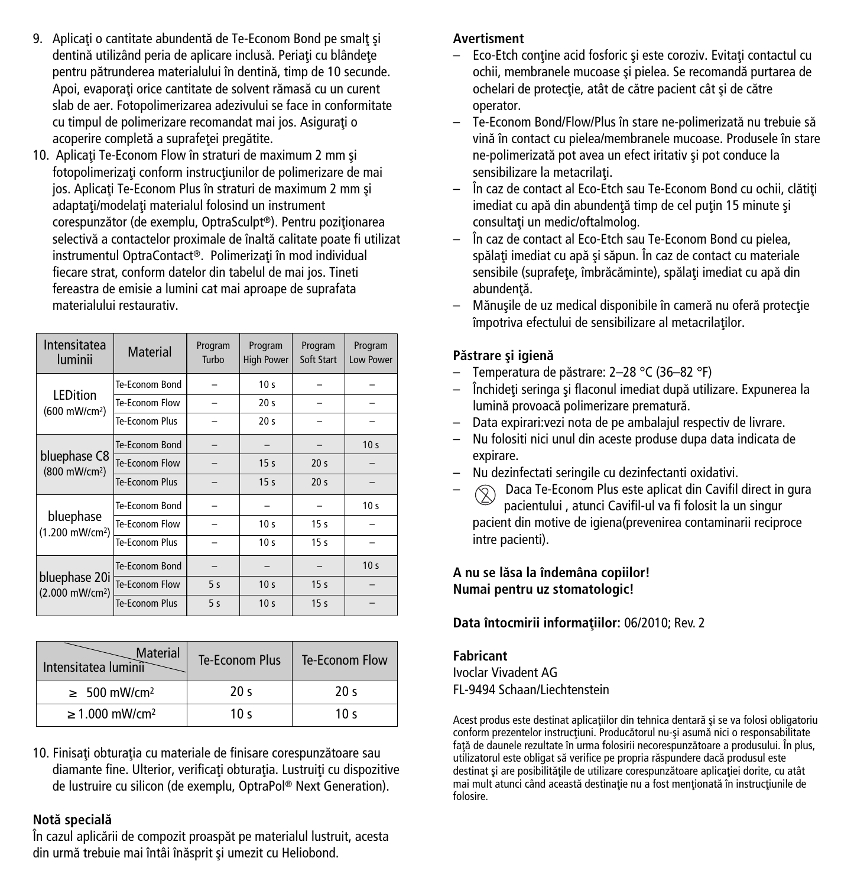9. Aplicaţi o cantitate abundentă de Te-Econom Bond pe smalţ şi dentină utilizând peria de aplicare inclusă. Periaţi cu blândeţe pentru pătrunderea materialului în dentină, timp de 10 secunde. Apoi, evaporaţi orice cantitate de solvent rămasă cu un curent slab de aer. Fotopolimerizarea adezivului se face in conformitate cu timpul de polimerizare recomandat mai jos. Asiguraţi o acoperire completă a suprafeţei pregătite.
10. Aplicaţi Te-Econom Flow în straturi de maximum 2 mm şi fotopolimerizaţi conform instrucţiunilor de polimerizare de mai jos. Aplicaţi Te-Econom Plus în straturi de maximum 2 mm şi adaptaţi/modelaţi materialul folosind un instrument corespunzător (de exemplu, OptraSculpt®). Pentru poziţionarea selectivă a contactelor proximale de înaltă calitate poate fi utilizat instrumentul OptraContact®. Polimerizaţi în mod individual fiecare strat, conform datelor din tabelul de mai jos. Tineti fereastra de emisie a lumini cat mai aproape de suprafata materialului restaurativ.

| Intensitatea luminii | Material | Program Turbo | Program High Power | Program Soft Start | Program Low Power |
|---|---|---|---|---|---|
| LEDition (600 mW/cm²) | Te-Econom Bond | – | 10 s | – | – |
| | Te-Econom Flow | – | 20 s | – | – |
| | Te-Econom Plus | – | 20 s | – | – |
| bluephase C8 (800 mW/cm²) | Te-Econom Bond | – | – | – | 10 s |
| | Te-Econom Flow | – | 15 s | 20 s | – |
| | Te-Econom Plus | – | 15 s | 20 s | – |
| bluephase (1.200 mW/cm²) | Te-Econom Bond | – | – | – | 10 s |
| | Te-Econom Flow | – | 10 s | 15 s | – |
| | Te-Econom Plus | – | 10 s | 15 s | – |
| bluephase 20i (2.000 mW/cm²) | Te-Econom Bond | – | – | – | 10 s |
| | Te-Econom Flow | 5 s | 10 s | 15 s | – |
| | Te-Econom Plus | 5 s | 10 s | 15 s | – |

| Intensitatea luminii / Material | Te-Econom Plus | Te-Econom Flow |
|---|---|---|
| ≥ 500 mW/cm² | 20 s | 20 s |
| ≥ 1.000 mW/cm² | 10 s | 10 s |

10. Finisaţi obturaţia cu materiale de finisare corespunzătoare sau diamante fine. Ulterior, verificaţi obturaţia. Lustruiţi cu dispozitive de lustruire cu silicon (de exemplu, OptraPol® Next Generation).

**Notă specială**

În cazul aplicării de compozit proaspăt pe materialul lustruit, acesta din urmă trebuie mai întâi înăsprit şi umezit cu Heliobond.

**Avertisment**

- Eco-Etch conţine acid fosforic şi este coroziv. Evitaţi contactul cu ochii, membranele mucoase şi pielea. Se recomandă purtarea de ochelari de protecţie, atât de către pacient cât şi de către operator.
- Te-Econom Bond/Flow/Plus în stare ne-polimerizată nu trebuie să vină în contact cu pielea/membranele mucoase. Produsele în stare ne-polimerizată pot avea un efect iritativ şi pot conduce la sensibilizare la metacrilaţi.
- În caz de contact al Eco-Etch sau Te-Econom Bond cu ochii, clătiţi imediat cu apă din abundenţă timp de cel puţin 15 minute şi consultaţi un medic/oftalmolog.
- În caz de contact al Eco-Etch sau Te-Econom Bond cu pielea, spălaţi imediat cu apă şi săpun. În caz de contact cu materiale sensibile (suprafeţe, îmbrăcăminte), spălaţi imediat cu apă din abundenţă.
- Mănuşile de uz medical disponibile în cameră nu oferă protecţie împotriva efectului de sensibilizare al metacrilaţilor.

**Păstrare şi igienă**

- Temperatura de păstrare: 2–28 °C (36–82 °F)
- Închideţi seringa şi flaconul imediat după utilizare. Expunerea la lumină provoacă polimerizare prematură.
- Data expirari:vezi nota de pe ambalajul respectiv de livrare.
- Nu folositi nici unul din aceste produse dupa data indicata de expirare.
- Nu dezinfectati seringile cu dezinfectanti oxidativi.
- ⊗ Daca Te-Econom Plus este aplicat din Cavifil direct in gura pacientului , atunci Cavifil-ul va fi folosit la un singur pacient din motive de igiena(prevenirea contaminarii reciproce intre pacienti).

**A nu se lăsa la îndemâna copiilor!**
**Numai pentru uz stomatologic!**

**Data întocmirii informaţiilor:** 06/2010; Rev. 2

**Fabricant**
Ivoclar Vivadent AG
FL-9494 Schaan/Liechtenstein

Acest produs este destinat aplicaţiilor din tehnica dentară şi se va folosi obligatoriu conform prezentelor instrucţiuni. Producătorul nu-şi asumă nici o responsabilitate faţă de daunele rezultate în urma folosirii necorespunzătoare a produsului. În plus, utilizatorul este obligat să verifice pe propria răspundere dacă produsul este destinat şi are posibilităţile de utilizare corespunzătoare aplicaţiei dorite, cu atât mai mult atunci când această destinaţie nu a fost menţionată în instrucţiunile de folosire.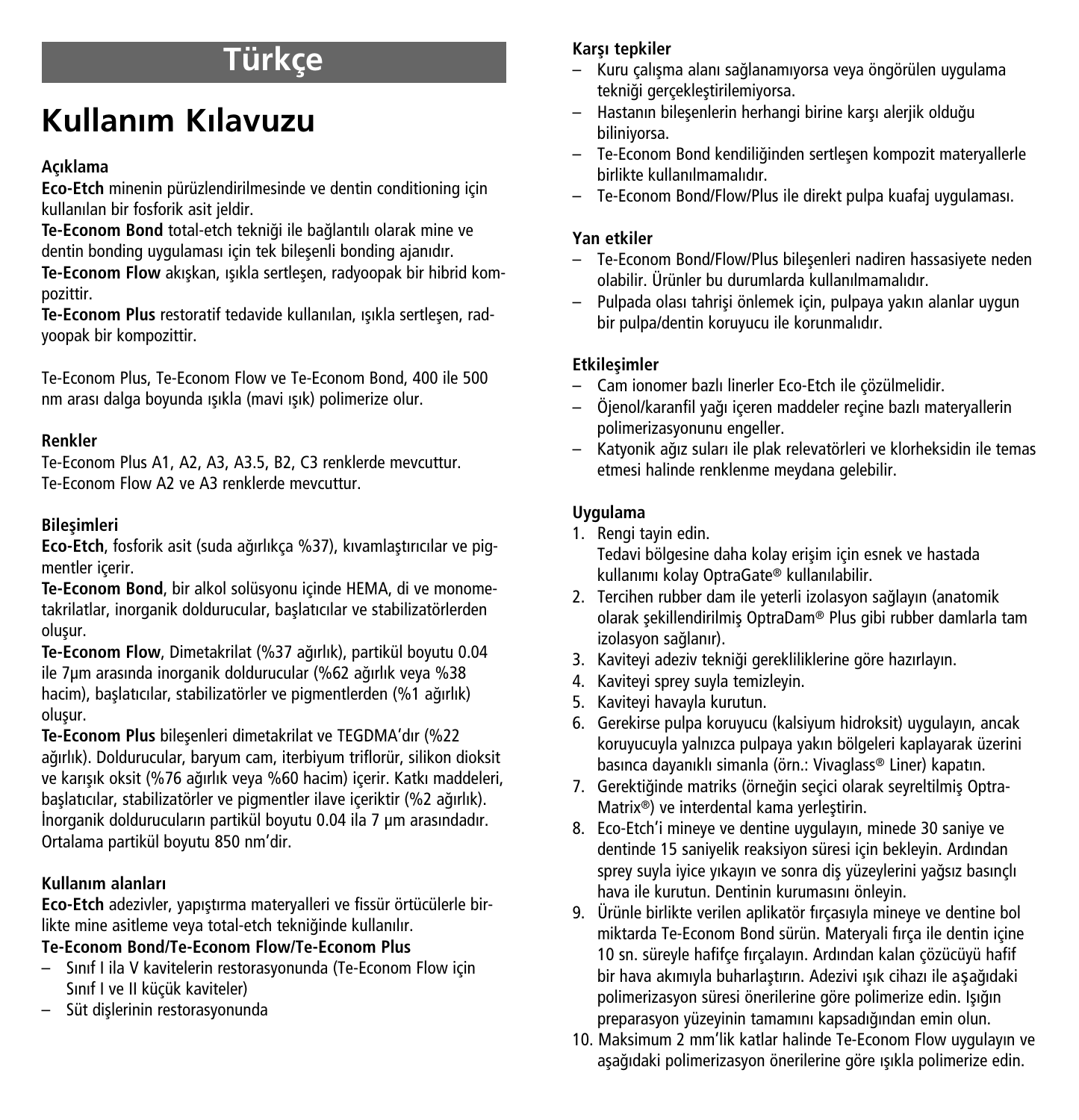# Türkçe

# Kullanım Kılavuzu

**Açıklama**

**Eco-Etch** minenin pürüzlendirilmesinde ve dentin conditioning için kullanılan bir fosforik asit jeldir.

**Te-Econom Bond** total-etch tekniği ile bağlantılı olarak mine ve dentin bonding uygulaması için tek bileşenli bonding ajanıdır.

**Te-Econom Flow** akışkan, ışıkla sertleşen, radyoopak bir hibrid kompozittir.

**Te-Econom Plus** restoratif tedavide kullanılan, ışıkla sertleşen, radyoopak bir kompozittir.

Te-Econom Plus, Te-Econom Flow ve Te-Econom Bond, 400 ile 500 nm arası dalga boyunda ışıkla (mavi ışık) polimerize olur.

**Renkler**

Te-Econom Plus A1, A2, A3, A3.5, B2, C3 renklerde mevcuttur.
Te-Econom Flow A2 ve A3 renklerde mevcuttur.

**Bileşimleri**

**Eco-Etch**, fosforik asit (suda ağırlıkça %37), kıvamlaştırıcılar ve pigmentler içerir.

**Te-Econom Bond**, bir alkol solüsyonu içinde HEMA, di ve monometakrilatlar, inorganik doldurucular, başlatıcılar ve stabilizatörlerden oluşur.

**Te-Econom Flow**, Dimetakrilat (%37 ağırlık), partikül boyutu 0.04 ile 7µm arasında inorganik doldurucular (%62 ağırlık veya %38 hacim), başlatıcılar, stabilizatörler ve pigmentlerden (%1 ağırlık) oluşur.

**Te-Econom Plus** bileşenleri dimetakrilat ve TEGDMA'dır (%22 ağırlık). Doldurucular, baryum cam, iterbiyum triflorür, silikon dioksit ve karışık oksit (%76 ağırlık veya %60 hacim) içerir. Katkı maddeleri, başlatıcılar, stabilizatörler ve pigmentler ilave içeriktir (%2 ağırlık). İnorganik doldurucuların partikül boyutu 0.04 ila 7 µm arasındadır. Ortalama partikül boyutu 850 nm'dir.

**Kullanım alanları**

**Eco-Etch** adezivler, yapıştırma materyalleri ve fissür örtücülerle birlikte mine asitleme veya total-etch tekniğinde kullanılır.

**Te-Econom Bond/Te-Econom Flow/Te-Econom Plus**

– Sınıf I ila V kavitelerin restorasyonunda (Te-Econom Flow için Sınıf I ve II küçük kaviteler)
– Süt dişlerinin restorasyonunda

**Karşı tepkiler**

– Kuru çalışma alanı sağlanamıyorsa veya öngörülen uygulama tekniği gerçekleştirilemiyorsa.
– Hastanın bileşenlerin herhangi birine karşı alerjik olduğu biliniyorsa.
– Te-Econom Bond kendiliğinden sertleşen kompozit materyallerle birlikte kullanılmamalıdır.
– Te-Econom Bond/Flow/Plus ile direkt pulpa kuafaj uygulaması.

**Yan etkiler**

– Te-Econom Bond/Flow/Plus bileşenleri nadiren hassasiyete neden olabilir. Ürünler bu durumlarda kullanılmamalıdır.
– Pulpada olası tahrişi önlemek için, pulpaya yakın alanlar uygun bir pulpa/dentin koruyucu ile korunmalıdır.

**Etkileşimler**

– Cam ionomer bazlı linerler Eco-Etch ile çözülmelidir.
– Öjenol/karanfil yağı içeren maddeler reçine bazlı materyallerin polimerizasyonunu engeller.
– Katyonik ağız suları ile plak relevatörleri ve klorheksidin ile temas etmesi halinde renklenme meydana gelebilir.

**Uygulama**

1. Rengi tayin edin.
   Tedavi bölgesine daha kolay erişim için esnek ve hastada kullanımı kolay OptraGate® kullanılabilir.
2. Tercihen rubber dam ile yeterli izolasyon sağlayın (anatomik olarak şekillendirilmiş OptraDam® Plus gibi rubber damlarla tam izolasyon sağlanır).
3. Kaviteyi adeziv tekniği gerekliliklerine göre hazırlayın.
4. Kaviteyi sprey suyla temizleyin.
5. Kaviteyi havayla kurutun.
6. Gerekirse pulpa koruyucu (kalsiyum hidroksit) uygulayın, ancak koruyucuyla yalnızca pulpaya yakın bölgeleri kaplayarak üzerini basınca dayanıklı simanla (örn.: Vivaglass® Liner) kapatın.
7. Gerektiğinde matriks (örneğin seçici olarak seyreltilmiş OptraMatrix®) ve interdental kama yerleştirin.
8. Eco-Etch'i mineye ve dentine uygulayın, minede 30 saniye ve dentinde 15 saniyelik reaksiyon süresi için bekleyin. Ardından sprey suyla iyice yıkayın ve sonra diş yüzeylerini yağsız basınçlı hava ile kurutun. Dentinin kurumasını önleyin.
9. Ürünle birlikte verilen aplikatör fırçasıyla mineye ve dentine bol miktarda Te-Econom Bond sürün. Materyali fırça ile dentin içine 10 sn. süreyle hafifçe fırçalayın. Ardından kalan çözücüyü hafif bir hava akımıyla buharlaştırın. Adezivi ışık cihazı ile aşağıdaki polimerizasyon süresi önerilerine göre polimerize edin. Işığın preparasyon yüzeyinin tamamını kapsadığından emin olun.
10. Maksimum 2 mm'lik katlar halinde Te-Econom Flow uygulayın ve aşağıdaki polimerizasyon önerilerine göre ışıkla polimerize edin.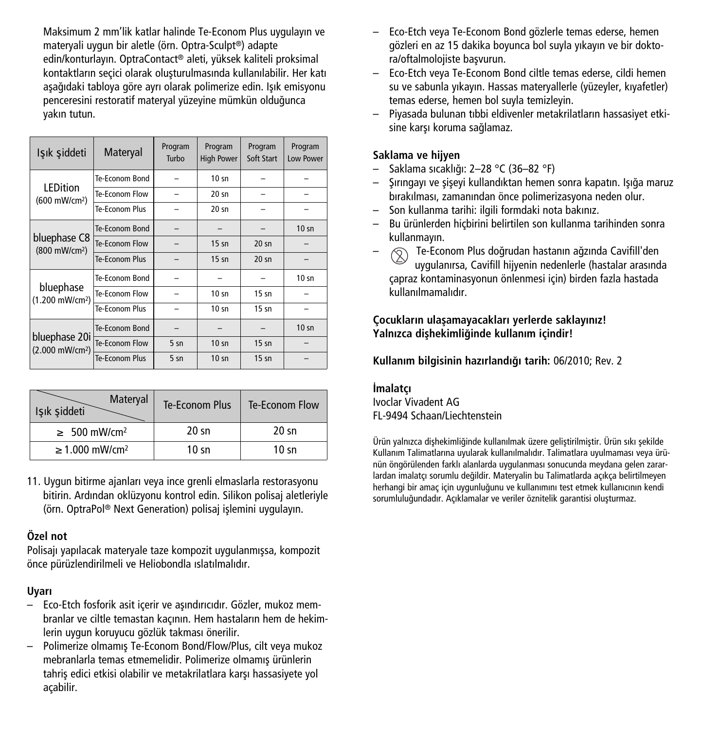Maksimum 2 mm'lik katlar halinde Te-Econom Plus uygulayın ve materyali uygun bir aletle (örn. Optra-Sculpt®) adapte edin/konturlayın. OptraContact® aleti, yüksek kaliteli proksimal kontaktların seçici olarak oluşturulmasında kullanılabilir. Her katı aşağıdaki tabloya göre ayrı olarak polimerize edin. Işık emisyonu penceresini restoratif materyal yüzeyine mümkün olduğunca yakın tutun.

| Işık şiddeti | Materyal | Program Turbo | Program High Power | Program Soft Start | Program Low Power |
|---|---|---|---|---|---|
| LEDition (600 mW/cm²) | Te-Econom Bond | – | 10 sn | – | – |
| | Te-Econom Flow | – | 20 sn | – | – |
| | Te-Econom Plus | – | 20 sn | – | – |
| bluephase C8 (800 mW/cm²) | Te-Econom Bond | – | – | – | 10 sn |
| | Te-Econom Flow | – | 15 sn | 20 sn | – |
| | Te-Econom Plus | – | 15 sn | 20 sn | – |
| bluephase (1.200 mW/cm²) | Te-Econom Bond | – | – | – | 10 sn |
| | Te-Econom Flow | – | 10 sn | 15 sn | – |
| | Te-Econom Plus | – | 10 sn | 15 sn | – |
| bluephase 20i (2.000 mW/cm²) | Te-Econom Bond | – | – | – | 10 sn |
| | Te-Econom Flow | 5 sn | 10 sn | 15 sn | – |
| | Te-Econom Plus | 5 sn | 10 sn | 15 sn | – |

| Işık şiddeti / Materyal | Te-Econom Plus | Te-Econom Flow |
|---|---|---|
| ≥ 500 mW/cm² | 20 sn | 20 sn |
| ≥ 1.000 mW/cm² | 10 sn | 10 sn |

11. Uygun bitirme ajanları veya ince grenli elmaslarla restorasyonu bitirin. Ardından oklüzyonu kontrol edin. Silikon polisaj aletleriyle (örn. OptraPol® Next Generation) polisaj işlemini uygulayın.

**Özel not**

Polisajı yapılacak materyale taze kompozit uygulanmışsa, kompozit önce pürüzlendirilmeli ve Heliobondla ıslatılmalıdır.

**Uyarı**

- Eco-Etch fosforik asit içerir ve aşındırıcıdır. Gözler, mukoz membranlar ve ciltle temastan kaçının. Hem hastaların hem de hekimlerin uygun koruyucu gözlük takması önerilir.
- Polimerize olmamış Te-Econom Bond/Flow/Plus, cilt veya mukoz mebranlarla temas etmemelidir. Polimerize olmamış ürünlerin tahriş edici etkisi olabilir ve metakrilatlara karşı hassasiyete yol açabilir.
- Eco-Etch veya Te-Econom Bond gözlerle temas ederse, hemen gözleri en az 15 dakika boyunca bol suyla yıkayın ve bir doktora/oftalmolojiste başvurun.
- Eco-Etch veya Te-Econom Bond ciltle temas ederse, cildi hemen su ve sabunla yıkayın. Hassas materyallerle (yüzeyler, kıyafetler) temas ederse, hemen bol suyla temizleyin.
- Piyasada bulunan tıbbi eldivenler metakrilatların hassasiyet etkisine karşı koruma sağlamaz.

**Saklama ve hijyen**

- Saklama sıcaklığı: 2–28 °C (36–82 °F)
- Şırıngayı ve şişeyi kullandıktan hemen sonra kapatın. Işığa maruz bırakılması, zamanından önce polimerizasyona neden olur.
- Son kullanma tarihi: ilgili formdaki nota bakınız.
- Bu ürünlerden hiçbirini belirtilen son kullanma tarihinden sonra kullanmayın.
- Te-Econom Plus doğrudan hastanın ağzında Cavifill'den uygulanırsa, Cavifill hijyenin nedenlerle (hastalar arasında çapraz kontaminasyonun önlenmesi için) birden fazla hastada kullanılmamalıdır.

**Çocukların ulaşamayacakları yerlerde saklayınız!**
**Yalnızca dişhekimliğinde kullanım içindir!**

**Kullanım bilgisinin hazırlandığı tarih:** 06/2010; Rev. 2

**İmalatçı**

Ivoclar Vivadent AG
FL-9494 Schaan/Liechtenstein

Ürün yalnızca dişhekimliğinde kullanılmak üzere geliştirilmiştir. Ürün sıkı şekilde Kullanım Talimatlarına uyularak kullanılmalıdır. Talimatlara uyulmaması veya ürünün öngörülenden farklı alanlarda uygulanması sonucunda meydana gelen zararlardan imalatçı sorumlu değildir. Materyalin bu Talimatlarda açıkça belirtilmeyen herhangi bir amaç için uygunluğunu ve kullanımını test etmek kullanıcının kendi sorumluluğundadır. Açıklamalar ve veriler öznitelik garantisi oluşturmaz.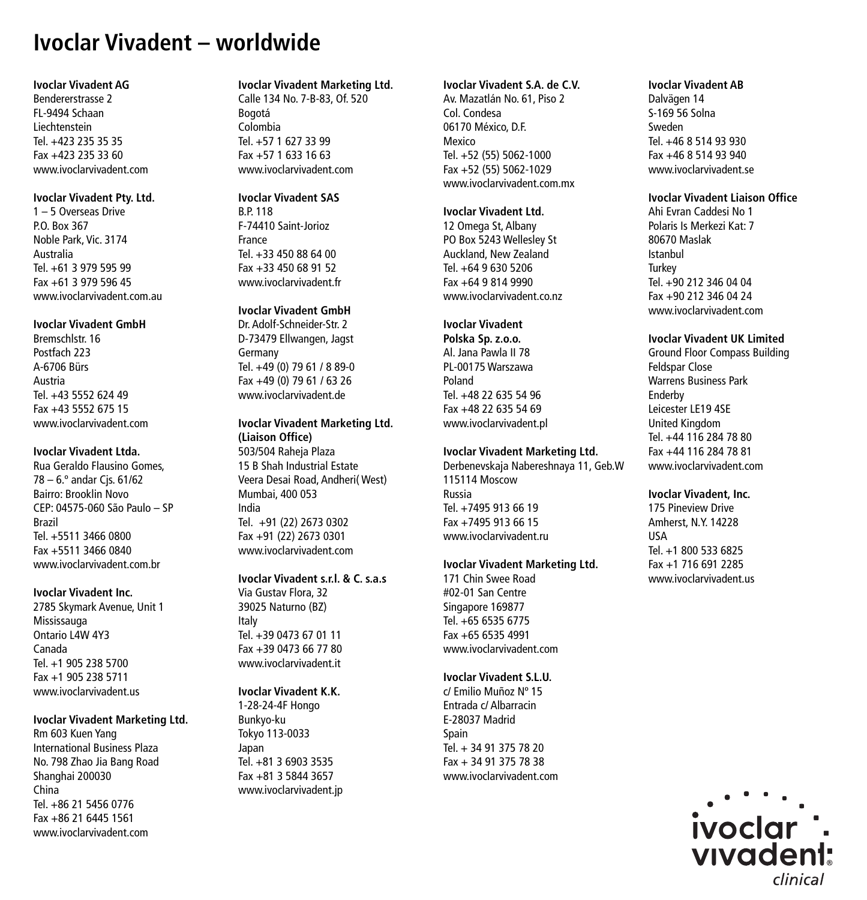# Ivoclar Vivadent – worldwide

**Ivoclar Vivadent AG**
Bendererstrasse 2
FL-9494 Schaan
Liechtenstein
Tel. +423 235 35 35
Fax +423 235 33 60
www.ivoclarvivadent.com

**Ivoclar Vivadent Pty. Ltd.**
1 – 5 Overseas Drive
P.O. Box 367
Noble Park, Vic. 3174
Australia
Tel. +61 3 979 595 99
Fax +61 3 979 596 45
www.ivoclarvivadent.com.au

**Ivoclar Vivadent GmbH**
Bremschlstr. 16
Postfach 223
A-6706 Bürs
Austria
Tel. +43 5552 624 49
Fax +43 5552 675 15
www.ivoclarvivadent.com

**Ivoclar Vivadent Ltda.**
Rua Geraldo Flausino Gomes,
78 – 6.° andar Cjs. 61/62
Bairro: Brooklin Novo
CEP: 04575-060 São Paulo – SP
Brazil
Tel. +5511 3466 0800
Fax +5511 3466 0840
www.ivoclarvivadent.com.br

**Ivoclar Vivadent Inc.**
2785 Skymark Avenue, Unit 1
Mississauga
Ontario L4W 4Y3
Canada
Tel. +1 905 238 5700
Fax +1 905 238 5711
www.ivoclarvivadent.us

**Ivoclar Vivadent Marketing Ltd.**
Rm 603 Kuen Yang
International Business Plaza
No. 798 Zhao Jia Bang Road
Shanghai 200030
China
Tel. +86 21 5456 0776
Fax +86 21 6445 1561
www.ivoclarvivadent.com

**Ivoclar Vivadent Marketing Ltd.**
Calle 134 No. 7-B-83, Of. 520
Bogotá
Colombia
Tel. +57 1 627 33 99
Fax +57 1 633 16 63
www.ivoclarvivadent.com

**Ivoclar Vivadent SAS**
B.P. 118
F-74410 Saint-Jorioz
France
Tel. +33 450 88 64 00
Fax +33 450 68 91 52
www.ivoclarvivadent.fr

**Ivoclar Vivadent GmbH**
Dr. Adolf-Schneider-Str. 2
D-73479 Ellwangen, Jagst
Germany
Tel. +49 (0) 79 61 / 8 89-0
Fax +49 (0) 79 61 / 63 26
www.ivoclarvivadent.de

**Ivoclar Vivadent Marketing Ltd. (Liaison Office)**
503/504 Raheja Plaza
15 B Shah Industrial Estate
Veera Desai Road, Andheri( West)
Mumbai, 400 053
India
Tel. +91 (22) 2673 0302
Fax +91 (22) 2673 0301
www.ivoclarvivadent.com

**Ivoclar Vivadent s.r.l. & C. s.a.s**
Via Gustav Flora, 32
39025 Naturno (BZ)
Italy
Tel. +39 0473 67 01 11
Fax +39 0473 66 77 80
www.ivoclarvivadent.it

**Ivoclar Vivadent K.K.**
1-28-24-4F Hongo
Bunkyo-ku
Tokyo 113-0033
Japan
Tel. +81 3 6903 3535
Fax +81 3 5844 3657
www.ivoclarvivadent.jp

**Ivoclar Vivadent S.A. de C.V.**
Av. Mazatlán No. 61, Piso 2
Col. Condesa
06170 México, D.F.
Mexico
Tel. +52 (55) 5062-1000
Fax +52 (55) 5062-1029
www.ivoclarvivadent.com.mx

**Ivoclar Vivadent Ltd.**
12 Omega St, Albany
PO Box 5243 Wellesley St
Auckland, New Zealand
Tel. +64 9 630 5206
Fax +64 9 814 9990
www.ivoclarvivadent.co.nz

**Ivoclar Vivadent Polska Sp. z.o.o.**
Al. Jana Pawla II 78
PL-00175 Warszawa
Poland
Tel. +48 22 635 54 96
Fax +48 22 635 54 69
www.ivoclarvivadent.pl

**Ivoclar Vivadent Marketing Ltd.**
Derbenevskaja Nabereshnaya 11, Geb.W
115114 Moscow
Russia
Tel. +7495 913 66 19
Fax +7495 913 66 15
www.ivoclarvivadent.ru

**Ivoclar Vivadent Marketing Ltd.**
171 Chin Swee Road
#02-01 San Centre
Singapore 169877
Tel. +65 6535 6775
Fax +65 6535 4991
www.ivoclarvivadent.com

**Ivoclar Vivadent S.L.U.**
c/ Emilio Muñoz Nº 15
Entrada c/ Albarracin
E-28037 Madrid
Spain
Tel. + 34 91 375 78 20
Fax + 34 91 375 78 38
www.ivoclarvivadent.com

**Ivoclar Vivadent AB**
Dalvägen 14
S-169 56 Solna
Sweden
Tel. +46 8 514 93 930
Fax +46 8 514 93 940
www.ivoclarvivadent.se

**Ivoclar Vivadent Liaison Office**
Ahi Evran Caddesi No 1
Polaris Is Merkezi Kat: 7
80670 Maslak
Istanbul
Turkey
Tel. +90 212 346 04 04
Fax +90 212 346 04 24
www.ivoclarvivadent.com

**Ivoclar Vivadent UK Limited**
Ground Floor Compass Building
Feldspar Close
Warrens Business Park
Enderby
Leicester LE19 4SE
United Kingdom
Tel. +44 116 284 78 80
Fax +44 116 284 78 81
www.ivoclarvivadent.com

**Ivoclar Vivadent, Inc.**
175 Pineview Drive
Amherst, N.Y. 14228
USA
Tel. +1 800 533 6825
Fax +1 716 691 2285
www.ivoclarvivadent.us

ivoclar vivadent®
*clinical*